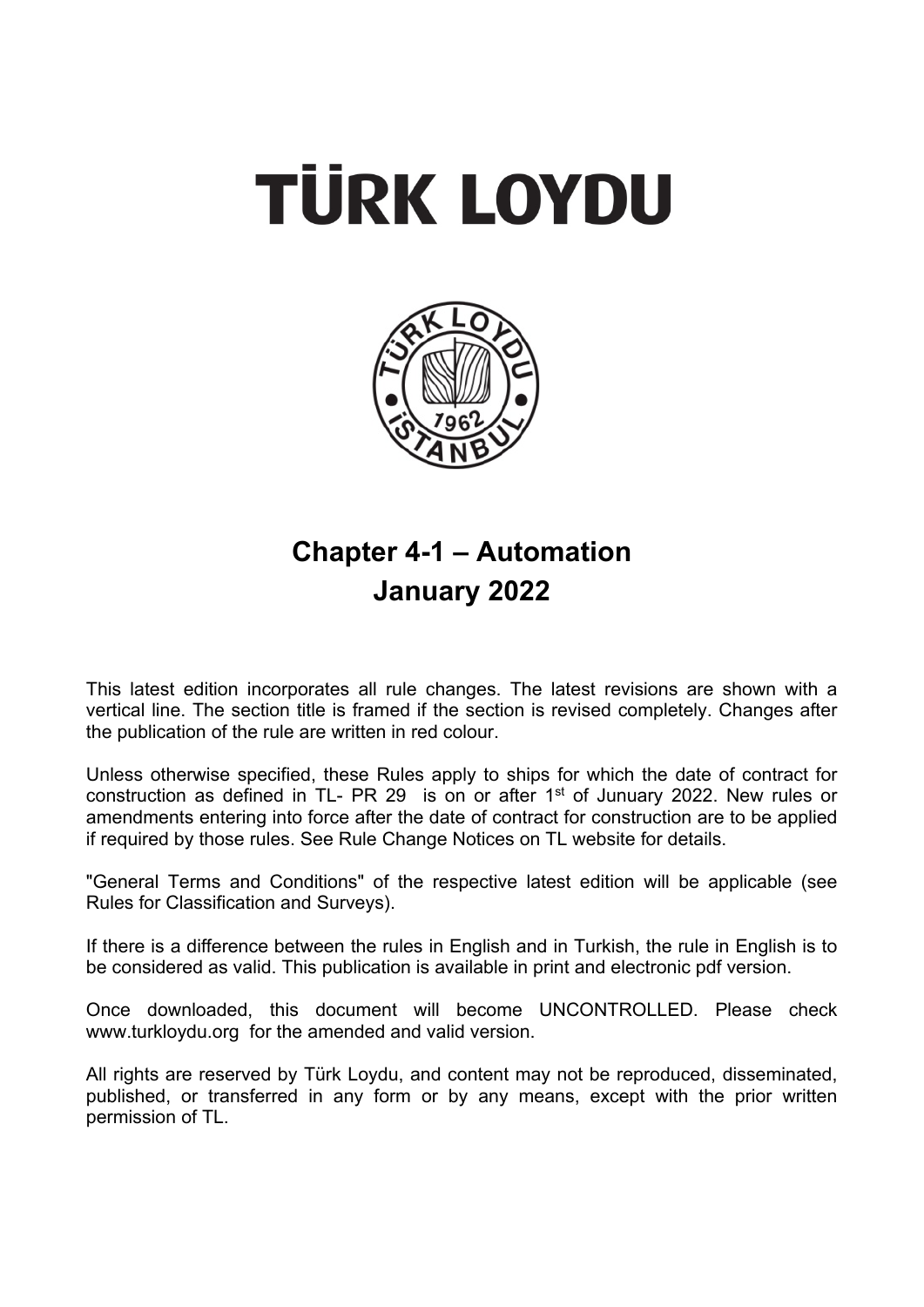# TÜRK LOYDU

## Chapter 4-1 – Automation
## January 2022

This latest edition incorporates all rule changes. The latest revisions are shown with a vertical line. The section title is framed if the section is revised completely. Changes after the publication of the rule are written in red colour.

Unless otherwise specified, these Rules apply to ships for which the date of contract for construction as defined in TL- PR 29 is on or after 1st of Junuary 2022. New rules or amendments entering into force after the date of contract for construction are to be applied if required by those rules. See Rule Change Notices on TL website for details.

"General Terms and Conditions" of the respective latest edition will be applicable (see Rules for Classification and Surveys).

If there is a difference between the rules in English and in Turkish, the rule in English is to be considered as valid. This publication is available in print and electronic pdf version.

Once downloaded, this document will become UNCONTROLLED. Please check www.turkloydu.org for the amended and valid version.

All rights are reserved by Türk Loydu, and content may not be reproduced, disseminated, published, or transferred in any form or by any means, except with the prior written permission of TL.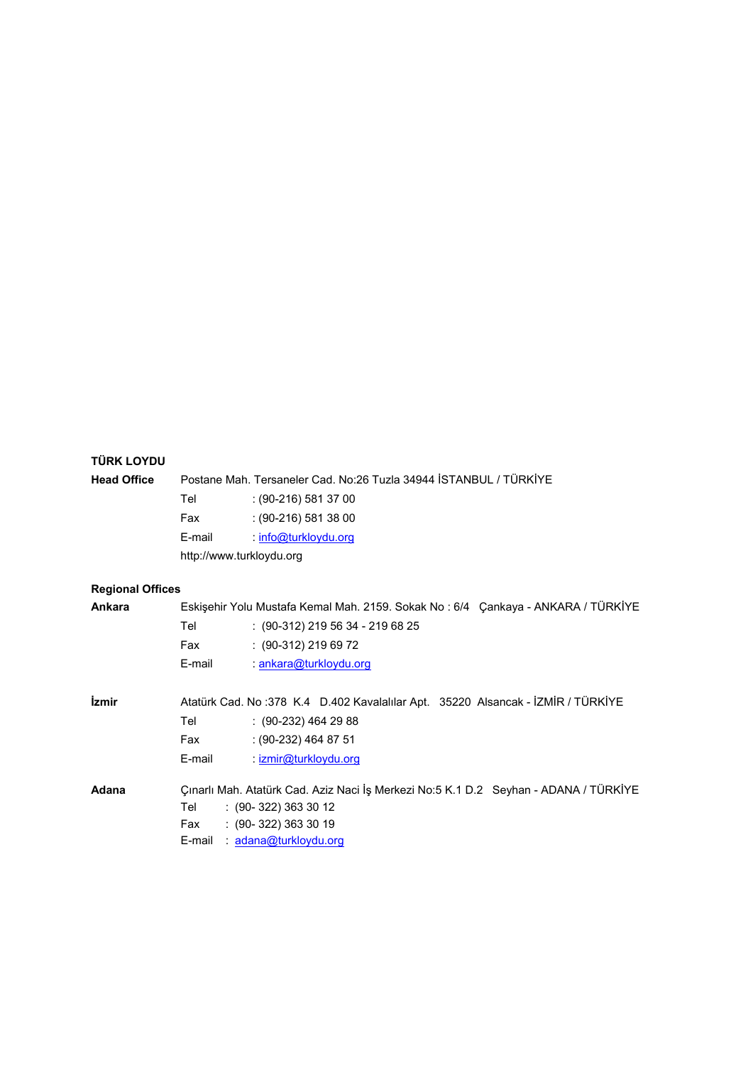**TÜRK LOYDU**

**Head Office** Postane Mah. Tersaneler Cad. No:26 Tuzla 34944 İSTANBUL / TÜRKİYE

Tel : (90-216) 581 37 00

Fax : (90-216) 581 38 00

E-mail : info@turkloydu.org

http://www.turkloydu.org

**Regional Offices**

**Ankara** Eskişehir Yolu Mustafa Kemal Mah. 2159. Sokak No : 6/4 Çankaya - ANKARA / TÜRKİYE

Tel : (90-312) 219 56 34 - 219 68 25

Fax : (90-312) 219 69 72

E-mail : ankara@turkloydu.org

**İzmir** Atatürk Cad. No :378 K.4 D.402 Kavalalılar Apt. 35220 Alsancak - İZMİR / TÜRKİYE

Tel : (90-232) 464 29 88

Fax : (90-232) 464 87 51

E-mail : izmir@turkloydu.org

**Adana** Çınarlı Mah. Atatürk Cad. Aziz Naci İş Merkezi No:5 K.1 D.2 Seyhan - ADANA / TÜRKİYE

Tel : (90- 322) 363 30 12

Fax : (90- 322) 363 30 19

E-mail : adana@turkloydu.org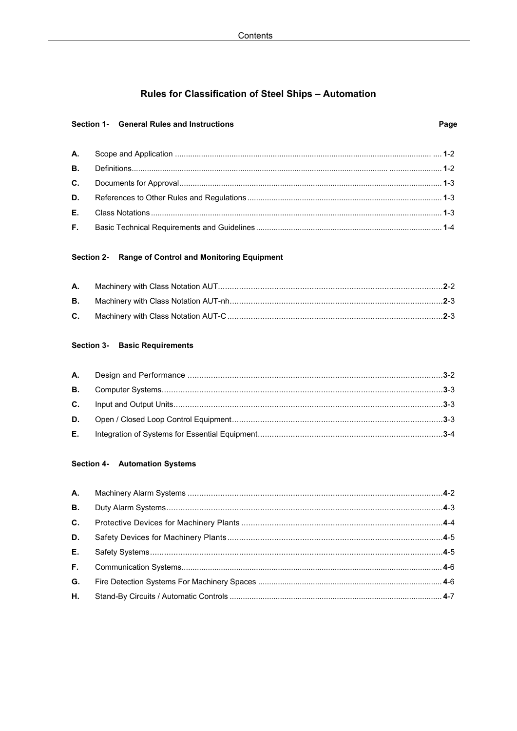# Rules for Classification of Steel Ships – Automation

## Section 1- General Rules and Instructions

| | | Page |
|---|---|---|
| A. | Scope and Application | **1**-2 |
| B. | Definitions | **1**-2 |
| C. | Documents for Approval | **1**-3 |
| D. | References to Other Rules and Regulations | **1**-3 |
| E. | Class Notations | **1**-3 |
| F. | Basic Technical Requirements and Guidelines | **1**-4 |

## Section 2- Range of Control and Monitoring Equipment

| | | |
|---|---|---|
| A. | Machinery with Class Notation AUT | **2**-2 |
| B. | Machinery with Class Notation AUT-nh | **2**-3 |
| C. | Machinery with Class Notation AUT-C | **2**-3 |

## Section 3- Basic Requirements

| | | |
|---|---|---|
| A. | Design and Performance | **3**-2 |
| B. | Computer Systems | **3**-3 |
| C. | Input and Output Units | **3**-3 |
| D. | Open / Closed Loop Control Equipment | **3**-3 |
| E. | Integration of Systems for Essential Equipment | **3**-4 |

## Section 4- Automation Systems

| | | |
|---|---|---|
| A. | Machinery Alarm Systems | **4**-2 |
| B. | Duty Alarm Systems | **4**-3 |
| C. | Protective Devices for Machinery Plants | **4**-4 |
| D. | Safety Devices for Machinery Plants | **4**-5 |
| E. | Safety Systems | **4**-5 |
| F. | Communication Systems | **4**-6 |
| G. | Fire Detection Systems For Machinery Spaces | **4**-6 |
| H. | Stand-By Circuits / Automatic Controls | **4**-7 |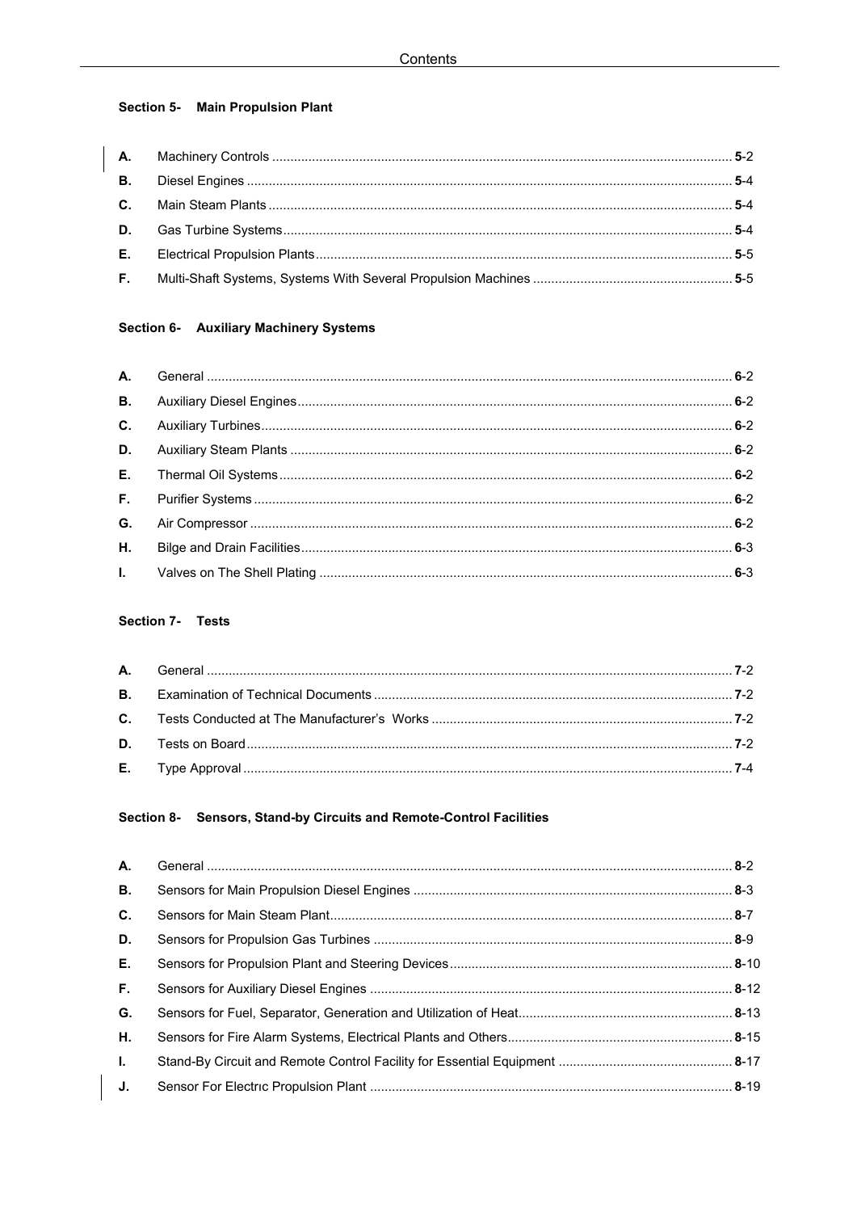### Section 5- Main Propulsion Plant

| | | |
|---|---|---|
| **A.** | Machinery Controls | **5**-2 |
| **B.** | Diesel Engines | **5**-4 |
| **C.** | Main Steam Plants | **5**-4 |
| **D.** | Gas Turbine Systems | **5**-4 |
| **E.** | Electrical Propulsion Plants | **5**-5 |
| **F.** | Multi-Shaft Systems, Systems With Several Propulsion Machines | **5**-5 |

### Section 6- Auxiliary Machinery Systems

| | | |
|---|---|---|
| **A.** | General | **6**-2 |
| **B.** | Auxiliary Diesel Engines | **6**-2 |
| **C.** | Auxiliary Turbines | **6**-2 |
| **D.** | Auxiliary Steam Plants | **6**-2 |
| **E.** | Thermal Oil Systems | **6-**2 |
| **F.** | Purifier Systems | **6**-2 |
| **G.** | Air Compressor | **6**-2 |
| **H.** | Bilge and Drain Facilities | **6**-3 |
| **I.** | Valves on The Shell Plating | **6**-3 |

### Section 7- Tests

| | | |
|---|---|---|
| **A.** | General | **7**-2 |
| **B.** | Examination of Technical Documents | **7**-2 |
| **C.** | Tests Conducted at The Manufacturer's Works | **7**-2 |
| **D.** | Tests on Board | **7**-2 |
| **E.** | Type Approval | **7**-4 |

### Section 8- Sensors, Stand-by Circuits and Remote-Control Facilities

| | | |
|---|---|---|
| **A.** | General | **8**-2 |
| **B.** | Sensors for Main Propulsion Diesel Engines | **8**-3 |
| **C.** | Sensors for Main Steam Plant | **8**-7 |
| **D.** | Sensors for Propulsion Gas Turbines | **8**-9 |
| **E.** | Sensors for Propulsion Plant and Steering Devices | **8**-10 |
| **F.** | Sensors for Auxiliary Diesel Engines | **8**-12 |
| **G.** | Sensors for Fuel, Separator, Generation and Utilization of Heat | **8**-13 |
| **H.** | Sensors for Fire Alarm Systems, Electrical Plants and Others | **8**-15 |
| **I.** | Stand-By Circuit and Remote Control Facility for Essential Equipment | **8**-17 |
| **J.** | Sensor For Electrıc Propulsion Plant | **8**-19 |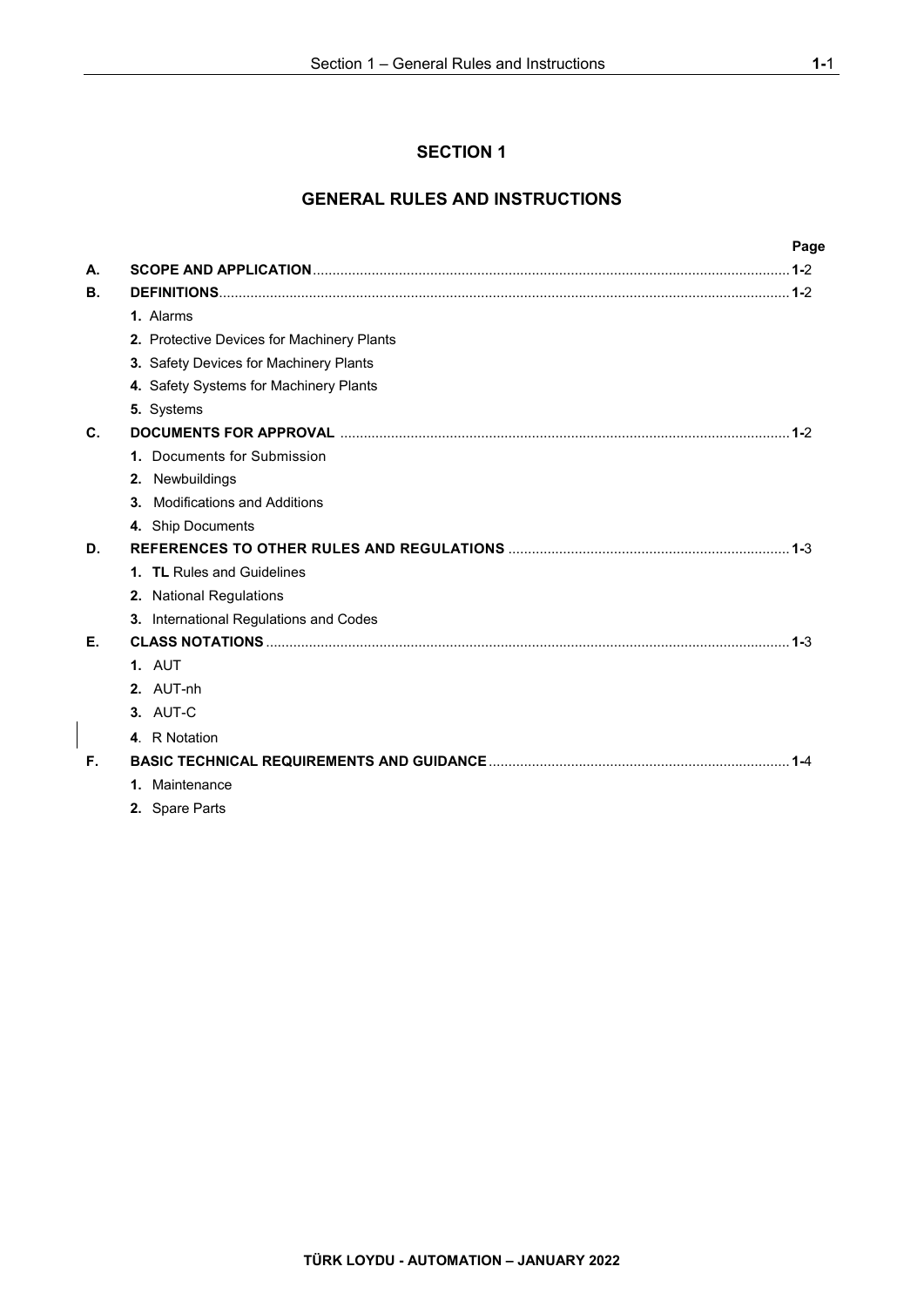# SECTION 1

## GENERAL RULES AND INSTRUCTIONS

| | | Page |
|---|---|---|
| **A.** | **SCOPE AND APPLICATION** | **1-**2 |
| **B.** | **DEFINITIONS** | **1-**2 |
| | **1.** Alarms | |
| | **2.** Protective Devices for Machinery Plants | |
| | **3.** Safety Devices for Machinery Plants | |
| | **4.** Safety Systems for Machinery Plants | |
| | **5.** Systems | |
| **C.** | **DOCUMENTS FOR APPROVAL** | **1-**2 |
| | **1.** Documents for Submission | |
| | **2.** Newbuildings | |
| | **3.** Modifications and Additions | |
| | **4.** Ship Documents | |
| **D.** | **REFERENCES TO OTHER RULES AND REGULATIONS** | **1-**3 |
| | **1. TL** Rules and Guidelines | |
| | **2.** National Regulations | |
| | **3.** International Regulations and Codes | |
| **E.** | **CLASS NOTATIONS** | **1-**3 |
| | **1.** AUT | |
| | **2.** AUT-nh | |
| | **3.** AUT-C | |
| | **4**. R Notation | |
| **F.** | **BASIC TECHNICAL REQUIREMENTS AND GUIDANCE** | **1-**4 |
| | **1.** Maintenance | |
| | **2.** Spare Parts | |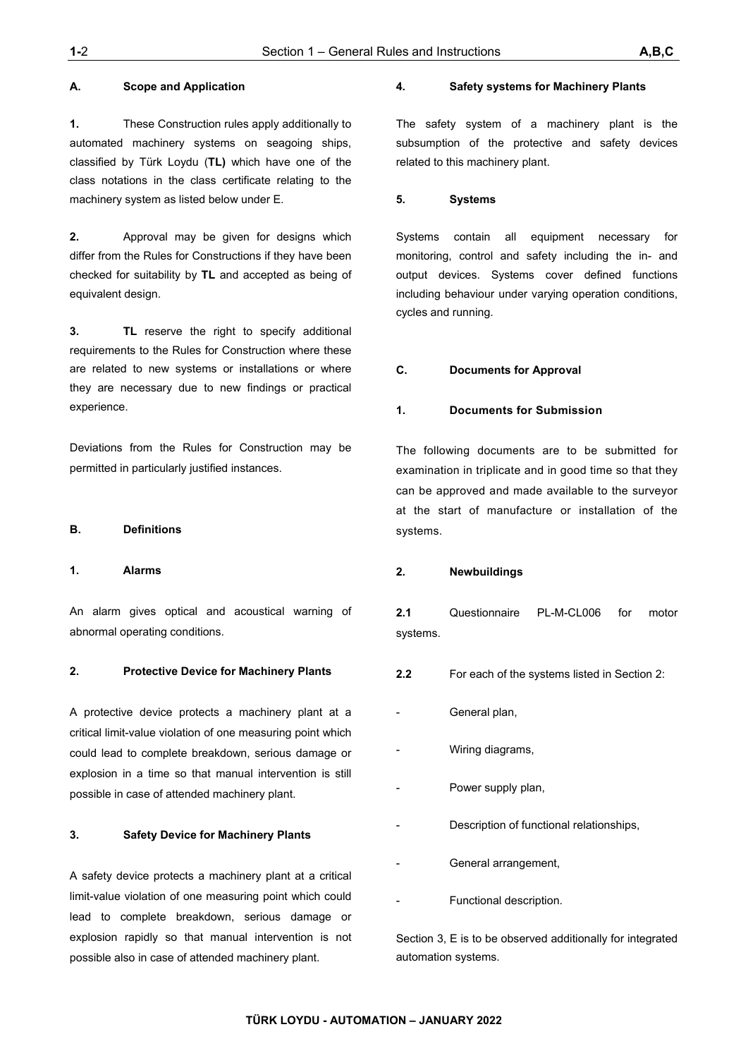## A. Scope and Application

**1.** These Construction rules apply additionally to automated machinery systems on seagoing ships, classified by Türk Loydu (**TL)** which have one of the class notations in the class certificate relating to the machinery system as listed below under E.

**2.** Approval may be given for designs which differ from the Rules for Constructions if they have been checked for suitability by **TL** and accepted as being of equivalent design.

**3.** **TL** reserve the right to specify additional requirements to the Rules for Construction where these are related to new systems or installations or where they are necessary due to new findings or practical experience.

Deviations from the Rules for Construction may be permitted in particularly justified instances.

## B. Definitions

### 1. Alarms

An alarm gives optical and acoustical warning of abnormal operating conditions.

### 2. Protective Device for Machinery Plants

A protective device protects a machinery plant at a critical limit-value violation of one measuring point which could lead to complete breakdown, serious damage or explosion in a time so that manual intervention is still possible in case of attended machinery plant.

### 3. Safety Device for Machinery Plants

A safety device protects a machinery plant at a critical limit-value violation of one measuring point which could lead to complete breakdown, serious damage or explosion rapidly so that manual intervention is not possible also in case of attended machinery plant.

### 4. Safety systems for Machinery Plants

The safety system of a machinery plant is the subsumption of the protective and safety devices related to this machinery plant.

### 5. Systems

Systems contain all equipment necessary for monitoring, control and safety including the in- and output devices. Systems cover defined functions including behaviour under varying operation conditions, cycles and running.

## C. Documents for Approval

### 1. Documents for Submission

The following documents are to be submitted for examination in triplicate and in good time so that they can be approved and made available to the surveyor at the start of manufacture or installation of the systems.

### 2. Newbuildings

**2.1** Questionnaire PL-M-CL006 for motor systems.

**2.2** For each of the systems listed in Section 2:

- General plan,
- Wiring diagrams,
- Power supply plan,
- Description of functional relationships,
- General arrangement,
- Functional description.

Section 3, E is to be observed additionally for integrated automation systems.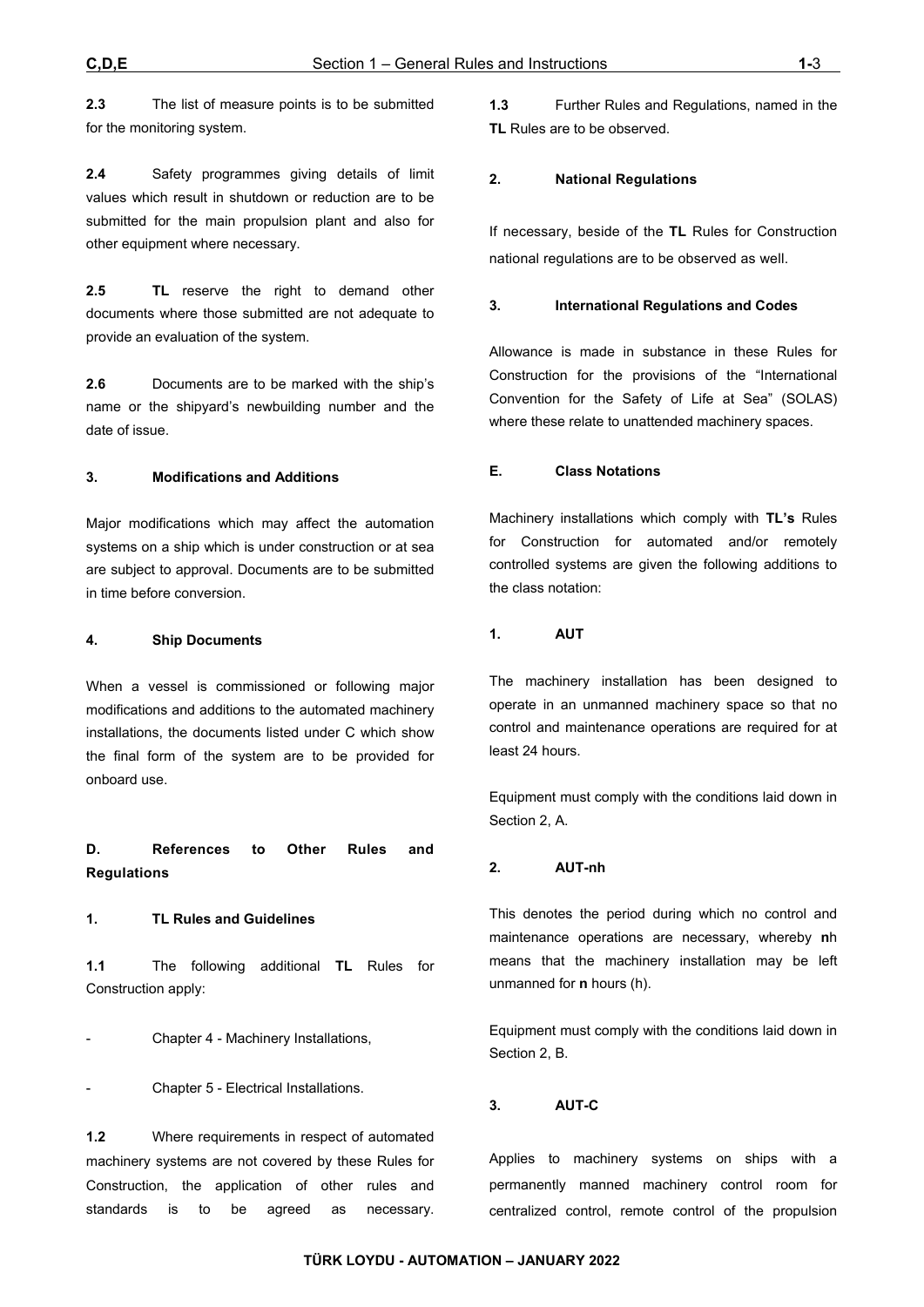**2.3** The list of measure points is to be submitted for the monitoring system.

**2.4** Safety programmes giving details of limit values which result in shutdown or reduction are to be submitted for the main propulsion plant and also for other equipment where necessary.

**2.5** **TL** reserve the right to demand other documents where those submitted are not adequate to provide an evaluation of the system.

**2.6** Documents are to be marked with the ship's name or the shipyard's newbuilding number and the date of issue.

**3. Modifications and Additions**

Major modifications which may affect the automation systems on a ship which is under construction or at sea are subject to approval. Documents are to be submitted in time before conversion.

**4. Ship Documents**

When a vessel is commissioned or following major modifications and additions to the automated machinery installations, the documents listed under C which show the final form of the system are to be provided for onboard use.

## D. References to Other Rules and Regulations

**1. TL Rules and Guidelines**

**1.1** The following additional **TL** Rules for Construction apply:

- Chapter 4 - Machinery Installations,
- Chapter 5 - Electrical Installations.

**1.2** Where requirements in respect of automated machinery systems are not covered by these Rules for Construction, the application of other rules and standards is to be agreed as necessary.

**1.3** Further Rules and Regulations, named in the **TL** Rules are to be observed.

**2. National Regulations**

If necessary, beside of the **TL** Rules for Construction national regulations are to be observed as well.

**3. International Regulations and Codes**

Allowance is made in substance in these Rules for Construction for the provisions of the "International Convention for the Safety of Life at Sea" (SOLAS) where these relate to unattended machinery spaces.

## E. Class Notations

Machinery installations which comply with **TL's** Rules for Construction for automated and/or remotely controlled systems are given the following additions to the class notation:

**1. AUT**

The machinery installation has been designed to operate in an unmanned machinery space so that no control and maintenance operations are required for at least 24 hours.

Equipment must comply with the conditions laid down in Section 2, A.

**2. AUT-nh**

This denotes the period during which no control and maintenance operations are necessary, whereby **n**h means that the machinery installation may be left unmanned for **n** hours (h).

Equipment must comply with the conditions laid down in Section 2, B.

**3. AUT-C**

Applies to machinery systems on ships with a permanently manned machinery control room for centralized control, remote control of the propulsion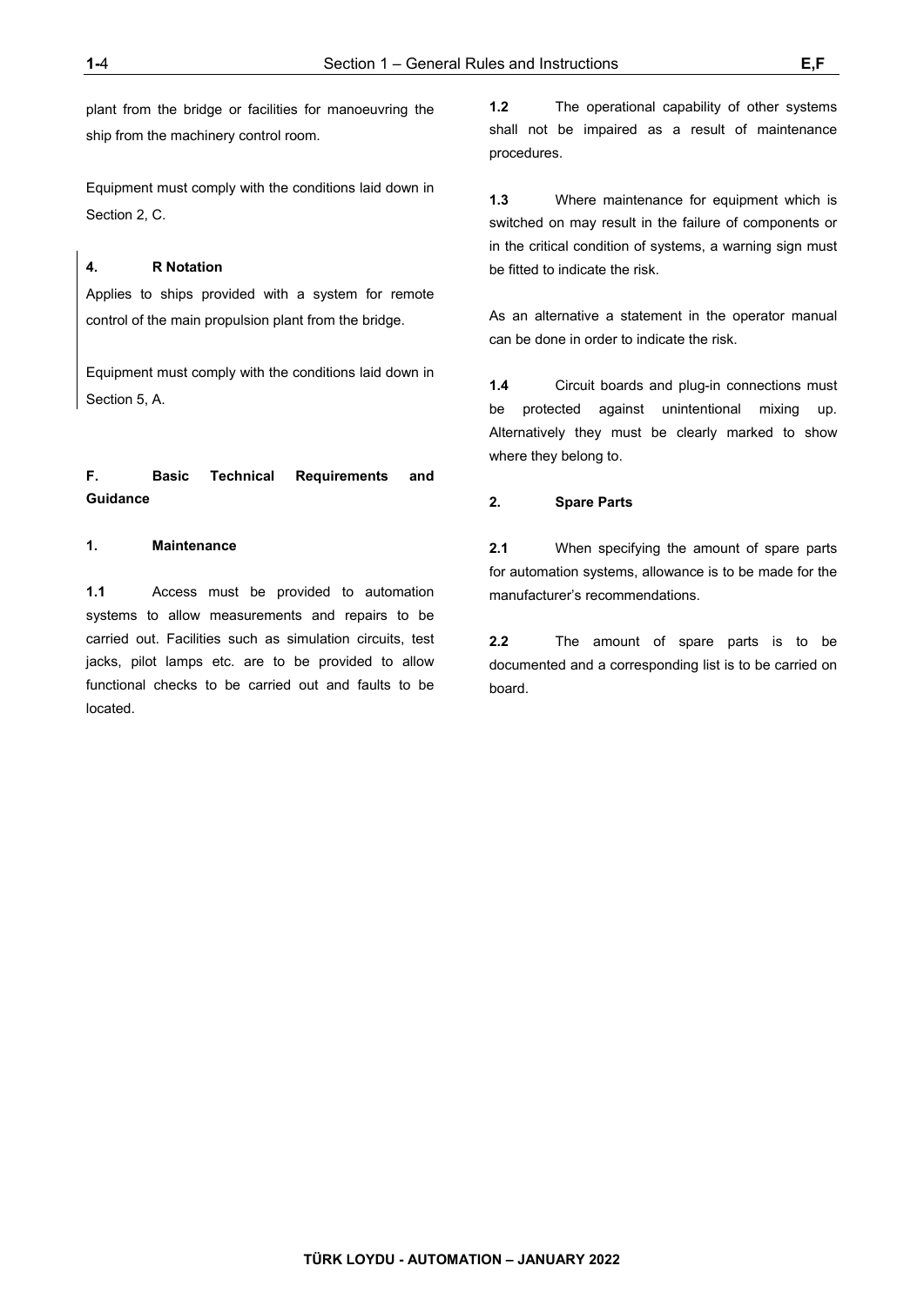plant from the bridge or facilities for manoeuvring the ship from the machinery control room.

Equipment must comply with the conditions laid down in Section 2, C.

**4. R Notation**

Applies to ships provided with a system for remote control of the main propulsion plant from the bridge.

Equipment must comply with the conditions laid down in Section 5, A.

## F. Basic Technical Requirements and Guidance

### 1. Maintenance

**1.1** Access must be provided to automation systems to allow measurements and repairs to be carried out. Facilities such as simulation circuits, test jacks, pilot lamps etc. are to be provided to allow functional checks to be carried out and faults to be located.

**1.2** The operational capability of other systems shall not be impaired as a result of maintenance procedures.

**1.3** Where maintenance for equipment which is switched on may result in the failure of components or in the critical condition of systems, a warning sign must be fitted to indicate the risk.

As an alternative a statement in the operator manual can be done in order to indicate the risk.

**1.4** Circuit boards and plug-in connections must be protected against unintentional mixing up. Alternatively they must be clearly marked to show where they belong to.

### 2. Spare Parts

**2.1** When specifying the amount of spare parts for automation systems, allowance is to be made for the manufacturer's recommendations.

**2.2** The amount of spare parts is to be documented and a corresponding list is to be carried on board.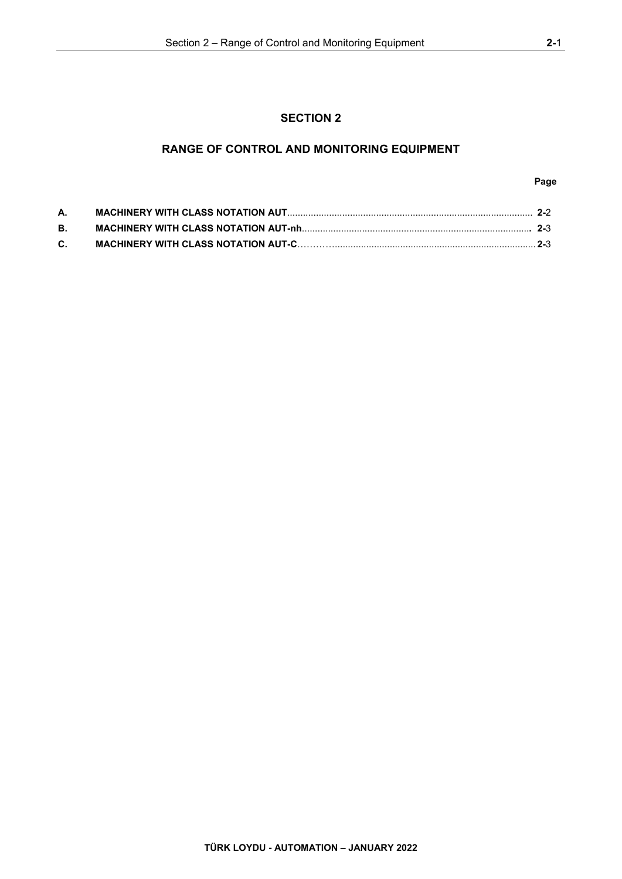# SECTION 2

## RANGE OF CONTROL AND MONITORING EQUIPMENT

| | | Page |
|---|---|---|
| **A.** | **MACHINERY WITH CLASS NOTATION AUT** | **2-**2 |
| **B.** | **MACHINERY WITH CLASS NOTATION AUT-nh** | **2-**3 |
| **C.** | **MACHINERY WITH CLASS NOTATION AUT-C** | **2-**3 |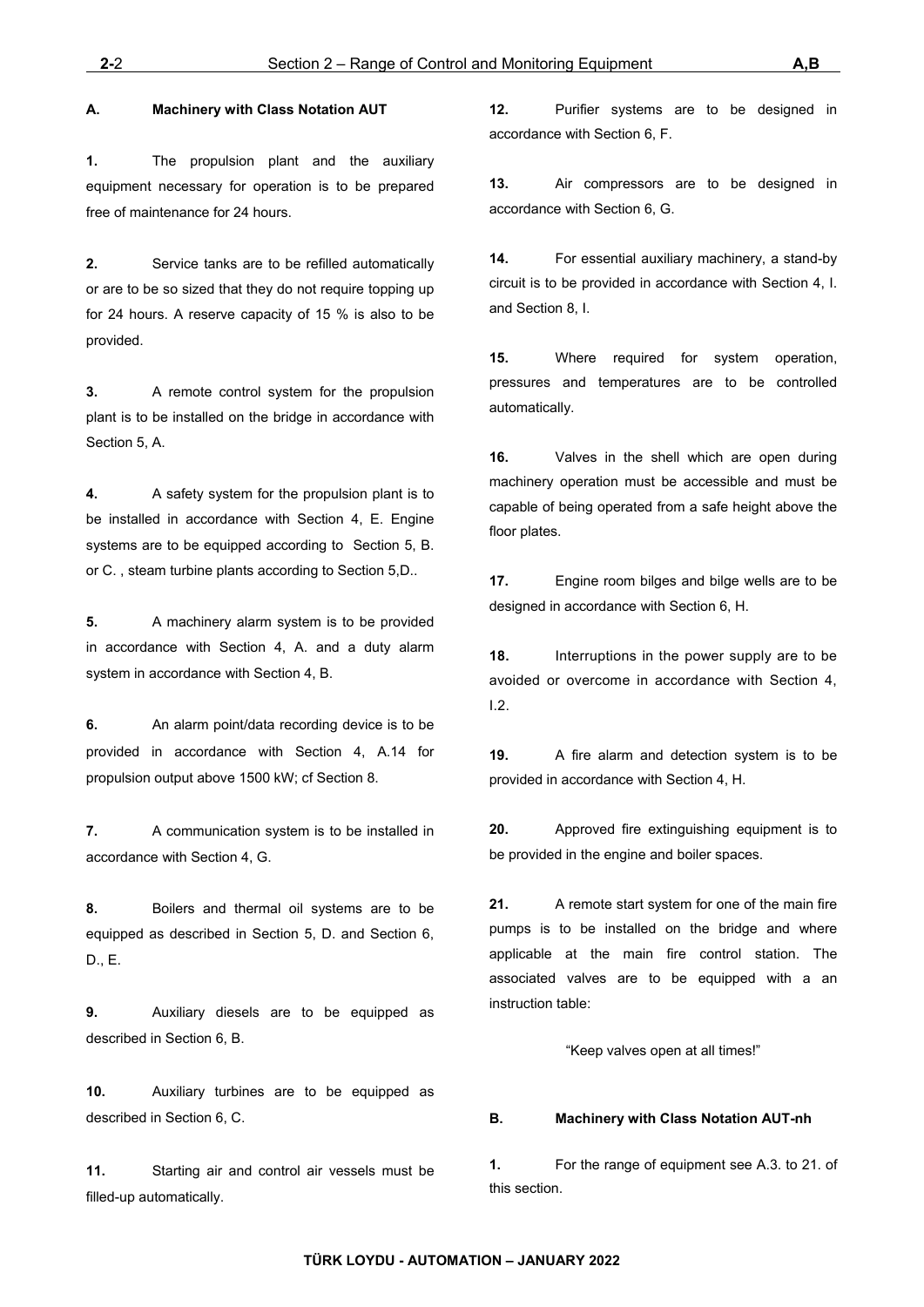## A. Machinery with Class Notation AUT

**1.** The propulsion plant and the auxiliary equipment necessary for operation is to be prepared free of maintenance for 24 hours.

**2.** Service tanks are to be refilled automatically or are to be so sized that they do not require topping up for 24 hours. A reserve capacity of 15 % is also to be provided.

**3.** A remote control system for the propulsion plant is to be installed on the bridge in accordance with Section 5, A.

**4.** A safety system for the propulsion plant is to be installed in accordance with Section 4, E. Engine systems are to be equipped according to Section 5, B. or C. , steam turbine plants according to Section 5,D..

**5.** A machinery alarm system is to be provided in accordance with Section 4, A. and a duty alarm system in accordance with Section 4, B.

**6.** An alarm point/data recording device is to be provided in accordance with Section 4, A.14 for propulsion output above 1500 kW; cf Section 8.

**7.** A communication system is to be installed in accordance with Section 4, G.

**8.** Boilers and thermal oil systems are to be equipped as described in Section 5, D. and Section 6, D., E.

**9.** Auxiliary diesels are to be equipped as described in Section 6, B.

**10.** Auxiliary turbines are to be equipped as described in Section 6, C.

**11.** Starting air and control air vessels must be filled-up automatically.

**12.** Purifier systems are to be designed in accordance with Section 6, F.

**13.** Air compressors are to be designed in accordance with Section 6, G.

**14.** For essential auxiliary machinery, a stand-by circuit is to be provided in accordance with Section 4, I. and Section 8, I.

**15.** Where required for system operation, pressures and temperatures are to be controlled automatically.

**16.** Valves in the shell which are open during machinery operation must be accessible and must be capable of being operated from a safe height above the floor plates.

**17.** Engine room bilges and bilge wells are to be designed in accordance with Section 6, H.

**18.** Interruptions in the power supply are to be avoided or overcome in accordance with Section 4, I.2.

**19.** A fire alarm and detection system is to be provided in accordance with Section 4, H.

**20.** Approved fire extinguishing equipment is to be provided in the engine and boiler spaces.

**21.** A remote start system for one of the main fire pumps is to be installed on the bridge and where applicable at the main fire control station. The associated valves are to be equipped with a an instruction table:

"Keep valves open at all times!"

## B. Machinery with Class Notation AUT-nh

**1.** For the range of equipment see A.3. to 21. of this section.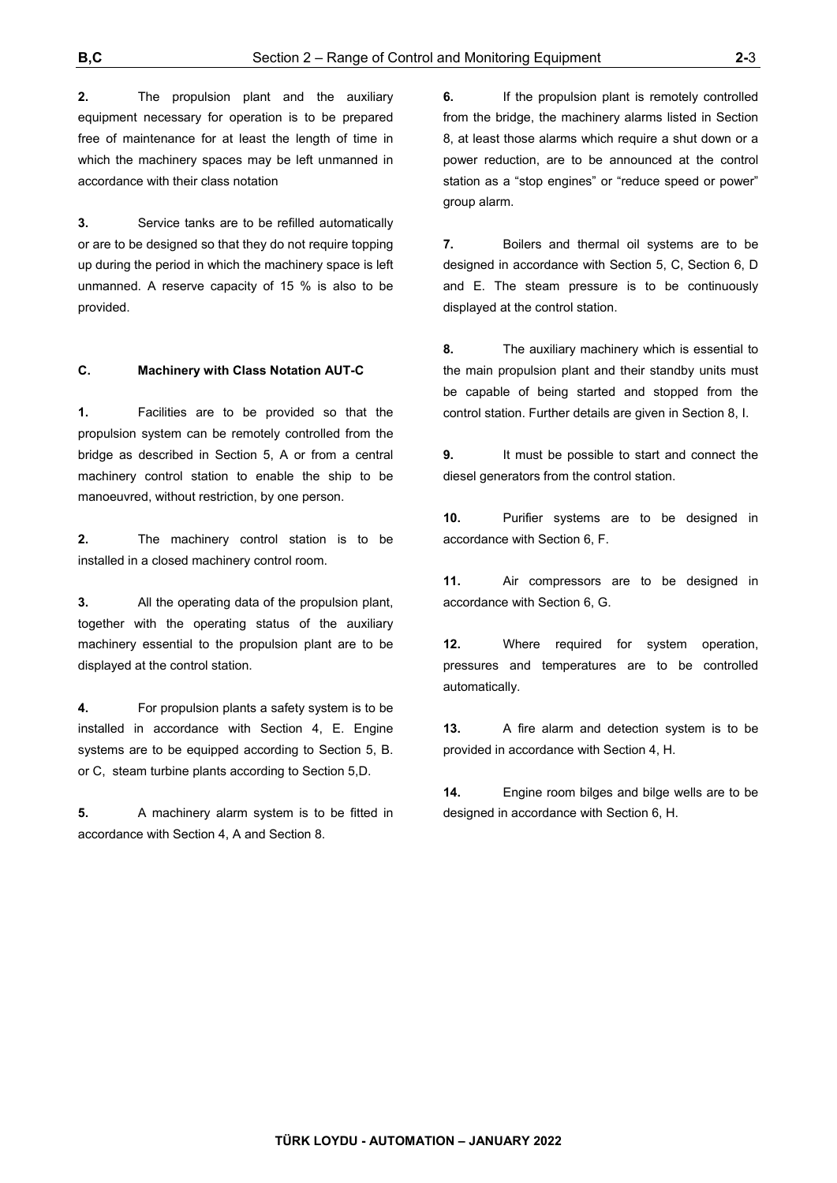**2.** The propulsion plant and the auxiliary equipment necessary for operation is to be prepared free of maintenance for at least the length of time in which the machinery spaces may be left unmanned in accordance with their class notation

**3.** Service tanks are to be refilled automatically or are to be designed so that they do not require topping up during the period in which the machinery space is left unmanned. A reserve capacity of 15 % is also to be provided.

## C. Machinery with Class Notation AUT-C

**1.** Facilities are to be provided so that the propulsion system can be remotely controlled from the bridge as described in Section 5, A or from a central machinery control station to enable the ship to be manoeuvred, without restriction, by one person.

**2.** The machinery control station is to be installed in a closed machinery control room.

**3.** All the operating data of the propulsion plant, together with the operating status of the auxiliary machinery essential to the propulsion plant are to be displayed at the control station.

**4.** For propulsion plants a safety system is to be installed in accordance with Section 4, E. Engine systems are to be equipped according to Section 5, B. or C, steam turbine plants according to Section 5,D.

**5.** A machinery alarm system is to be fitted in accordance with Section 4, A and Section 8.

**6.** If the propulsion plant is remotely controlled from the bridge, the machinery alarms listed in Section 8, at least those alarms which require a shut down or a power reduction, are to be announced at the control station as a "stop engines" or "reduce speed or power" group alarm.

**7.** Boilers and thermal oil systems are to be designed in accordance with Section 5, C, Section 6, D and E. The steam pressure is to be continuously displayed at the control station.

**8.** The auxiliary machinery which is essential to the main propulsion plant and their standby units must be capable of being started and stopped from the control station. Further details are given in Section 8, I.

**9.** It must be possible to start and connect the diesel generators from the control station.

**10.** Purifier systems are to be designed in accordance with Section 6, F.

**11.** Air compressors are to be designed in accordance with Section 6, G.

**12.** Where required for system operation, pressures and temperatures are to be controlled automatically.

**13.** A fire alarm and detection system is to be provided in accordance with Section 4, H.

**14.** Engine room bilges and bilge wells are to be designed in accordance with Section 6, H.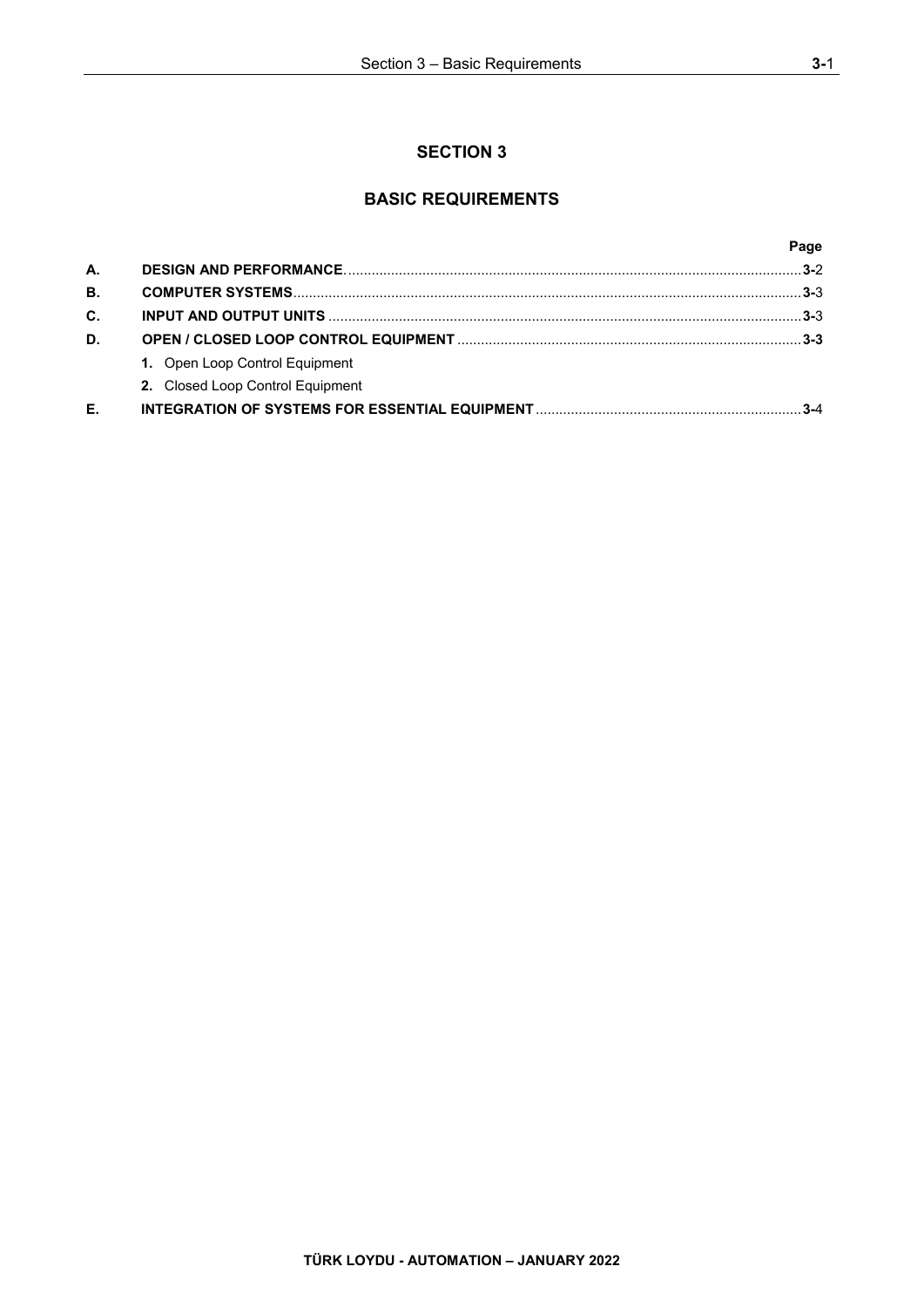# SECTION 3

## BASIC REQUIREMENTS

| | | Page |
|---|---|---|
| **A.** | **DESIGN AND PERFORMANCE** | **3-**2 |
| **B.** | **COMPUTER SYSTEMS** | **3-**3 |
| **C.** | **INPUT AND OUTPUT UNITS** | **3-**3 |
| **D.** | **OPEN / CLOSED LOOP CONTROL EQUIPMENT** | **3-3** |
| | **1.** Open Loop Control Equipment | |
| | **2.** Closed Loop Control Equipment | |
| **E.** | **INTEGRATION OF SYSTEMS FOR ESSENTIAL EQUIPMENT** | **3-**4 |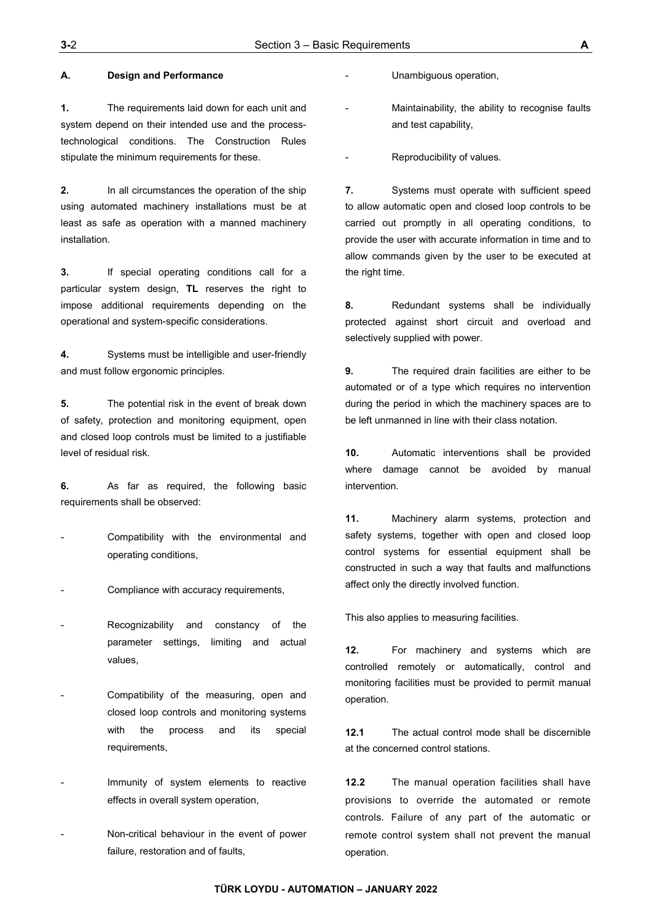## A. Design and Performance

**1.** The requirements laid down for each unit and system depend on their intended use and the process-technological conditions. The Construction Rules stipulate the minimum requirements for these.

**2.** In all circumstances the operation of the ship using automated machinery installations must be at least as safe as operation with a manned machinery installation.

**3.** If special operating conditions call for a particular system design, **TL** reserves the right to impose additional requirements depending on the operational and system-specific considerations.

**4.** Systems must be intelligible and user-friendly and must follow ergonomic principles.

**5.** The potential risk in the event of break down of safety, protection and monitoring equipment, open and closed loop controls must be limited to a justifiable level of residual risk.

**6.** As far as required, the following basic requirements shall be observed:

- Compatibility with the environmental and operating conditions,
- Compliance with accuracy requirements,
- Recognizability and constancy of the parameter settings, limiting and actual values,
- Compatibility of the measuring, open and closed loop controls and monitoring systems with the process and its special requirements,
- Immunity of system elements to reactive effects in overall system operation,
- Non-critical behaviour in the event of power failure, restoration and of faults,
- Unambiguous operation,
- Maintainability, the ability to recognise faults and test capability,
- Reproducibility of values.

**7.** Systems must operate with sufficient speed to allow automatic open and closed loop controls to be carried out promptly in all operating conditions, to provide the user with accurate information in time and to allow commands given by the user to be executed at the right time.

**8.** Redundant systems shall be individually protected against short circuit and overload and selectively supplied with power.

**9.** The required drain facilities are either to be automated or of a type which requires no intervention during the period in which the machinery spaces are to be left unmanned in line with their class notation.

**10.** Automatic interventions shall be provided where damage cannot be avoided by manual intervention.

**11.** Machinery alarm systems, protection and safety systems, together with open and closed loop control systems for essential equipment shall be constructed in such a way that faults and malfunctions affect only the directly involved function.

This also applies to measuring facilities.

**12.** For machinery and systems which are controlled remotely or automatically, control and monitoring facilities must be provided to permit manual operation.

**12.1** The actual control mode shall be discernible at the concerned control stations.

**12.2** The manual operation facilities shall have provisions to override the automated or remote controls. Failure of any part of the automatic or remote control system shall not prevent the manual operation.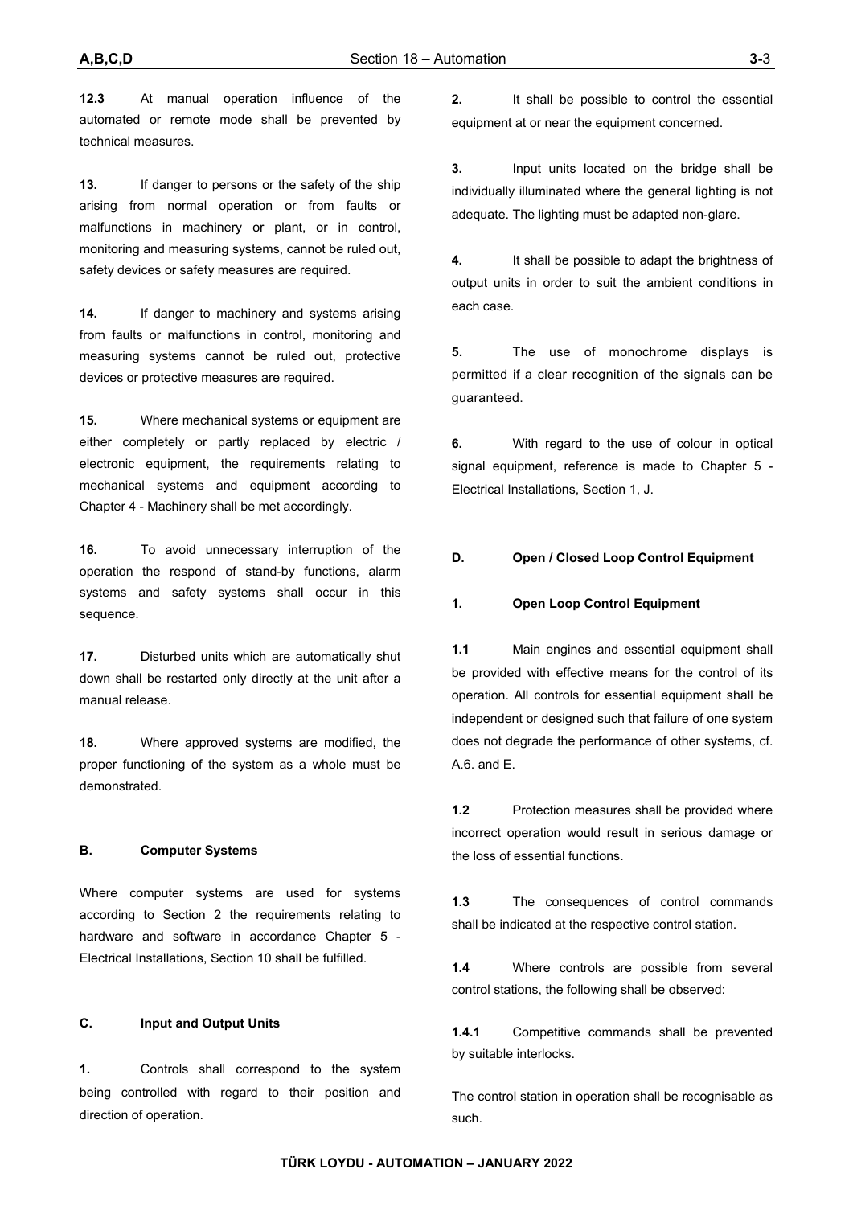**12.3** At manual operation influence of the automated or remote mode shall be prevented by technical measures.

**13.** If danger to persons or the safety of the ship arising from normal operation or from faults or malfunctions in machinery or plant, or in control, monitoring and measuring systems, cannot be ruled out, safety devices or safety measures are required.

**14.** If danger to machinery and systems arising from faults or malfunctions in control, monitoring and measuring systems cannot be ruled out, protective devices or protective measures are required.

**15.** Where mechanical systems or equipment are either completely or partly replaced by electric / electronic equipment, the requirements relating to mechanical systems and equipment according to Chapter 4 - Machinery shall be met accordingly.

**16.** To avoid unnecessary interruption of the operation the respond of stand-by functions, alarm systems and safety systems shall occur in this sequence.

**17.** Disturbed units which are automatically shut down shall be restarted only directly at the unit after a manual release.

**18.** Where approved systems are modified, the proper functioning of the system as a whole must be demonstrated.

## B. Computer Systems

Where computer systems are used for systems according to Section 2 the requirements relating to hardware and software in accordance Chapter 5 - Electrical Installations, Section 10 shall be fulfilled.

## C. Input and Output Units

**1.** Controls shall correspond to the system being controlled with regard to their position and direction of operation.

**2.** It shall be possible to control the essential equipment at or near the equipment concerned.

**3.** Input units located on the bridge shall be individually illuminated where the general lighting is not adequate. The lighting must be adapted non-glare.

**4.** It shall be possible to adapt the brightness of output units in order to suit the ambient conditions in each case.

**5.** The use of monochrome displays is permitted if a clear recognition of the signals can be guaranteed.

**6.** With regard to the use of colour in optical signal equipment, reference is made to Chapter 5 - Electrical Installations, Section 1, J.

## D. Open / Closed Loop Control Equipment

### 1. Open Loop Control Equipment

**1.1** Main engines and essential equipment shall be provided with effective means for the control of its operation. All controls for essential equipment shall be independent or designed such that failure of one system does not degrade the performance of other systems, cf. A.6. and E.

**1.2** Protection measures shall be provided where incorrect operation would result in serious damage or the loss of essential functions.

**1.3** The consequences of control commands shall be indicated at the respective control station.

**1.4** Where controls are possible from several control stations, the following shall be observed:

**1.4.1** Competitive commands shall be prevented by suitable interlocks.

The control station in operation shall be recognisable as such.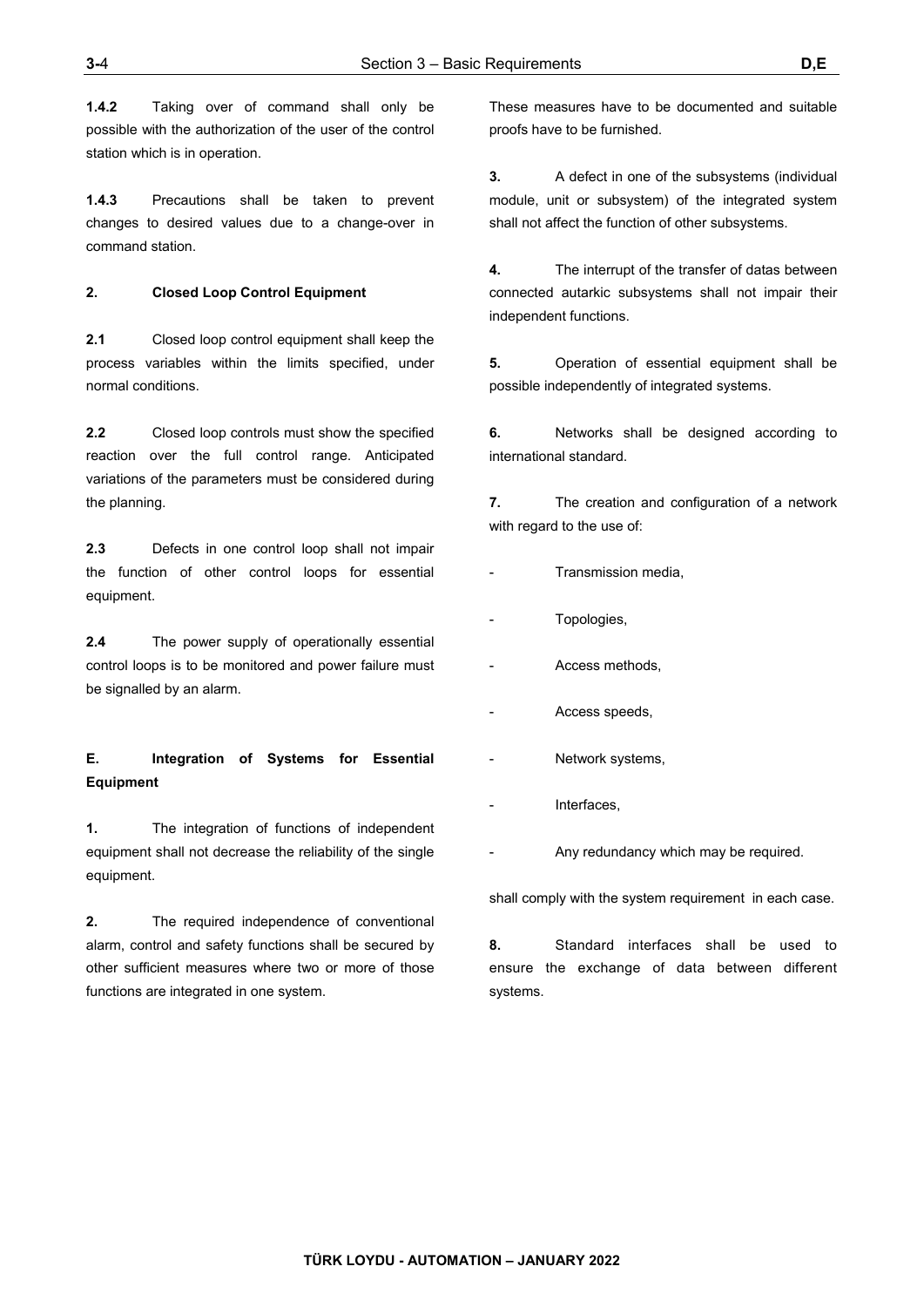**1.4.2** Taking over of command shall only be possible with the authorization of the user of the control station which is in operation.

**1.4.3** Precautions shall be taken to prevent changes to desired values due to a change-over in command station.

**2. Closed Loop Control Equipment**

**2.1** Closed loop control equipment shall keep the process variables within the limits specified, under normal conditions.

**2.2** Closed loop controls must show the specified reaction over the full control range. Anticipated variations of the parameters must be considered during the planning.

**2.3** Defects in one control loop shall not impair the function of other control loops for essential equipment.

**2.4** The power supply of operationally essential control loops is to be monitored and power failure must be signalled by an alarm.

## E. Integration of Systems for Essential Equipment

**1.** The integration of functions of independent equipment shall not decrease the reliability of the single equipment.

**2.** The required independence of conventional alarm, control and safety functions shall be secured by other sufficient measures where two or more of those functions are integrated in one system.

These measures have to be documented and suitable proofs have to be furnished.

**3.** A defect in one of the subsystems (individual module, unit or subsystem) of the integrated system shall not affect the function of other subsystems.

**4.** The interrupt of the transfer of datas between connected autarkic subsystems shall not impair their independent functions.

**5.** Operation of essential equipment shall be possible independently of integrated systems.

**6.** Networks shall be designed according to international standard.

**7.** The creation and configuration of a network with regard to the use of:

- Transmission media,
- Topologies,
- Access methods,
- Access speeds,
- Network systems,
- Interfaces,
- Any redundancy which may be required.

shall comply with the system requirement in each case.

**8.** Standard interfaces shall be used to ensure the exchange of data between different systems.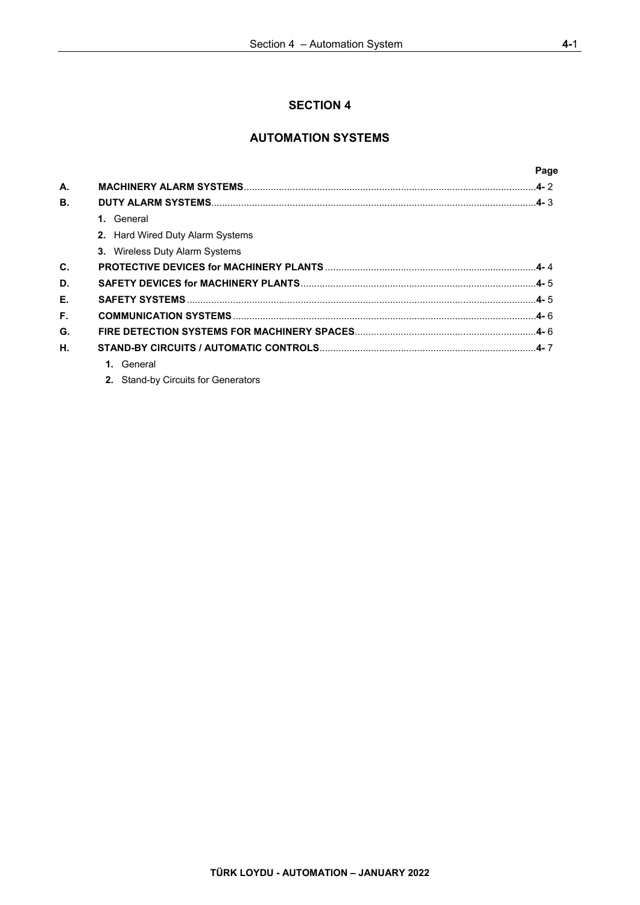# SECTION 4

## AUTOMATION SYSTEMS

| | | Page |
|---|---|---|
| **A.** | **MACHINERY ALARM SYSTEMS** | **4-** 2 |
| **B.** | **DUTY ALARM SYSTEMS** | **4-** 3 |
| | **1.** General | |
| | **2.** Hard Wired Duty Alarm Systems | |
| | **3.** Wireless Duty Alarm Systems | |
| **C.** | **PROTECTIVE DEVICES for MACHINERY PLANTS** | **4-** 4 |
| **D.** | **SAFETY DEVICES for MACHINERY PLANTS** | **4-** 5 |
| **E.** | **SAFETY SYSTEMS** | **4-** 5 |
| **F.** | **COMMUNICATION SYSTEMS** | **4-** 6 |
| **G.** | **FIRE DETECTION SYSTEMS FOR MACHINERY SPACES** | **4-** 6 |
| **H.** | **STAND-BY CIRCUITS / AUTOMATIC CONTROLS** | **4-** 7 |
| | **1.** General | |
| | **2.** Stand-by Circuits for Generators | |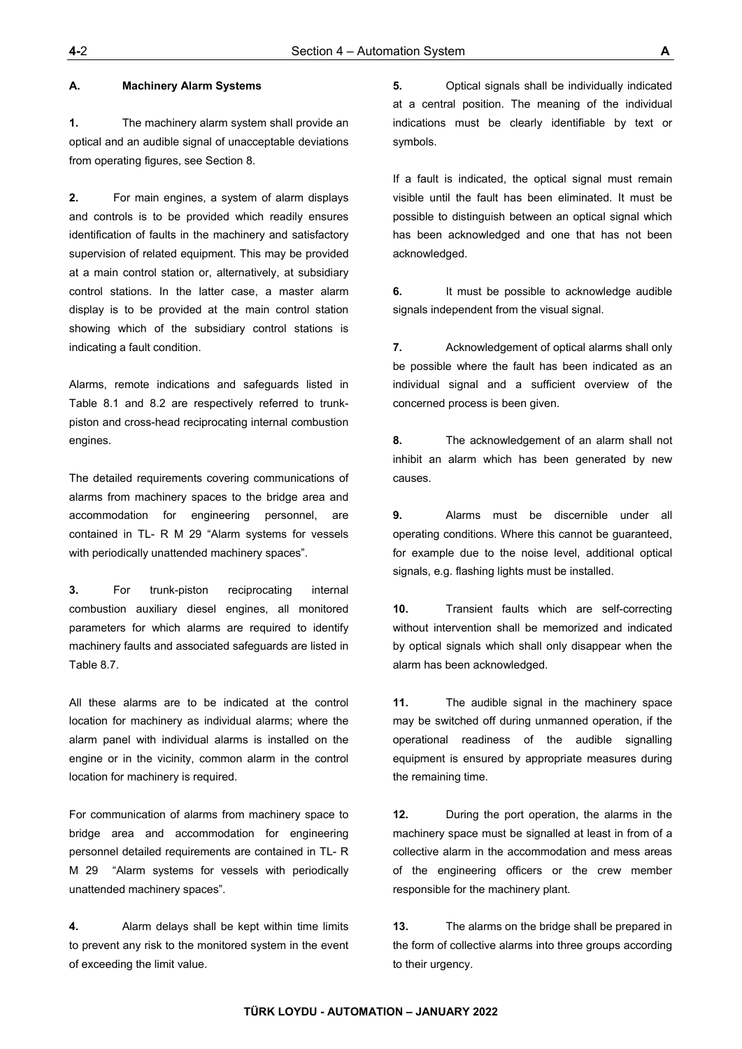## A. Machinery Alarm Systems

**1.** The machinery alarm system shall provide an optical and an audible signal of unacceptable deviations from operating figures, see Section 8.

**2.** For main engines, a system of alarm displays and controls is to be provided which readily ensures identification of faults in the machinery and satisfactory supervision of related equipment. This may be provided at a main control station or, alternatively, at subsidiary control stations. In the latter case, a master alarm display is to be provided at the main control station showing which of the subsidiary control stations is indicating a fault condition.

Alarms, remote indications and safeguards listed in Table 8.1 and 8.2 are respectively referred to trunk-piston and cross-head reciprocating internal combustion engines.

The detailed requirements covering communications of alarms from machinery spaces to the bridge area and accommodation for engineering personnel, are contained in TL- R M 29 "Alarm systems for vessels with periodically unattended machinery spaces".

**3.** For trunk-piston reciprocating internal combustion auxiliary diesel engines, all monitored parameters for which alarms are required to identify machinery faults and associated safeguards are listed in Table 8.7.

All these alarms are to be indicated at the control location for machinery as individual alarms; where the alarm panel with individual alarms is installed on the engine or in the vicinity, common alarm in the control location for machinery is required.

For communication of alarms from machinery space to bridge area and accommodation for engineering personnel detailed requirements are contained in TL- R M 29 "Alarm systems for vessels with periodically unattended machinery spaces".

**4.** Alarm delays shall be kept within time limits to prevent any risk to the monitored system in the event of exceeding the limit value.

**5.** Optical signals shall be individually indicated at a central position. The meaning of the individual indications must be clearly identifiable by text or symbols.

If a fault is indicated, the optical signal must remain visible until the fault has been eliminated. It must be possible to distinguish between an optical signal which has been acknowledged and one that has not been acknowledged.

**6.** It must be possible to acknowledge audible signals independent from the visual signal.

**7.** Acknowledgement of optical alarms shall only be possible where the fault has been indicated as an individual signal and a sufficient overview of the concerned process is been given.

**8.** The acknowledgement of an alarm shall not inhibit an alarm which has been generated by new causes.

**9.** Alarms must be discernible under all operating conditions. Where this cannot be guaranteed, for example due to the noise level, additional optical signals, e.g. flashing lights must be installed.

**10.** Transient faults which are self-correcting without intervention shall be memorized and indicated by optical signals which shall only disappear when the alarm has been acknowledged.

**11.** The audible signal in the machinery space may be switched off during unmanned operation, if the operational readiness of the audible signalling equipment is ensured by appropriate measures during the remaining time.

**12.** During the port operation, the alarms in the machinery space must be signalled at least in from of a collective alarm in the accommodation and mess areas of the engineering officers or the crew member responsible for the machinery plant.

**13.** The alarms on the bridge shall be prepared in the form of collective alarms into three groups according to their urgency.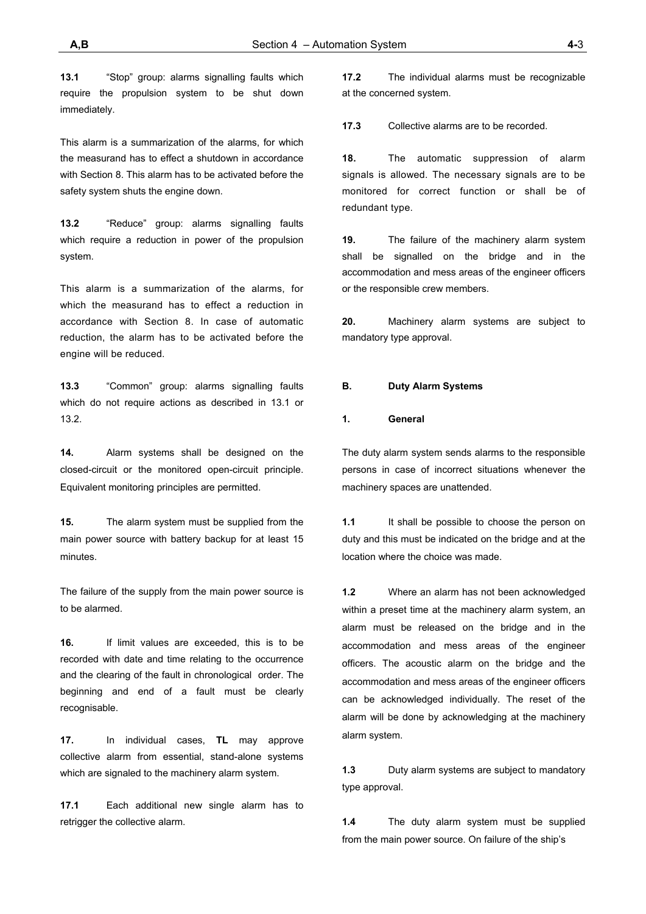**13.1** "Stop" group: alarms signalling faults which require the propulsion system to be shut down immediately.

This alarm is a summarization of the alarms, for which the measurand has to effect a shutdown in accordance with Section 8. This alarm has to be activated before the safety system shuts the engine down.

**13.2** "Reduce" group: alarms signalling faults which require a reduction in power of the propulsion system.

This alarm is a summarization of the alarms, for which the measurand has to effect a reduction in accordance with Section 8. In case of automatic reduction, the alarm has to be activated before the engine will be reduced.

**13.3** "Common" group: alarms signalling faults which do not require actions as described in 13.1 or 13.2.

**14.** Alarm systems shall be designed on the closed-circuit or the monitored open-circuit principle. Equivalent monitoring principles are permitted.

**15.** The alarm system must be supplied from the main power source with battery backup for at least 15 minutes.

The failure of the supply from the main power source is to be alarmed.

**16.** If limit values are exceeded, this is to be recorded with date and time relating to the occurrence and the clearing of the fault in chronological order. The beginning and end of a fault must be clearly recognisable.

**17.** In individual cases, **TL** may approve collective alarm from essential, stand-alone systems which are signaled to the machinery alarm system.

**17.1** Each additional new single alarm has to retrigger the collective alarm.

**17.2** The individual alarms must be recognizable at the concerned system.

**17.3** Collective alarms are to be recorded.

**18.** The automatic suppression of alarm signals is allowed. The necessary signals are to be monitored for correct function or shall be of redundant type.

**19.** The failure of the machinery alarm system shall be signalled on the bridge and in the accommodation and mess areas of the engineer officers or the responsible crew members.

**20.** Machinery alarm systems are subject to mandatory type approval.

## B. Duty Alarm Systems

### 1. General

The duty alarm system sends alarms to the responsible persons in case of incorrect situations whenever the machinery spaces are unattended.

**1.1** It shall be possible to choose the person on duty and this must be indicated on the bridge and at the location where the choice was made.

**1.2** Where an alarm has not been acknowledged within a preset time at the machinery alarm system, an alarm must be released on the bridge and in the accommodation and mess areas of the engineer officers. The acoustic alarm on the bridge and the accommodation and mess areas of the engineer officers can be acknowledged individually. The reset of the alarm will be done by acknowledging at the machinery alarm system.

**1.3** Duty alarm systems are subject to mandatory type approval.

**1.4** The duty alarm system must be supplied from the main power source. On failure of the ship's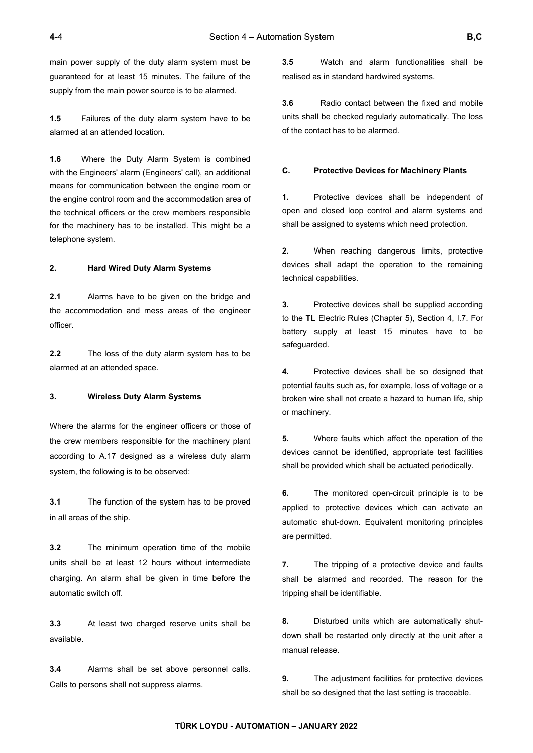main power supply of the duty alarm system must be guaranteed for at least 15 minutes. The failure of the supply from the main power source is to be alarmed.

**1.5** Failures of the duty alarm system have to be alarmed at an attended location.

**1.6** Where the Duty Alarm System is combined with the Engineers' alarm (Engineers' call), an additional means for communication between the engine room or the engine control room and the accommodation area of the technical officers or the crew members responsible for the machinery has to be installed. This might be a telephone system.

**2. Hard Wired Duty Alarm Systems**

**2.1** Alarms have to be given on the bridge and the accommodation and mess areas of the engineer officer.

**2.2** The loss of the duty alarm system has to be alarmed at an attended space.

**3. Wireless Duty Alarm Systems**

Where the alarms for the engineer officers or those of the crew members responsible for the machinery plant according to A.17 designed as a wireless duty alarm system, the following is to be observed:

**3.1** The function of the system has to be proved in all areas of the ship.

**3.2** The minimum operation time of the mobile units shall be at least 12 hours without intermediate charging. An alarm shall be given in time before the automatic switch off.

**3.3** At least two charged reserve units shall be available.

**3.4** Alarms shall be set above personnel calls. Calls to persons shall not suppress alarms.

**3.5** Watch and alarm functionalities shall be realised as in standard hardwired systems.

**3.6** Radio contact between the fixed and mobile units shall be checked regularly automatically. The loss of the contact has to be alarmed.

## C. Protective Devices for Machinery Plants

**1.** Protective devices shall be independent of open and closed loop control and alarm systems and shall be assigned to systems which need protection.

**2.** When reaching dangerous limits, protective devices shall adapt the operation to the remaining technical capabilities.

**3.** Protective devices shall be supplied according to the **TL** Electric Rules (Chapter 5), Section 4, I.7. For battery supply at least 15 minutes have to be safeguarded.

**4.** Protective devices shall be so designed that potential faults such as, for example, loss of voltage or a broken wire shall not create a hazard to human life, ship or machinery.

**5.** Where faults which affect the operation of the devices cannot be identified, appropriate test facilities shall be provided which shall be actuated periodically.

**6.** The monitored open-circuit principle is to be applied to protective devices which can activate an automatic shut-down. Equivalent monitoring principles are permitted.

**7.** The tripping of a protective device and faults shall be alarmed and recorded. The reason for the tripping shall be identifiable.

**8.** Disturbed units which are automatically shut-down shall be restarted only directly at the unit after a manual release.

**9.** The adjustment facilities for protective devices shall be so designed that the last setting is traceable.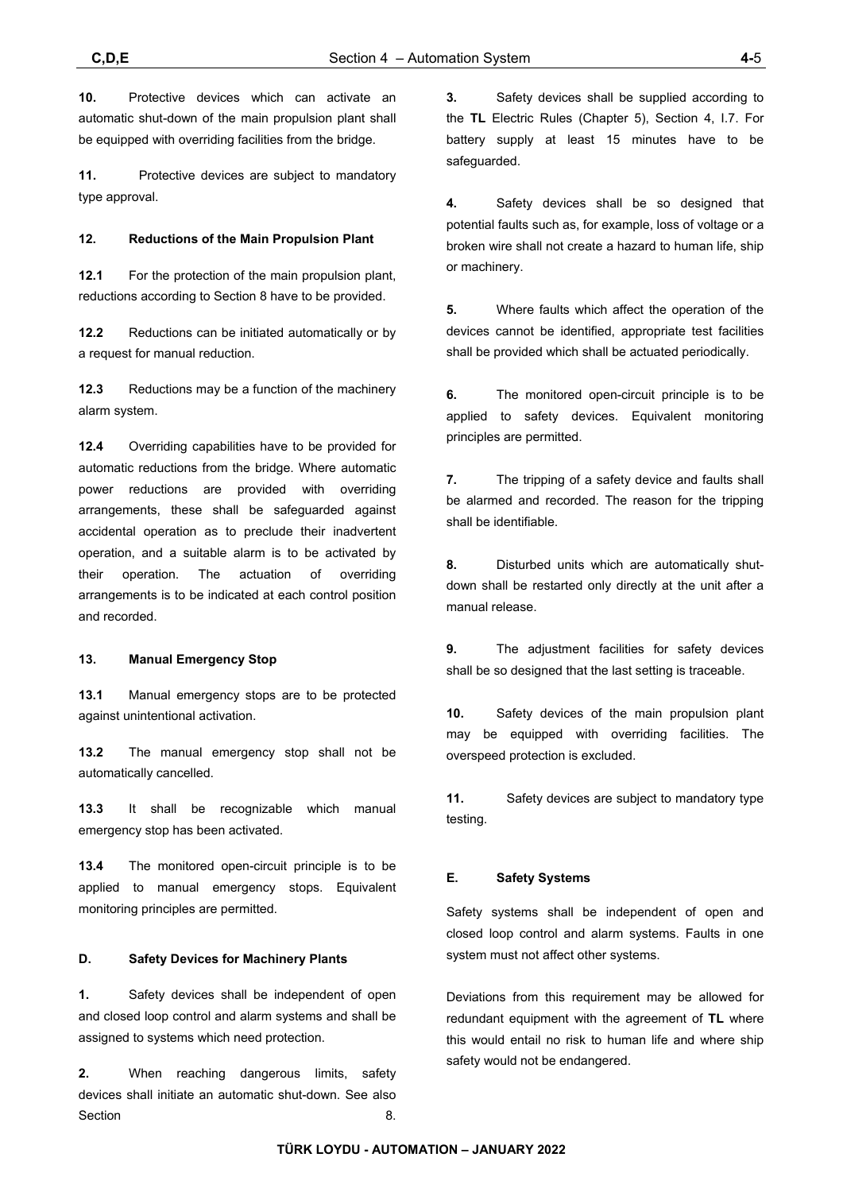**10.** Protective devices which can activate an automatic shut-down of the main propulsion plant shall be equipped with overriding facilities from the bridge.

**11.** Protective devices are subject to mandatory type approval.

**12. Reductions of the Main Propulsion Plant**

**12.1** For the protection of the main propulsion plant, reductions according to Section 8 have to be provided.

**12.2** Reductions can be initiated automatically or by a request for manual reduction.

**12.3** Reductions may be a function of the machinery alarm system.

**12.4** Overriding capabilities have to be provided for automatic reductions from the bridge. Where automatic power reductions are provided with overriding arrangements, these shall be safeguarded against accidental operation as to preclude their inadvertent operation, and a suitable alarm is to be activated by their operation. The actuation of overriding arrangements is to be indicated at each control position and recorded.

**13. Manual Emergency Stop**

**13.1** Manual emergency stops are to be protected against unintentional activation.

**13.2** The manual emergency stop shall not be automatically cancelled.

**13.3** It shall be recognizable which manual emergency stop has been activated.

**13.4** The monitored open-circuit principle is to be applied to manual emergency stops. Equivalent monitoring principles are permitted.

## D. Safety Devices for Machinery Plants

**1.** Safety devices shall be independent of open and closed loop control and alarm systems and shall be assigned to systems which need protection.

**2.** When reaching dangerous limits, safety devices shall initiate an automatic shut-down. See also Section 8.

**3.** Safety devices shall be supplied according to the **TL** Electric Rules (Chapter 5), Section 4, I.7. For battery supply at least 15 minutes have to be safeguarded.

**4.** Safety devices shall be so designed that potential faults such as, for example, loss of voltage or a broken wire shall not create a hazard to human life, ship or machinery.

**5.** Where faults which affect the operation of the devices cannot be identified, appropriate test facilities shall be provided which shall be actuated periodically.

**6.** The monitored open-circuit principle is to be applied to safety devices. Equivalent monitoring principles are permitted.

**7.** The tripping of a safety device and faults shall be alarmed and recorded. The reason for the tripping shall be identifiable.

**8.** Disturbed units which are automatically shut-down shall be restarted only directly at the unit after a manual release.

**9.** The adjustment facilities for safety devices shall be so designed that the last setting is traceable.

**10.** Safety devices of the main propulsion plant may be equipped with overriding facilities. The overspeed protection is excluded.

**11.** Safety devices are subject to mandatory type testing.

## E. Safety Systems

Safety systems shall be independent of open and closed loop control and alarm systems. Faults in one system must not affect other systems.

Deviations from this requirement may be allowed for redundant equipment with the agreement of **TL** where this would entail no risk to human life and where ship safety would not be endangered.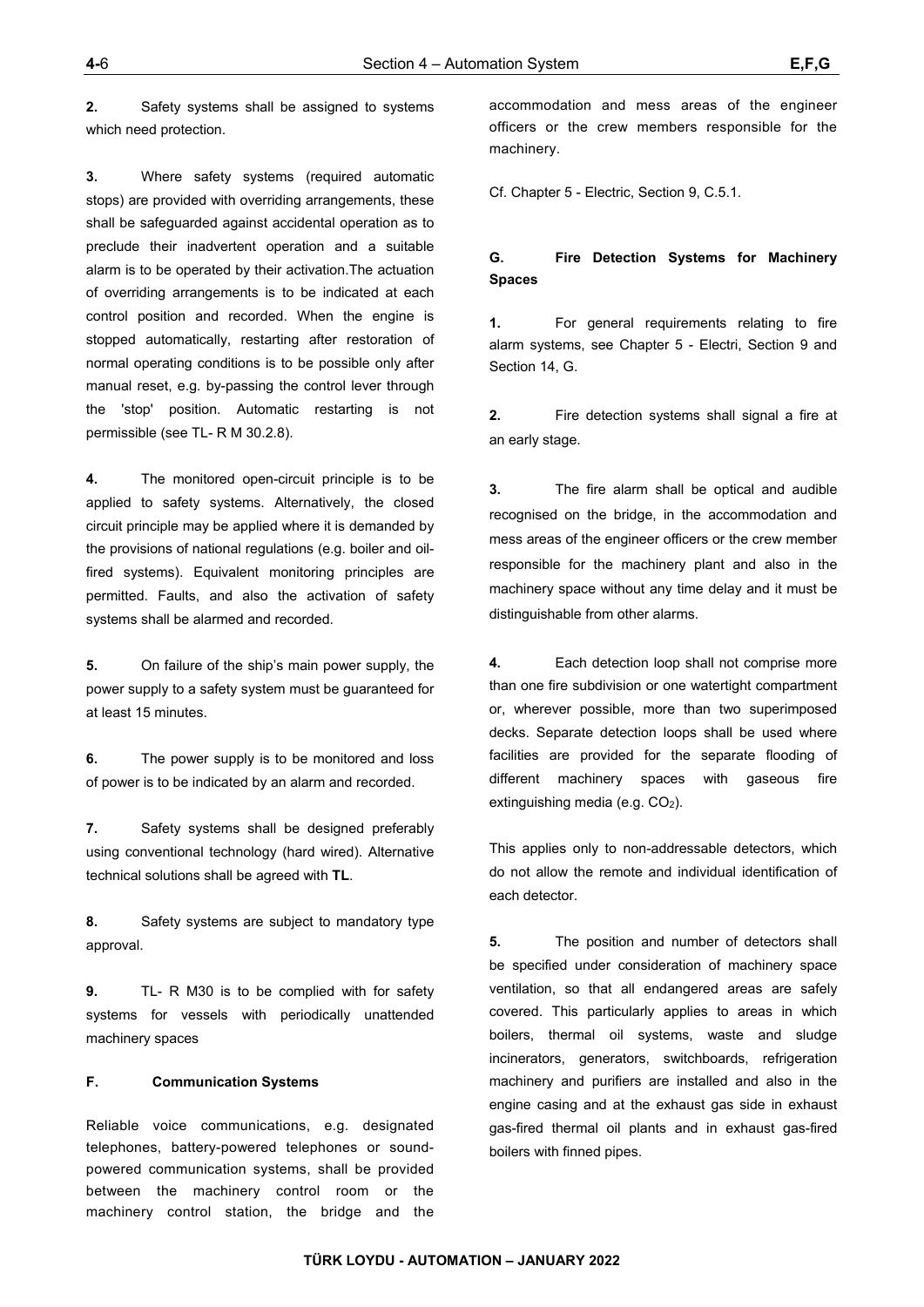**2.** Safety systems shall be assigned to systems which need protection.

**3.** Where safety systems (required automatic stops) are provided with overriding arrangements, these shall be safeguarded against accidental operation as to preclude their inadvertent operation and a suitable alarm is to be operated by their activation.The actuation of overriding arrangements is to be indicated at each control position and recorded. When the engine is stopped automatically, restarting after restoration of normal operating conditions is to be possible only after manual reset, e.g. by-passing the control lever through the 'stop' position. Automatic restarting is not permissible (see TL- R M 30.2.8).

**4.** The monitored open-circuit principle is to be applied to safety systems. Alternatively, the closed circuit principle may be applied where it is demanded by the provisions of national regulations (e.g. boiler and oil-fired systems). Equivalent monitoring principles are permitted. Faults, and also the activation of safety systems shall be alarmed and recorded.

**5.** On failure of the ship's main power supply, the power supply to a safety system must be guaranteed for at least 15 minutes.

**6.** The power supply is to be monitored and loss of power is to be indicated by an alarm and recorded.

**7.** Safety systems shall be designed preferably using conventional technology (hard wired). Alternative technical solutions shall be agreed with **TL**.

**8.** Safety systems are subject to mandatory type approval.

**9.** TL- R M30 is to be complied with for safety systems for vessels with periodically unattended machinery spaces

## F. Communication Systems

Reliable voice communications, e.g. designated telephones, battery-powered telephones or sound-powered communication systems, shall be provided between the machinery control room or the machinery control station, the bridge and the accommodation and mess areas of the engineer officers or the crew members responsible for the machinery.

Cf. Chapter 5 - Electric, Section 9, C.5.1.

## G. Fire Detection Systems for Machinery Spaces

**1.** For general requirements relating to fire alarm systems, see Chapter 5 - Electri, Section 9 and Section 14, G.

**2.** Fire detection systems shall signal a fire at an early stage.

**3.** The fire alarm shall be optical and audible recognised on the bridge, in the accommodation and mess areas of the engineer officers or the crew member responsible for the machinery plant and also in the machinery space without any time delay and it must be distinguishable from other alarms.

**4.** Each detection loop shall not comprise more than one fire subdivision or one watertight compartment or, wherever possible, more than two superimposed decks. Separate detection loops shall be used where facilities are provided for the separate flooding of different machinery spaces with gaseous fire extinguishing media (e.g. $CO_2$).

This applies only to non-addressable detectors, which do not allow the remote and individual identification of each detector.

**5.** The position and number of detectors shall be specified under consideration of machinery space ventilation, so that all endangered areas are safely covered. This particularly applies to areas in which boilers, thermal oil systems, waste and sludge incinerators, generators, switchboards, refrigeration machinery and purifiers are installed and also in the engine casing and at the exhaust gas side in exhaust gas-fired thermal oil plants and in exhaust gas-fired boilers with finned pipes.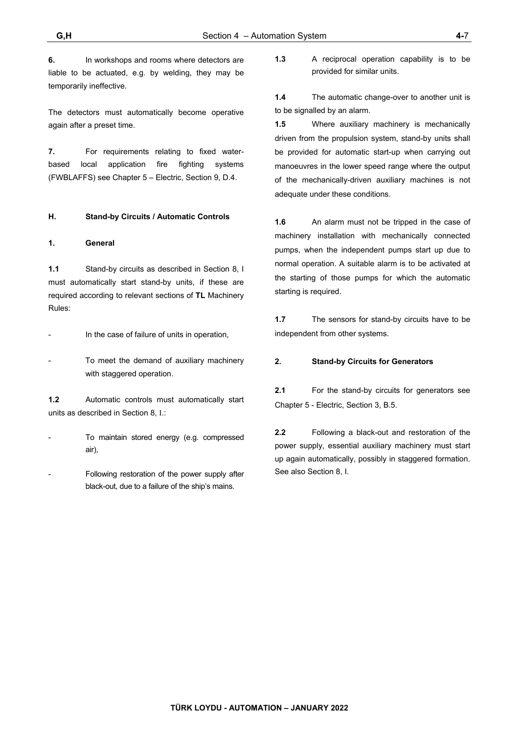**6.** In workshops and rooms where detectors are liable to be actuated, e.g. by welding, they may be temporarily ineffective.

The detectors must automatically become operative again after a preset time.

**7.** For requirements relating to fixed water-based local application fire fighting systems (FWBLAFFS) see Chapter 5 – Electric, Section 9, D.4.

## H. Stand-by Circuits / Automatic Controls

### 1. General

**1.1** Stand-by circuits as described in Section 8, I must automatically start stand-by units, if these are required according to relevant sections of **TL** Machinery Rules:

- In the case of failure of units in operation,
- To meet the demand of auxiliary machinery with staggered operation.

**1.2** Automatic controls must automatically start units as described in Section 8, I.:

- To maintain stored energy (e.g. compressed air),
- Following restoration of the power supply after black-out, due to a failure of the ship's mains.

**1.3** A reciprocal operation capability is to be provided for similar units.

**1.4** The automatic change-over to another unit is to be signalled by an alarm.

**1.5** Where auxiliary machinery is mechanically driven from the propulsion system, stand-by units shall be provided for automatic start-up when carrying out manoeuvres in the lower speed range where the output of the mechanically-driven auxiliary machines is not adequate under these conditions.

**1.6** An alarm must not be tripped in the case of machinery installation with mechanically connected pumps, when the independent pumps start up due to normal operation. A suitable alarm is to be activated at the starting of those pumps for which the automatic starting is required.

**1.7** The sensors for stand-by circuits have to be independent from other systems.

### 2. Stand-by Circuits for Generators

**2.1** For the stand-by circuits for generators see Chapter 5 - Electric, Section 3, B.5.

**2.2** Following a black-out and restoration of the power supply, essential auxiliary machinery must start up again automatically, possibly in staggered formation. See also Section 8, I.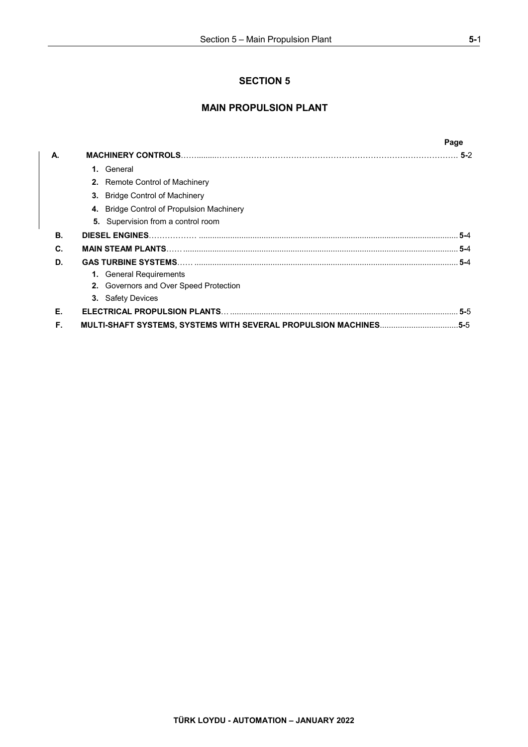# SECTION 5

## MAIN PROPULSION PLANT

| | | Page |
|---|---|---|
| **A.** | **MACHINERY CONTROLS** | **5-**2 |
| | **1.** General | |
| | **2.** Remote Control of Machinery | |
| | **3.** Bridge Control of Machinery | |
| | **4.** Bridge Control of Propulsion Machinery | |
| | **5.** Supervision from a control room | |
| **B.** | **DIESEL ENGINES** | **5-**4 |
| **C.** | **MAIN STEAM PLANTS** | **5-**4 |
| **D.** | **GAS TURBINE SYSTEMS** | **5-**4 |
| | **1.** General Requirements | |
| | **2.** Governors and Over Speed Protection | |
| | **3.** Safety Devices | |
| **E.** | **ELECTRICAL PROPULSION PLANTS** | **5-**5 |
| **F.** | **MULTI-SHAFT SYSTEMS, SYSTEMS WITH SEVERAL PROPULSION MACHINES** | **5-**5 |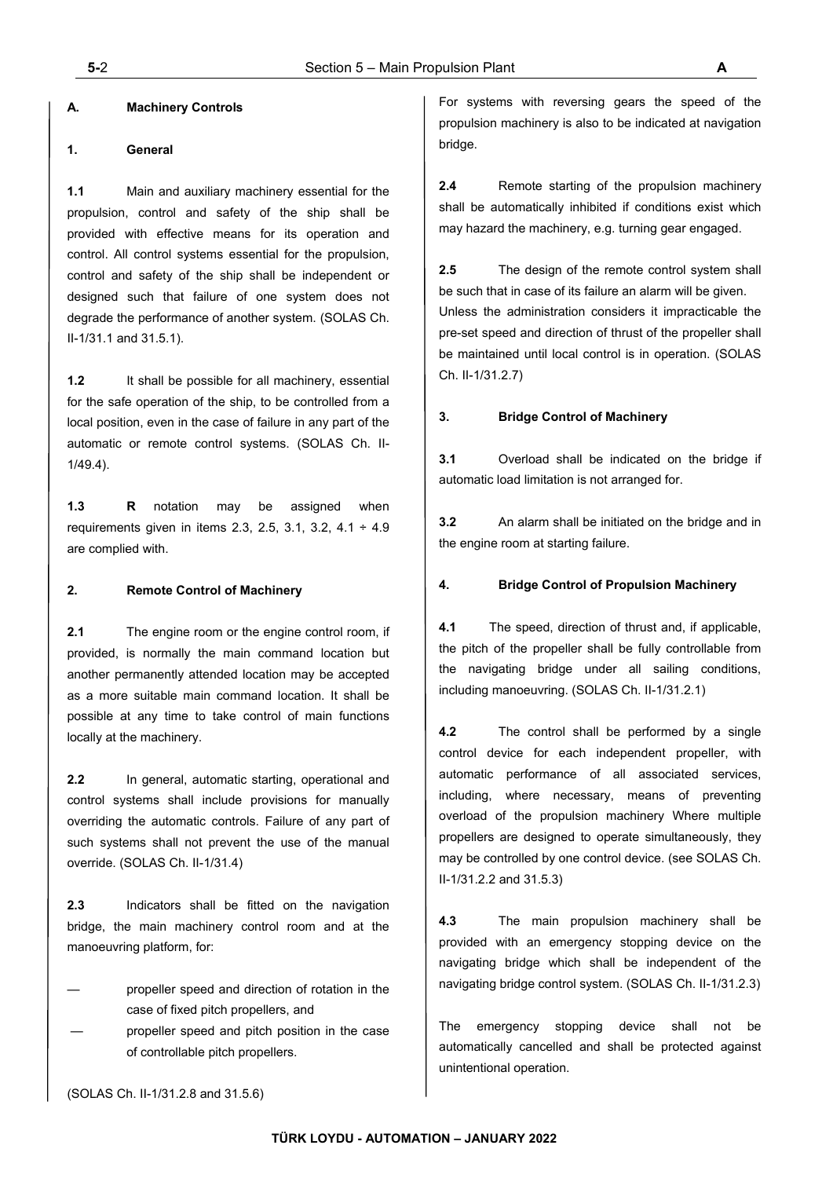## A. Machinery Controls

### 1. General

**1.1** Main and auxiliary machinery essential for the propulsion, control and safety of the ship shall be provided with effective means for its operation and control. All control systems essential for the propulsion, control and safety of the ship shall be independent or designed such that failure of one system does not degrade the performance of another system. (SOLAS Ch. II-1/31.1 and 31.5.1).

**1.2** It shall be possible for all machinery, essential for the safe operation of the ship, to be controlled from a local position, even in the case of failure in any part of the automatic or remote control systems. (SOLAS Ch. II-1/49.4).

**1.3** **R** notation may be assigned when requirements given in items 2.3, 2.5, 3.1, 3.2, 4.1 ÷ 4.9 are complied with.

### 2. Remote Control of Machinery

**2.1** The engine room or the engine control room, if provided, is normally the main command location but another permanently attended location may be accepted as a more suitable main command location. It shall be possible at any time to take control of main functions locally at the machinery.

**2.2** In general, automatic starting, operational and control systems shall include provisions for manually overriding the automatic controls. Failure of any part of such systems shall not prevent the use of the manual override. (SOLAS Ch. II-1/31.4)

**2.3** Indicators shall be fitted on the navigation bridge, the main machinery control room and at the manoeuvring platform, for:

- propeller speed and direction of rotation in the case of fixed pitch propellers, and
- propeller speed and pitch position in the case of controllable pitch propellers.

(SOLAS Ch. II-1/31.2.8 and 31.5.6)

For systems with reversing gears the speed of the propulsion machinery is also to be indicated at navigation bridge.

**2.4** Remote starting of the propulsion machinery shall be automatically inhibited if conditions exist which may hazard the machinery, e.g. turning gear engaged.

**2.5** The design of the remote control system shall be such that in case of its failure an alarm will be given. Unless the administration considers it impracticable the pre-set speed and direction of thrust of the propeller shall be maintained until local control is in operation. (SOLAS Ch. II-1/31.2.7)

### 3. Bridge Control of Machinery

**3.1** Overload shall be indicated on the bridge if automatic load limitation is not arranged for.

**3.2** An alarm shall be initiated on the bridge and in the engine room at starting failure.

### 4. Bridge Control of Propulsion Machinery

**4.1** The speed, direction of thrust and, if applicable, the pitch of the propeller shall be fully controllable from the navigating bridge under all sailing conditions, including manoeuvring. (SOLAS Ch. II-1/31.2.1)

**4.2** The control shall be performed by a single control device for each independent propeller, with automatic performance of all associated services, including, where necessary, means of preventing overload of the propulsion machinery Where multiple propellers are designed to operate simultaneously, they may be controlled by one control device. (see SOLAS Ch. II-1/31.2.2 and 31.5.3)

**4.3** The main propulsion machinery shall be provided with an emergency stopping device on the navigating bridge which shall be independent of the navigating bridge control system. (SOLAS Ch. II-1/31.2.3)

The emergency stopping device shall not be automatically cancelled and shall be protected against unintentional operation.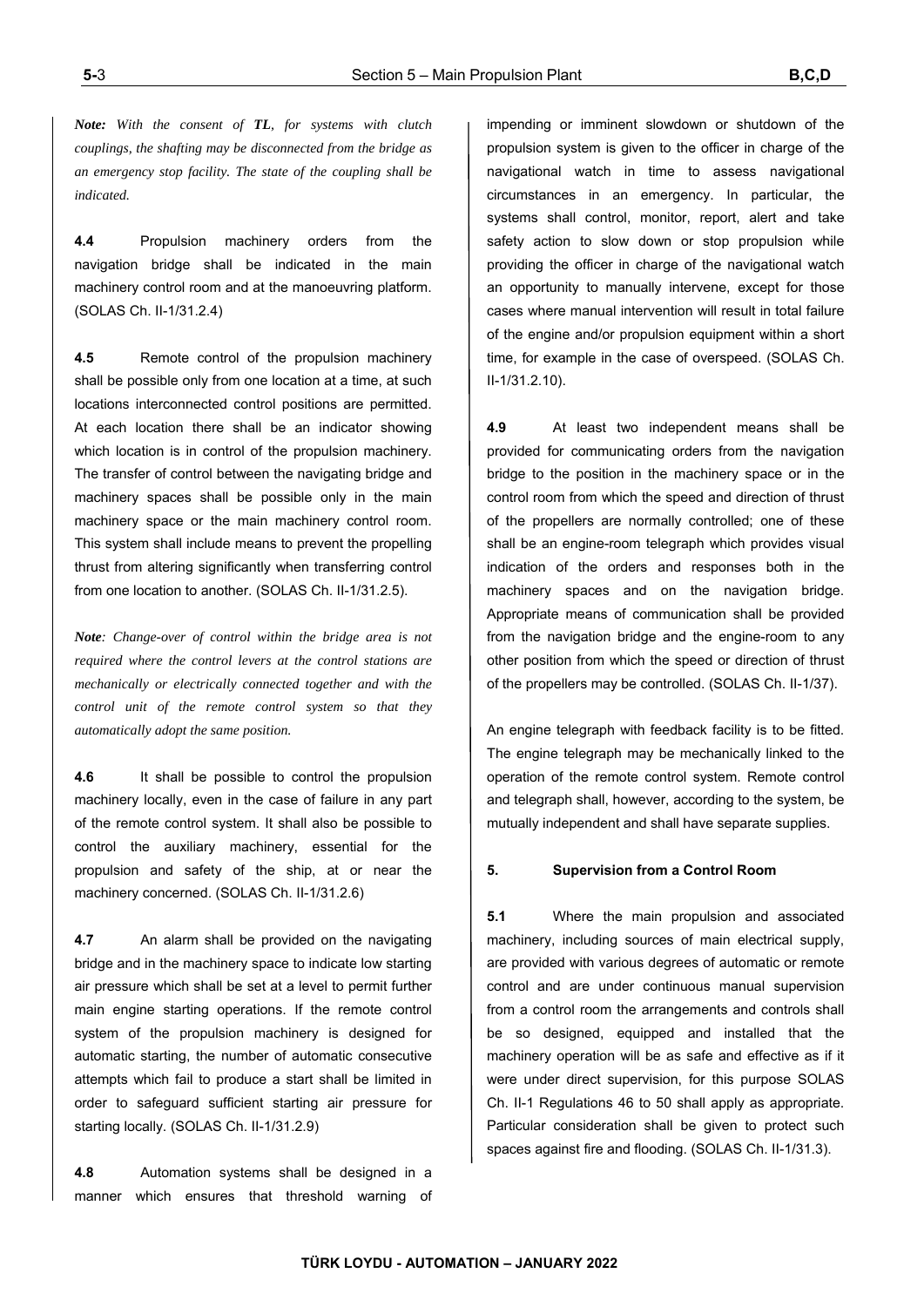*Note: With the consent of **TL**, for systems with clutch couplings, the shafting may be disconnected from the bridge as an emergency stop facility. The state of the coupling shall be indicated.*

**4.4** Propulsion machinery orders from the navigation bridge shall be indicated in the main machinery control room and at the manoeuvring platform. (SOLAS Ch. II-1/31.2.4)

**4.5** Remote control of the propulsion machinery shall be possible only from one location at a time, at such locations interconnected control positions are permitted. At each location there shall be an indicator showing which location is in control of the propulsion machinery. The transfer of control between the navigating bridge and machinery spaces shall be possible only in the main machinery space or the main machinery control room. This system shall include means to prevent the propelling thrust from altering significantly when transferring control from one location to another. (SOLAS Ch. II-1/31.2.5).

***Note**: Change-over of control within the bridge area is not required where the control levers at the control stations are mechanically or electrically connected together and with the control unit of the remote control system so that they automatically adopt the same position.*

**4.6** It shall be possible to control the propulsion machinery locally, even in the case of failure in any part of the remote control system. It shall also be possible to control the auxiliary machinery, essential for the propulsion and safety of the ship, at or near the machinery concerned. (SOLAS Ch. II-1/31.2.6)

**4.7** An alarm shall be provided on the navigating bridge and in the machinery space to indicate low starting air pressure which shall be set at a level to permit further main engine starting operations. If the remote control system of the propulsion machinery is designed for automatic starting, the number of automatic consecutive attempts which fail to produce a start shall be limited in order to safeguard sufficient starting air pressure for starting locally. (SOLAS Ch. II-1/31.2.9)

**4.8** Automation systems shall be designed in a manner which ensures that threshold warning of impending or imminent slowdown or shutdown of the propulsion system is given to the officer in charge of the navigational watch in time to assess navigational circumstances in an emergency. In particular, the systems shall control, monitor, report, alert and take safety action to slow down or stop propulsion while providing the officer in charge of the navigational watch an opportunity to manually intervene, except for those cases where manual intervention will result in total failure of the engine and/or propulsion equipment within a short time, for example in the case of overspeed. (SOLAS Ch. II-1/31.2.10).

**4.9** At least two independent means shall be provided for communicating orders from the navigation bridge to the position in the machinery space or in the control room from which the speed and direction of thrust of the propellers are normally controlled; one of these shall be an engine-room telegraph which provides visual indication of the orders and responses both in the machinery spaces and on the navigation bridge. Appropriate means of communication shall be provided from the navigation bridge and the engine-room to any other position from which the speed or direction of thrust of the propellers may be controlled. (SOLAS Ch. II-1/37).

An engine telegraph with feedback facility is to be fitted. The engine telegraph may be mechanically linked to the operation of the remote control system. Remote control and telegraph shall, however, according to the system, be mutually independent and shall have separate supplies.

### 5. Supervision from a Control Room

**5.1** Where the main propulsion and associated machinery, including sources of main electrical supply, are provided with various degrees of automatic or remote control and are under continuous manual supervision from a control room the arrangements and controls shall be so designed, equipped and installed that the machinery operation will be as safe and effective as if it were under direct supervision, for this purpose SOLAS Ch. II-1 Regulations 46 to 50 shall apply as appropriate. Particular consideration shall be given to protect such spaces against fire and flooding. (SOLAS Ch. II-1/31.3).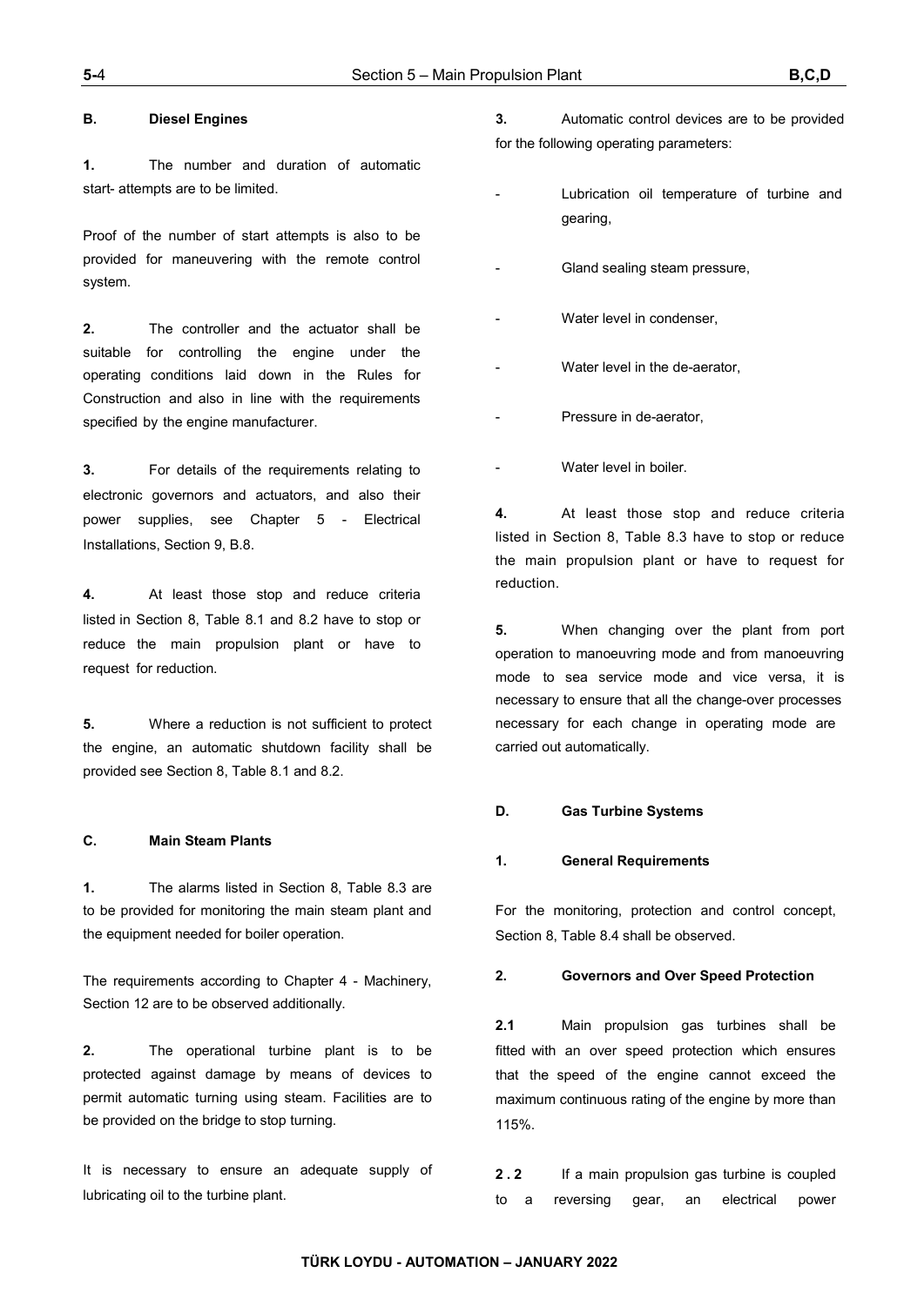## B. Diesel Engines

**1.** The number and duration of automatic start- attempts are to be limited.

Proof of the number of start attempts is also to be provided for maneuvering with the remote control system.

**2.** The controller and the actuator shall be suitable for controlling the engine under the operating conditions laid down in the Rules for Construction and also in line with the requirements specified by the engine manufacturer.

**3.** For details of the requirements relating to electronic governors and actuators, and also their power supplies, see Chapter 5 - Electrical Installations, Section 9, B.8.

**4.** At least those stop and reduce criteria listed in Section 8, Table 8.1 and 8.2 have to stop or reduce the main propulsion plant or have to request for reduction.

**5.** Where a reduction is not sufficient to protect the engine, an automatic shutdown facility shall be provided see Section 8, Table 8.1 and 8.2.

## C. Main Steam Plants

**1.** The alarms listed in Section 8, Table 8.3 are to be provided for monitoring the main steam plant and the equipment needed for boiler operation.

The requirements according to Chapter 4 - Machinery, Section 12 are to be observed additionally.

**2.** The operational turbine plant is to be protected against damage by means of devices to permit automatic turning using steam. Facilities are to be provided on the bridge to stop turning.

It is necessary to ensure an adequate supply of lubricating oil to the turbine plant.

**3.** Automatic control devices are to be provided for the following operating parameters:

- Lubrication oil temperature of turbine and gearing,
- Gland sealing steam pressure,
- Water level in condenser,
- Water level in the de-aerator,
- Pressure in de-aerator,
- Water level in boiler.

**4.** At least those stop and reduce criteria listed in Section 8, Table 8.3 have to stop or reduce the main propulsion plant or have to request for reduction.

**5.** When changing over the plant from port operation to manoeuvring mode and from manoeuvring mode to sea service mode and vice versa, it is necessary to ensure that all the change-over processes necessary for each change in operating mode are carried out automatically.

## D. Gas Turbine Systems

### 1. General Requirements

For the monitoring, protection and control concept, Section 8, Table 8.4 shall be observed.

### 2. Governors and Over Speed Protection

**2.1** Main propulsion gas turbines shall be fitted with an over speed protection which ensures that the speed of the engine cannot exceed the maximum continuous rating of the engine by more than 115%.

**2.2** If a main propulsion gas turbine is coupled to a reversing gear, an electrical power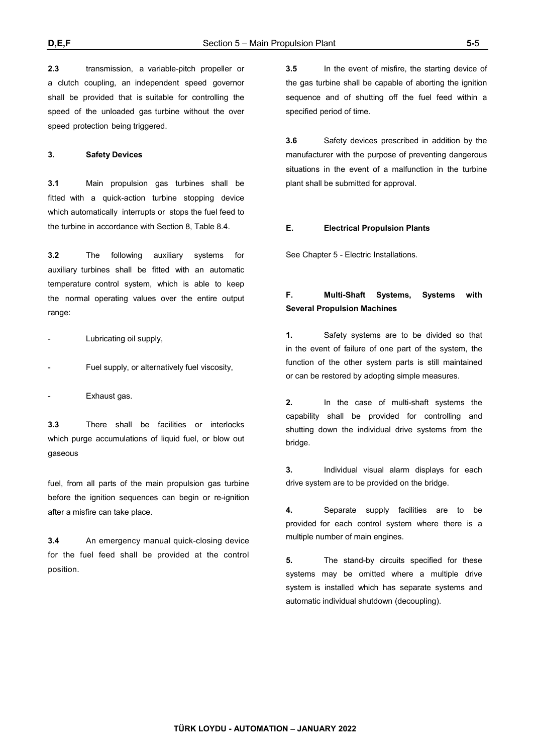**2.3** transmission, a variable-pitch propeller or a clutch coupling, an independent speed governor shall be provided that is suitable for controlling the speed of the unloaded gas turbine without the over speed protection being triggered.

### 3. Safety Devices

**3.1** Main propulsion gas turbines shall be fitted with a quick-action turbine stopping device which automatically interrupts or stops the fuel feed to the turbine in accordance with Section 8, Table 8.4.

**3.2** The following auxiliary systems for auxiliary turbines shall be fitted with an automatic temperature control system, which is able to keep the normal operating values over the entire output range:

- Lubricating oil supply,
- Fuel supply, or alternatively fuel viscosity,
- Exhaust gas.

**3.3** There shall be facilities or interlocks which purge accumulations of liquid fuel, or blow out gaseous fuel, from all parts of the main propulsion gas turbine before the ignition sequences can begin or re-ignition after a misfire can take place.

**3.4** An emergency manual quick-closing device for the fuel feed shall be provided at the control position.

**3.5** In the event of misfire, the starting device of the gas turbine shall be capable of aborting the ignition sequence and of shutting off the fuel feed within a specified period of time.

**3.6** Safety devices prescribed in addition by the manufacturer with the purpose of preventing dangerous situations in the event of a malfunction in the turbine plant shall be submitted for approval.

## E. Electrical Propulsion Plants

See Chapter 5 - Electric Installations.

## F. Multi-Shaft Systems, Systems with Several Propulsion Machines

**1.** Safety systems are to be divided so that in the event of failure of one part of the system, the function of the other system parts is still maintained or can be restored by adopting simple measures.

**2.** In the case of multi-shaft systems the capability shall be provided for controlling and shutting down the individual drive systems from the bridge.

**3.** Individual visual alarm displays for each drive system are to be provided on the bridge.

**4.** Separate supply facilities are to be provided for each control system where there is a multiple number of main engines.

**5.** The stand-by circuits specified for these systems may be omitted where a multiple drive system is installed which has separate systems and automatic individual shutdown (decoupling).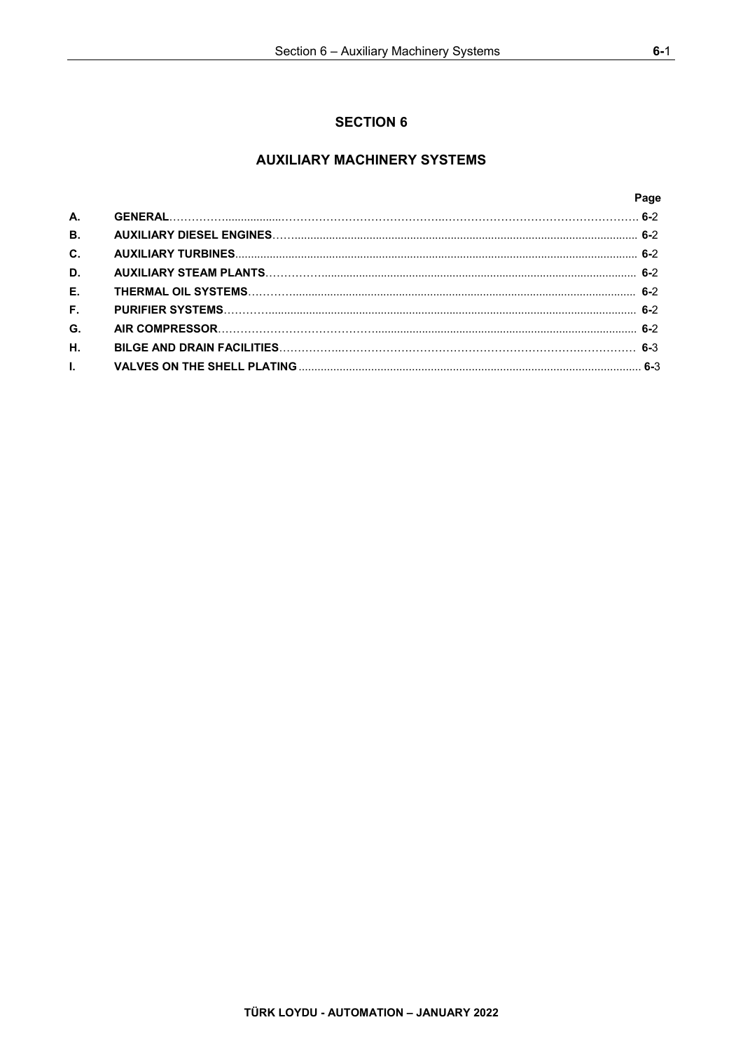# SECTION 6

## AUXILIARY MACHINERY SYSTEMS

| | | Page |
|---|---|---|
| A. | GENERAL | 6-2 |
| B. | AUXILIARY DIESEL ENGINES | 6-2 |
| C. | AUXILIARY TURBINES | 6-2 |
| D. | AUXILIARY STEAM PLANTS | 6-2 |
| E. | THERMAL OIL SYSTEMS | 6-2 |
| F. | PURIFIER SYSTEMS | 6-2 |
| G. | AIR COMPRESSOR | 6-2 |
| H. | BILGE AND DRAIN FACILITIES | 6-3 |
| I. | VALVES ON THE SHELL PLATING | 6-3 |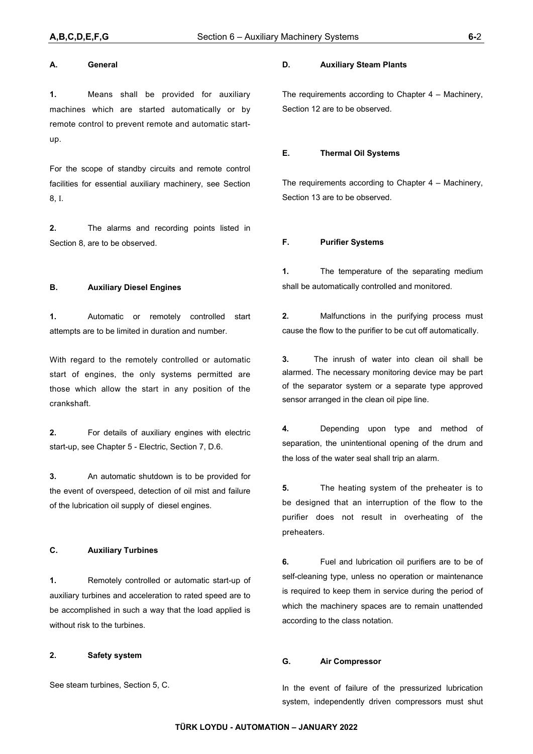## A. General

**1.** Means shall be provided for auxiliary machines which are started automatically or by remote control to prevent remote and automatic start-up.

For the scope of standby circuits and remote control facilities for essential auxiliary machinery, see Section 8, I.

**2.** The alarms and recording points listed in Section 8, are to be observed.

## B. Auxiliary Diesel Engines

**1.** Automatic or remotely controlled start attempts are to be limited in duration and number.

With regard to the remotely controlled or automatic start of engines, the only systems permitted are those which allow the start in any position of the crankshaft.

**2.** For details of auxiliary engines with electric start-up, see Chapter 5 - Electric, Section 7, D.6.

**3.** An automatic shutdown is to be provided for the event of overspeed, detection of oil mist and failure of the lubrication oil supply of diesel engines.

## C. Auxiliary Turbines

**1.** Remotely controlled or automatic start-up of auxiliary turbines and acceleration to rated speed are to be accomplished in such a way that the load applied is without risk to the turbines.

**2. Safety system**

See steam turbines, Section 5, C.

## D. Auxiliary Steam Plants

The requirements according to Chapter 4 – Machinery, Section 12 are to be observed.

## E. Thermal Oil Systems

The requirements according to Chapter 4 – Machinery, Section 13 are to be observed.

## F. Purifier Systems

**1.** The temperature of the separating medium shall be automatically controlled and monitored.

**2.** Malfunctions in the purifying process must cause the flow to the purifier to be cut off automatically.

**3.** The inrush of water into clean oil shall be alarmed. The necessary monitoring device may be part of the separator system or a separate type approved sensor arranged in the clean oil pipe line.

**4.** Depending upon type and method of separation, the unintentional opening of the drum and the loss of the water seal shall trip an alarm.

**5.** The heating system of the preheater is to be designed that an interruption of the flow to the purifier does not result in overheating of the preheaters.

**6.** Fuel and lubrication oil purifiers are to be of self-cleaning type, unless no operation or maintenance is required to keep them in service during the period of which the machinery spaces are to remain unattended according to the class notation.

## G. Air Compressor

In the event of failure of the pressurized lubrication system, independently driven compressors must shut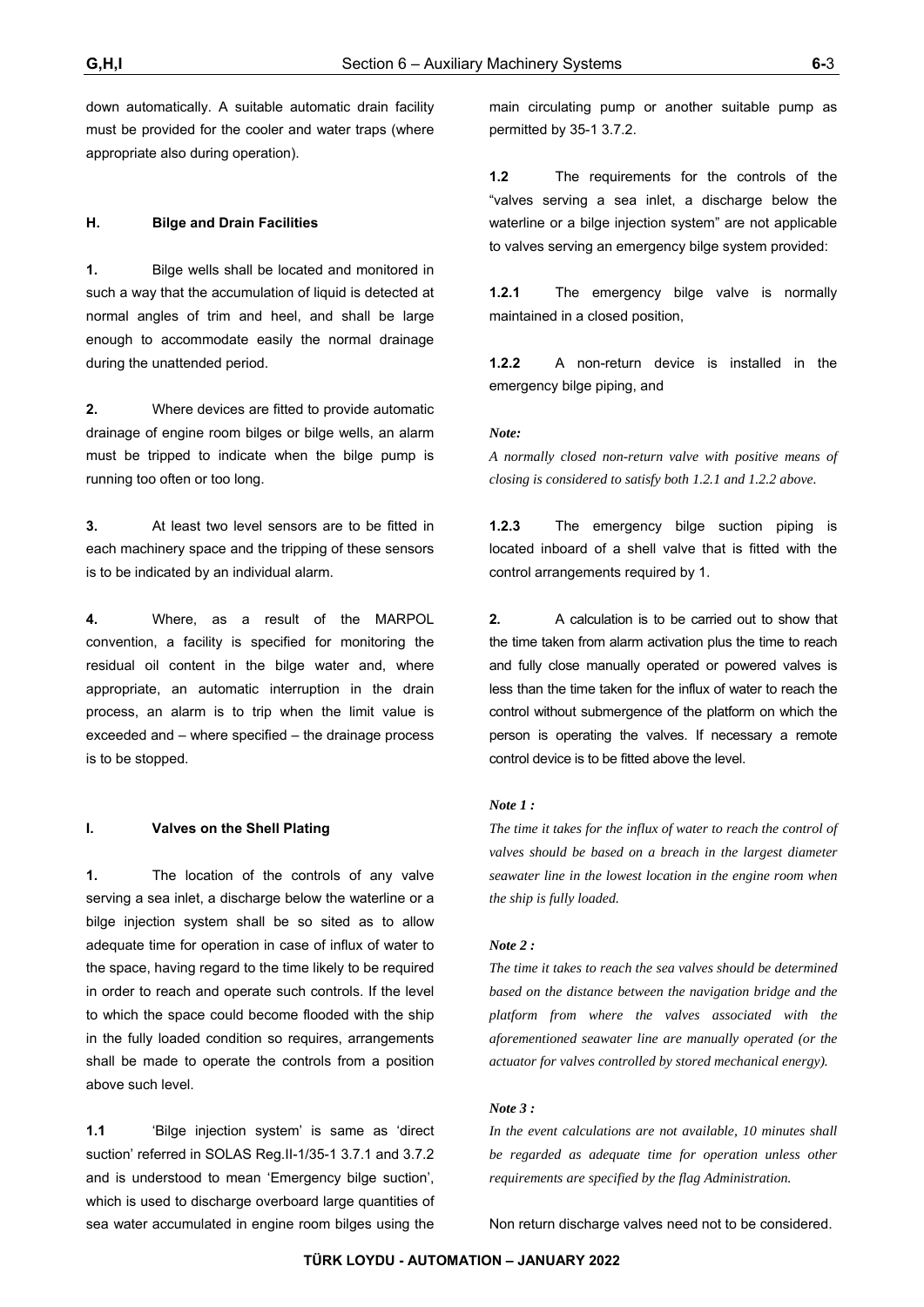down automatically. A suitable automatic drain facility must be provided for the cooler and water traps (where appropriate also during operation).

## H. Bilge and Drain Facilities

**1.** Bilge wells shall be located and monitored in such a way that the accumulation of liquid is detected at normal angles of trim and heel, and shall be large enough to accommodate easily the normal drainage during the unattended period.

**2.** Where devices are fitted to provide automatic drainage of engine room bilges or bilge wells, an alarm must be tripped to indicate when the bilge pump is running too often or too long.

**3.** At least two level sensors are to be fitted in each machinery space and the tripping of these sensors is to be indicated by an individual alarm.

**4.** Where, as a result of the MARPOL convention, a facility is specified for monitoring the residual oil content in the bilge water and, where appropriate, an automatic interruption in the drain process, an alarm is to trip when the limit value is exceeded and – where specified – the drainage process is to be stopped.

## I. Valves on the Shell Plating

**1.** The location of the controls of any valve serving a sea inlet, a discharge below the waterline or a bilge injection system shall be so sited as to allow adequate time for operation in case of influx of water to the space, having regard to the time likely to be required in order to reach and operate such controls. If the level to which the space could become flooded with the ship in the fully loaded condition so requires, arrangements shall be made to operate the controls from a position above such level.

**1.1** 'Bilge injection system' is same as 'direct suction' referred in SOLAS Reg.II-1/35-1 3.7.1 and 3.7.2 and is understood to mean 'Emergency bilge suction', which is used to discharge overboard large quantities of sea water accumulated in engine room bilges using the main circulating pump or another suitable pump as permitted by 35-1 3.7.2.

**1.2** The requirements for the controls of the "valves serving a sea inlet, a discharge below the waterline or a bilge injection system" are not applicable to valves serving an emergency bilge system provided:

**1.2.1** The emergency bilge valve is normally maintained in a closed position,

**1.2.2** A non-return device is installed in the emergency bilge piping, and

*Note:*

*A normally closed non-return valve with positive means of closing is considered to satisfy both 1.2.1 and 1.2.2 above.*

**1.2.3** The emergency bilge suction piping is located inboard of a shell valve that is fitted with the control arrangements required by 1.

**2.** A calculation is to be carried out to show that the time taken from alarm activation plus the time to reach and fully close manually operated or powered valves is less than the time taken for the influx of water to reach the control without submergence of the platform on which the person is operating the valves. If necessary a remote control device is to be fitted above the level.

*Note 1 :*

*The time it takes for the influx of water to reach the control of valves should be based on a breach in the largest diameter seawater line in the lowest location in the engine room when the ship is fully loaded.*

*Note 2 :*

*The time it takes to reach the sea valves should be determined based on the distance between the navigation bridge and the platform from where the valves associated with the aforementioned seawater line are manually operated (or the actuator for valves controlled by stored mechanical energy).*

*Note 3 :*

*In the event calculations are not available, 10 minutes shall be regarded as adequate time for operation unless other requirements are specified by the flag Administration.*

Non return discharge valves need not to be considered.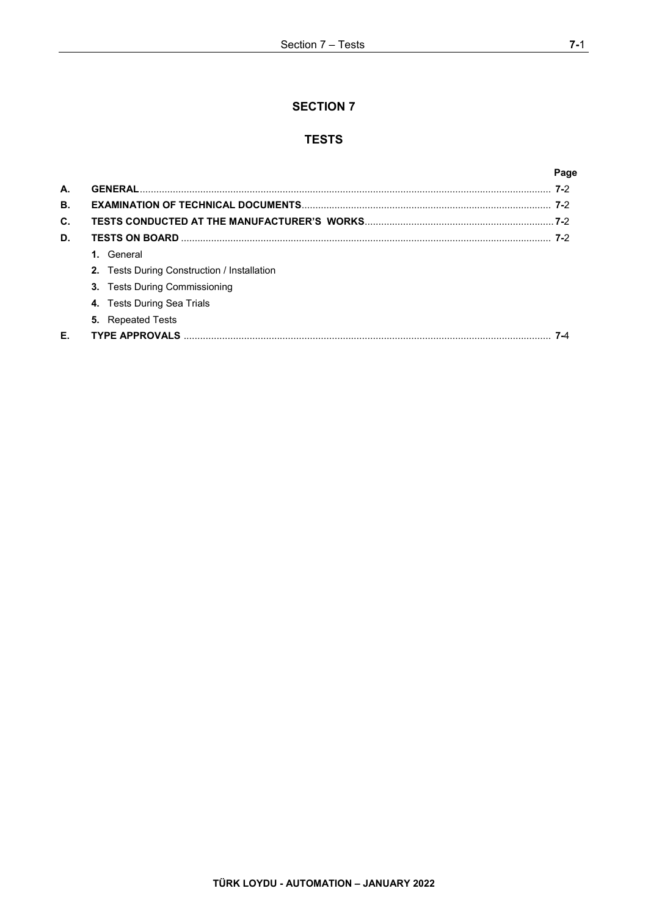# SECTION 7

# TESTS

| | | Page |
|---|---|---|
| **A.** | **GENERAL** | **7-**2 |
| **B.** | **EXAMINATION OF TECHNICAL DOCUMENTS** | **7-**2 |
| **C.** | **TESTS CONDUCTED AT THE MANUFACTURER'S WORKS** | **7-**2 |
| **D.** | **TESTS ON BOARD** | **7-**2 |
| | **1.** General | |
| | **2.** Tests During Construction / Installation | |
| | **3.** Tests During Commissioning | |
| | **4.** Tests During Sea Trials | |
| | **5.** Repeated Tests | |
| **E.** | **TYPE APPROVALS** | **7-**4 |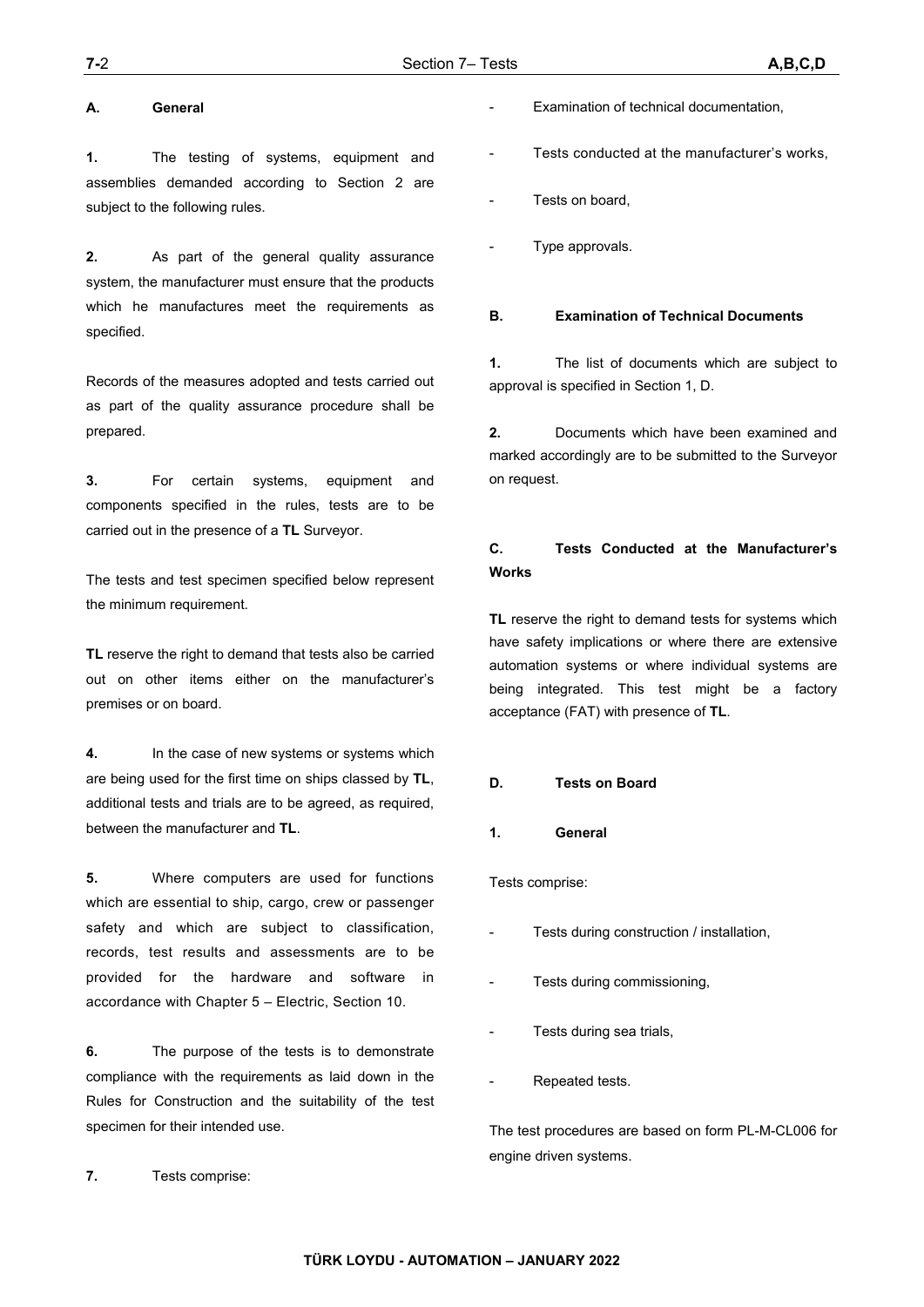## A. General

**1.** The testing of systems, equipment and assemblies demanded according to Section 2 are subject to the following rules.

**2.** As part of the general quality assurance system, the manufacturer must ensure that the products which he manufactures meet the requirements as specified.

Records of the measures adopted and tests carried out as part of the quality assurance procedure shall be prepared.

**3.** For certain systems, equipment and components specified in the rules, tests are to be carried out in the presence of a **TL** Surveyor.

The tests and test specimen specified below represent the minimum requirement.

**TL** reserve the right to demand that tests also be carried out on other items either on the manufacturer's premises or on board.

**4.** In the case of new systems or systems which are being used for the first time on ships classed by **TL**, additional tests and trials are to be agreed, as required, between the manufacturer and **TL**.

**5.** Where computers are used for functions which are essential to ship, cargo, crew or passenger safety and which are subject to classification, records, test results and assessments are to be provided for the hardware and software in accordance with Chapter 5 – Electric, Section 10.

**6.** The purpose of the tests is to demonstrate compliance with the requirements as laid down in the Rules for Construction and the suitability of the test specimen for their intended use.

**7.** Tests comprise:

- Examination of technical documentation,
- Tests conducted at the manufacturer's works,
- Tests on board,
- Type approvals.

## B. Examination of Technical Documents

**1.** The list of documents which are subject to approval is specified in Section 1, D.

**2.** Documents which have been examined and marked accordingly are to be submitted to the Surveyor on request.

## C. Tests Conducted at the Manufacturer's Works

**TL** reserve the right to demand tests for systems which have safety implications or where there are extensive automation systems or where individual systems are being integrated. This test might be a factory acceptance (FAT) with presence of **TL**.

## D. Tests on Board

### 1. General

Tests comprise:

- Tests during construction / installation,
- Tests during commissioning,
- Tests during sea trials,
- Repeated tests.

The test procedures are based on form PL-M-CL006 for engine driven systems.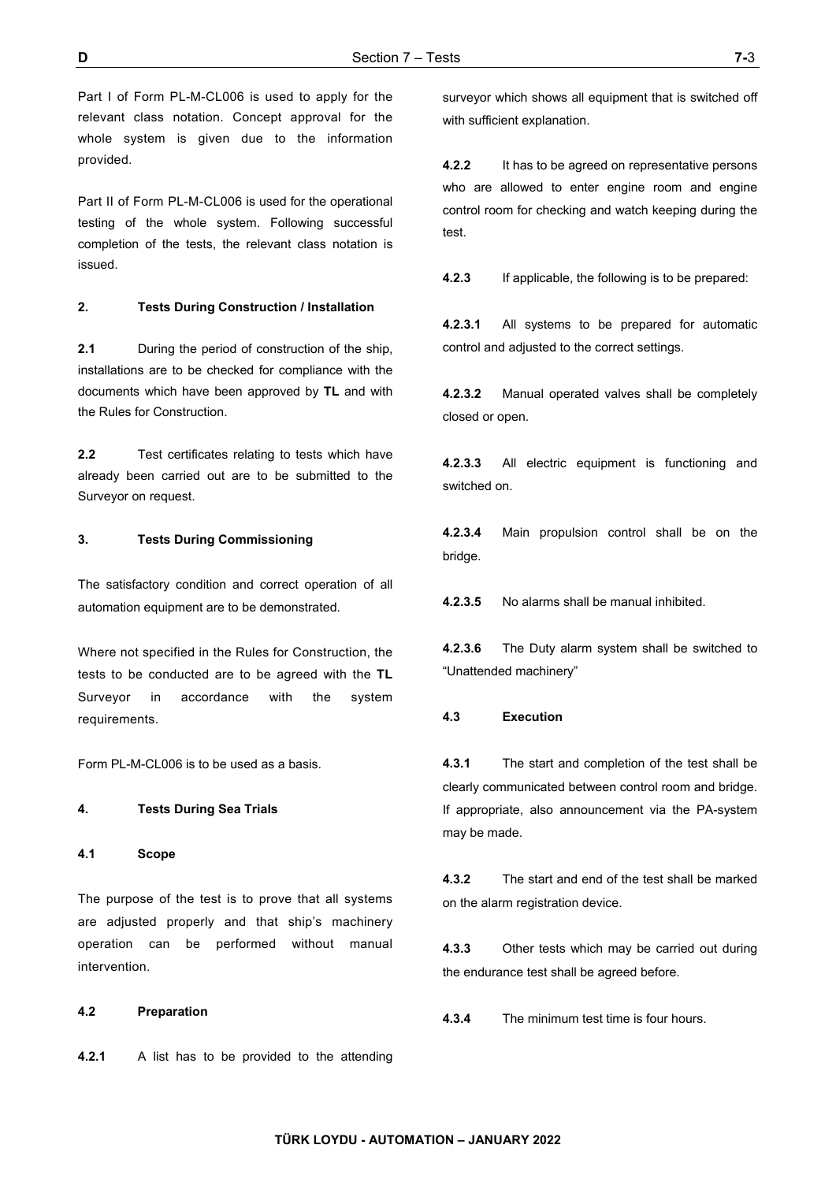Part I of Form PL-M-CL006 is used to apply for the relevant class notation. Concept approval for the whole system is given due to the information provided.

Part II of Form PL-M-CL006 is used for the operational testing of the whole system. Following successful completion of the tests, the relevant class notation is issued.

### 2. Tests During Construction / Installation

**2.1** During the period of construction of the ship, installations are to be checked for compliance with the documents which have been approved by **TL** and with the Rules for Construction.

**2.2** Test certificates relating to tests which have already been carried out are to be submitted to the Surveyor on request.

### 3. Tests During Commissioning

The satisfactory condition and correct operation of all automation equipment are to be demonstrated.

Where not specified in the Rules for Construction, the tests to be conducted are to be agreed with the **TL** Surveyor in accordance with the system requirements.

Form PL-M-CL006 is to be used as a basis.

### 4. Tests During Sea Trials

#### 4.1 Scope

The purpose of the test is to prove that all systems are adjusted properly and that ship's machinery operation can be performed without manual intervention.

#### 4.2 Preparation

**4.2.1** A list has to be provided to the attending surveyor which shows all equipment that is switched off with sufficient explanation.

**4.2.2** It has to be agreed on representative persons who are allowed to enter engine room and engine control room for checking and watch keeping during the test.

**4.2.3** If applicable, the following is to be prepared:

**4.2.3.1** All systems to be prepared for automatic control and adjusted to the correct settings.

**4.2.3.2** Manual operated valves shall be completely closed or open.

**4.2.3.3** All electric equipment is functioning and switched on.

**4.2.3.4** Main propulsion control shall be on the bridge.

**4.2.3.5** No alarms shall be manual inhibited.

**4.2.3.6** The Duty alarm system shall be switched to "Unattended machinery"

#### 4.3 Execution

**4.3.1** The start and completion of the test shall be clearly communicated between control room and bridge. If appropriate, also announcement via the PA-system may be made.

**4.3.2** The start and end of the test shall be marked on the alarm registration device.

**4.3.3** Other tests which may be carried out during the endurance test shall be agreed before.

**4.3.4** The minimum test time is four hours.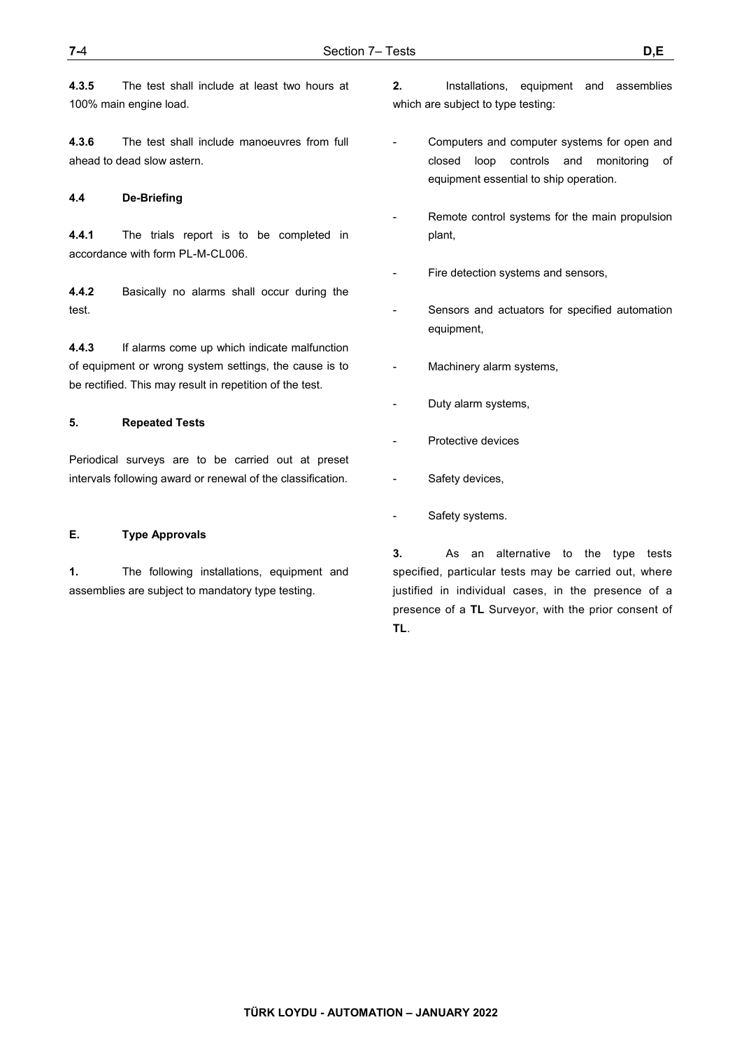**4.3.5** The test shall include at least two hours at 100% main engine load.

**4.3.6** The test shall include manoeuvres from full ahead to dead slow astern.

**4.4 De-Briefing**

**4.4.1** The trials report is to be completed in accordance with form PL-M-CL006.

**4.4.2** Basically no alarms shall occur during the test.

**4.4.3** If alarms come up which indicate malfunction of equipment or wrong system settings, the cause is to be rectified. This may result in repetition of the test.

**5. Repeated Tests**

Periodical surveys are to be carried out at preset intervals following award or renewal of the classification.

## E. Type Approvals

**1.** The following installations, equipment and assemblies are subject to mandatory type testing.

**2.** Installations, equipment and assemblies which are subject to type testing:

- Computers and computer systems for open and closed loop controls and monitoring of equipment essential to ship operation.
- Remote control systems for the main propulsion plant,
- Fire detection systems and sensors,
- Sensors and actuators for specified automation equipment,
- Machinery alarm systems,
- Duty alarm systems,
- Protective devices
- Safety devices,
- Safety systems.

**3.** As an alternative to the type tests specified, particular tests may be carried out, where justified in individual cases, in the presence of a presence of a **TL** Surveyor, with the prior consent of **TL**.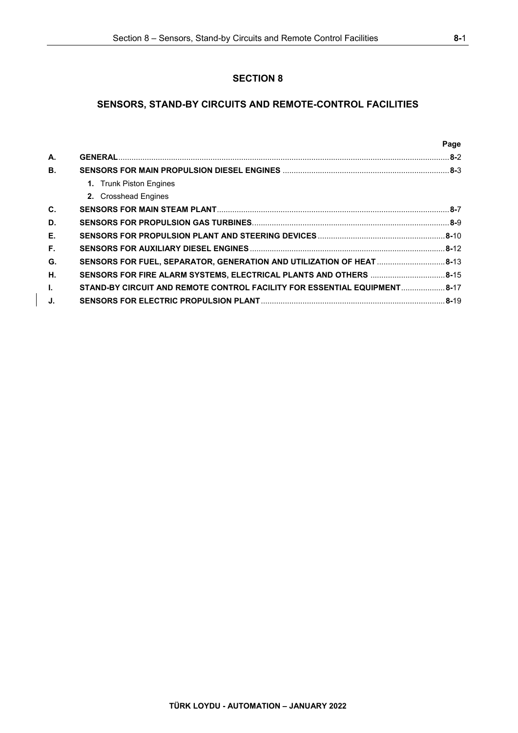# SECTION 8

## SENSORS, STAND-BY CIRCUITS AND REMOTE-CONTROL FACILITIES

| | | Page |
|---|---|---|
| **A.** | **GENERAL** | **8-**2 |
| **B.** | **SENSORS FOR MAIN PROPULSION DIESEL ENGINES** | **8-**3 |
| | **1.** Trunk Piston Engines | |
| | **2.** Crosshead Engines | |
| **C.** | **SENSORS FOR MAIN STEAM PLANT** | **8-**7 |
| **D.** | **SENSORS FOR PROPULSION GAS TURBINES** | **8-**9 |
| **E.** | **SENSORS FOR PROPULSION PLANT AND STEERING DEVICES** | **8-**10 |
| **F.** | **SENSORS FOR AUXILIARY DIESEL ENGINES** | **8-**12 |
| **G.** | **SENSORS FOR FUEL, SEPARATOR, GENERATION AND UTILIZATION OF HEAT** | **8-**13 |
| **H.** | **SENSORS FOR FIRE ALARM SYSTEMS, ELECTRICAL PLANTS AND OTHERS** | **8-**15 |
| **I.** | **STAND-BY CIRCUIT AND REMOTE CONTROL FACILITY FOR ESSENTIAL EQUIPMENT** | **8-**17 |
| **J.** | **SENSORS FOR ELECTRIC PROPULSION PLANT** | **8-**19 |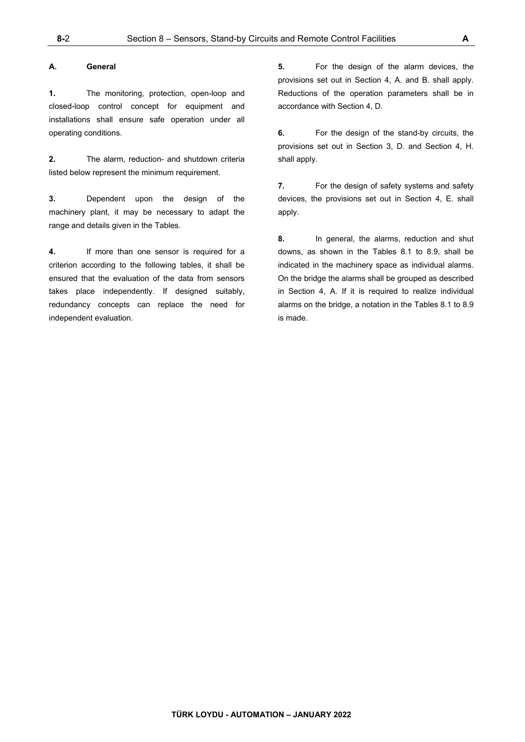## A. General

**1.** The monitoring, protection, open-loop and closed-loop control concept for equipment and installations shall ensure safe operation under all operating conditions.

**2.** The alarm, reduction- and shutdown criteria listed below represent the minimum requirement.

**3.** Dependent upon the design of the machinery plant, it may be necessary to adapt the range and details given in the Tables.

**4.** If more than one sensor is required for a criterion according to the following tables, it shall be ensured that the evaluation of the data from sensors takes place independently. If designed suitably, redundancy concepts can replace the need for independent evaluation.

**5.** For the design of the alarm devices, the provisions set out in Section 4, A. and B. shall apply. Reductions of the operation parameters shall be in accordance with Section 4, D.

**6.** For the design of the stand-by circuits, the provisions set out in Section 3, D. and Section 4, H. shall apply.

**7.** For the design of safety systems and safety devices, the provisions set out in Section 4, E. shall apply.

**8.** In general, the alarms, reduction and shut downs, as shown in the Tables 8.1 to 8.9, shall be indicated in the machinery space as individual alarms. On the bridge the alarms shall be grouped as described in Section 4, A. If it is required to realize individual alarms on the bridge, a notation in the Tables 8.1 to 8.9 is made.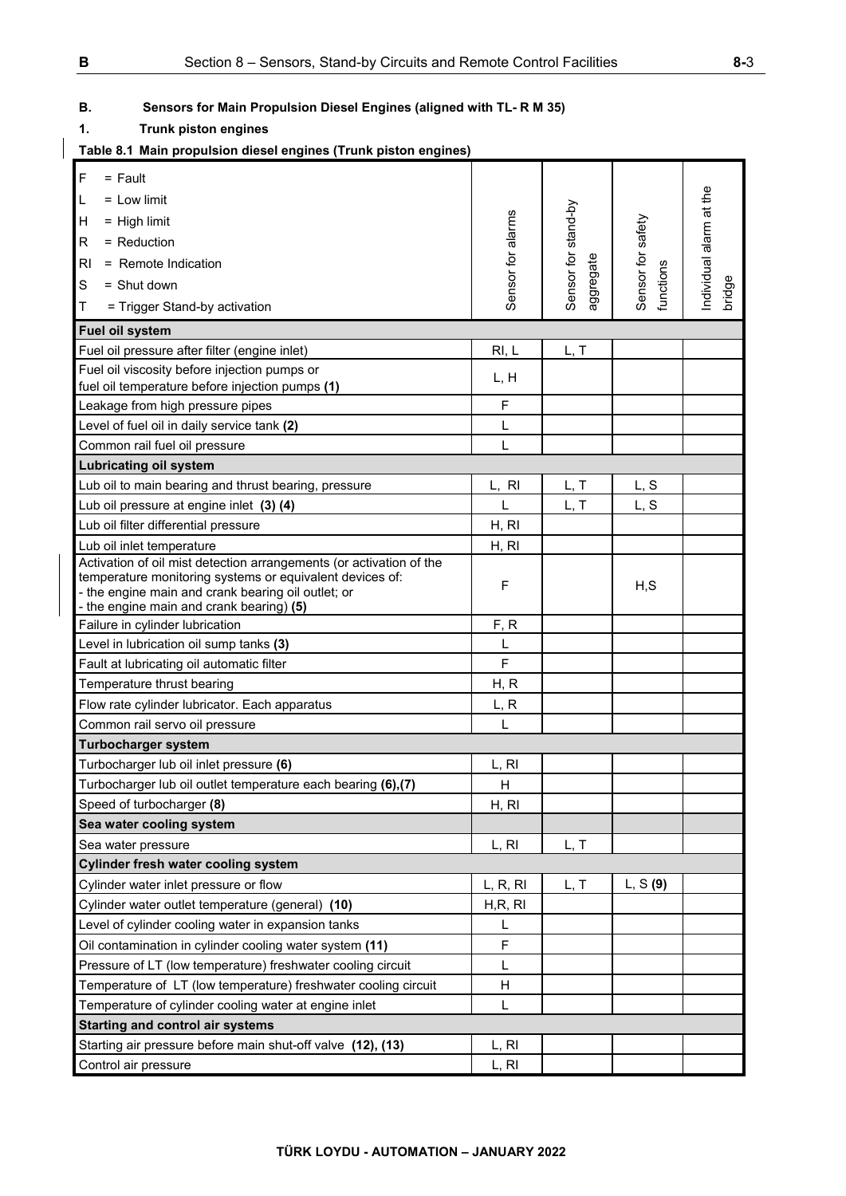## B. Sensors for Main Propulsion Diesel Engines (aligned with TL- R M 35)

### 1. Trunk piston engines

**Table 8.1 Main propulsion diesel engines (Trunk piston engines)**

| F = Fault<br>L = Low limit<br>H = High limit<br>R = Reduction<br>RI = Remote Indication<br>S = Shut down<br>T = Trigger Stand-by activation | Sensor for alarms | Sensor for stand-by aggregate | Sensor for safety functions | Individual alarm at the bridge |
|---|---|---|---|---|
| **Fuel oil system** | | | | |
| Fuel oil pressure after filter (engine inlet) | RI, L | L, T | | |
| Fuel oil viscosity before injection pumps or fuel oil temperature before injection pumps **(1)** | L, H | | | |
| Leakage from high pressure pipes | F | | | |
| Level of fuel oil in daily service tank **(2)** | L | | | |
| Common rail fuel oil pressure | L | | | |
| **Lubricating oil system** | | | | |
| Lub oil to main bearing and thrust bearing, pressure | L, RI | L, T | L, S | |
| Lub oil pressure at engine inlet **(3) (4)** | L | L, T | L, S | |
| Lub oil filter differential pressure | H, RI | | | |
| Lub oil inlet temperature | H, RI | | | |
| Activation of oil mist detection arrangements (or activation of the temperature monitoring systems or equivalent devices of:<br>- the engine main and crank bearing oil outlet; or<br>- the engine main and crank bearing) **(5)** | F | | H,S | |
| Failure in cylinder lubrication | F, R | | | |
| Level in lubrication oil sump tanks **(3)** | L | | | |
| Fault at lubricating oil automatic filter | F | | | |
| Temperature thrust bearing | H, R | | | |
| Flow rate cylinder lubricator. Each apparatus | L, R | | | |
| Common rail servo oil pressure | L | | | |
| **Turbocharger system** | | | | |
| Turbocharger lub oil inlet pressure **(6)** | L, RI | | | |
| Turbocharger lub oil outlet temperature each bearing **(6),(7)** | H | | | |
| Speed of turbocharger **(8)** | H, RI | | | |
| **Sea water cooling system** | | | | |
| Sea water pressure | L, RI | L, T | | |
| **Cylinder fresh water cooling system** | | | | |
| Cylinder water inlet pressure or flow | L, R, RI | L, T | L, S **(9)** | |
| Cylinder water outlet temperature (general) **(10)** | H,R, RI | | | |
| Level of cylinder cooling water in expansion tanks | L | | | |
| Oil contamination in cylinder cooling water system **(11)** | F | | | |
| Pressure of LT (low temperature) freshwater cooling circuit | L | | | |
| Temperature of LT (low temperature) freshwater cooling circuit | H | | | |
| Temperature of cylinder cooling water at engine inlet | L | | | |
| **Starting and control air systems** | | | | |
| Starting air pressure before main shut-off valve **(12), (13)** | L, RI | | | |
| Control air pressure | L, RI | | | |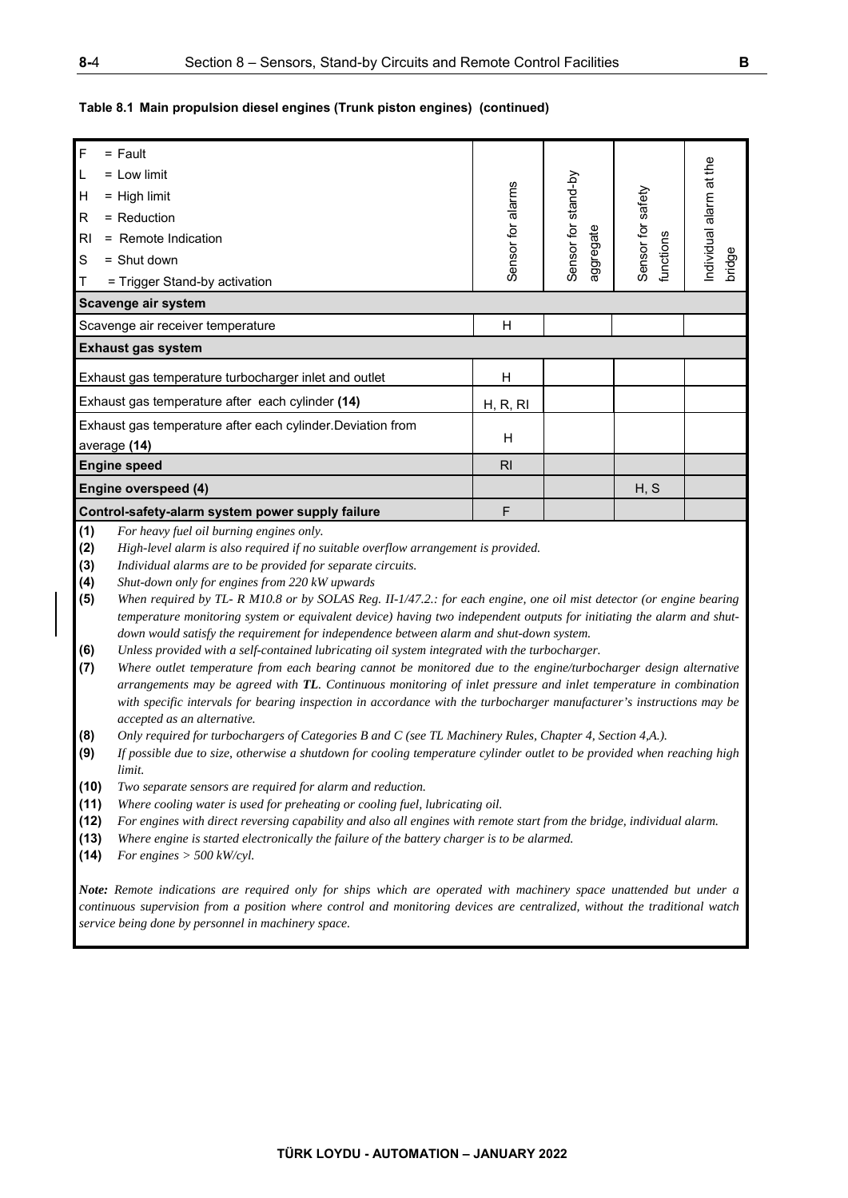**Table 8.1 Main propulsion diesel engines (Trunk piston engines) (continued)**

| F = Fault<br>L = Low limit<br>H = High limit<br>R = Reduction<br>RI = Remote Indication<br>S = Shut down<br>T = Trigger Stand-by activation | Sensor for alarms | Sensor for stand-by aggregate | Sensor for safety functions | Individual alarm at the bridge |
|---|---|---|---|---|
| **Scavenge air system** | | | | |
| Scavenge air receiver temperature | H | | | |
| **Exhaust gas system** | | | | |
| Exhaust gas temperature turbocharger inlet and outlet | H | | | |
| Exhaust gas temperature after each cylinder **(14)** | H, R, RI | | | |
| Exhaust gas temperature after each cylinder. Deviation from average **(14)** | H | | | |
| **Engine speed** | RI | | | |
| **Engine overspeed (4)** | | | H, S | |
| **Control-safety-alarm system power supply failure** | F | | | |

**(1)** *For heavy fuel oil burning engines only.*

**(2)** *High-level alarm is also required if no suitable overflow arrangement is provided.*

**(3)** *Individual alarms are to be provided for separate circuits.*

**(4)** *Shut-down only for engines from 220 kW upwards*

**(5)** *When required by TL- R M10.8 or by SOLAS Reg. II-1/47.2.: for each engine, one oil mist detector (or engine bearing temperature monitoring system or equivalent device) having two independent outputs for initiating the alarm and shut-down would satisfy the requirement for independence between alarm and shut-down system.*

**(6)** *Unless provided with a self-contained lubricating oil system integrated with the turbocharger.*

**(7)** *Where outlet temperature from each bearing cannot be monitored due to the engine/turbocharger design alternative arrangements may be agreed with **TL**. Continuous monitoring of inlet pressure and inlet temperature in combination with specific intervals for bearing inspection in accordance with the turbocharger manufacturer's instructions may be accepted as an alternative.*

**(8)** *Only required for turbochargers of Categories B and C (see TL Machinery Rules, Chapter 4, Section 4,A.).*

**(9)** *If possible due to size, otherwise a shutdown for cooling temperature cylinder outlet to be provided when reaching high limit.*

**(10)** *Two separate sensors are required for alarm and reduction.*

**(11)** *Where cooling water is used for preheating or cooling fuel, lubricating oil.*

**(12)** *For engines with direct reversing capability and also all engines with remote start from the bridge, individual alarm.*

**(13)** *Where engine is started electronically the failure of the battery charger is to be alarmed.*

**(14)** *For engines > 500 kW/cyl.*

***Note:*** *Remote indications are required only for ships which are operated with machinery space unattended but under a continuous supervision from a position where control and monitoring devices are centralized, without the traditional watch service being done by personnel in machinery space.*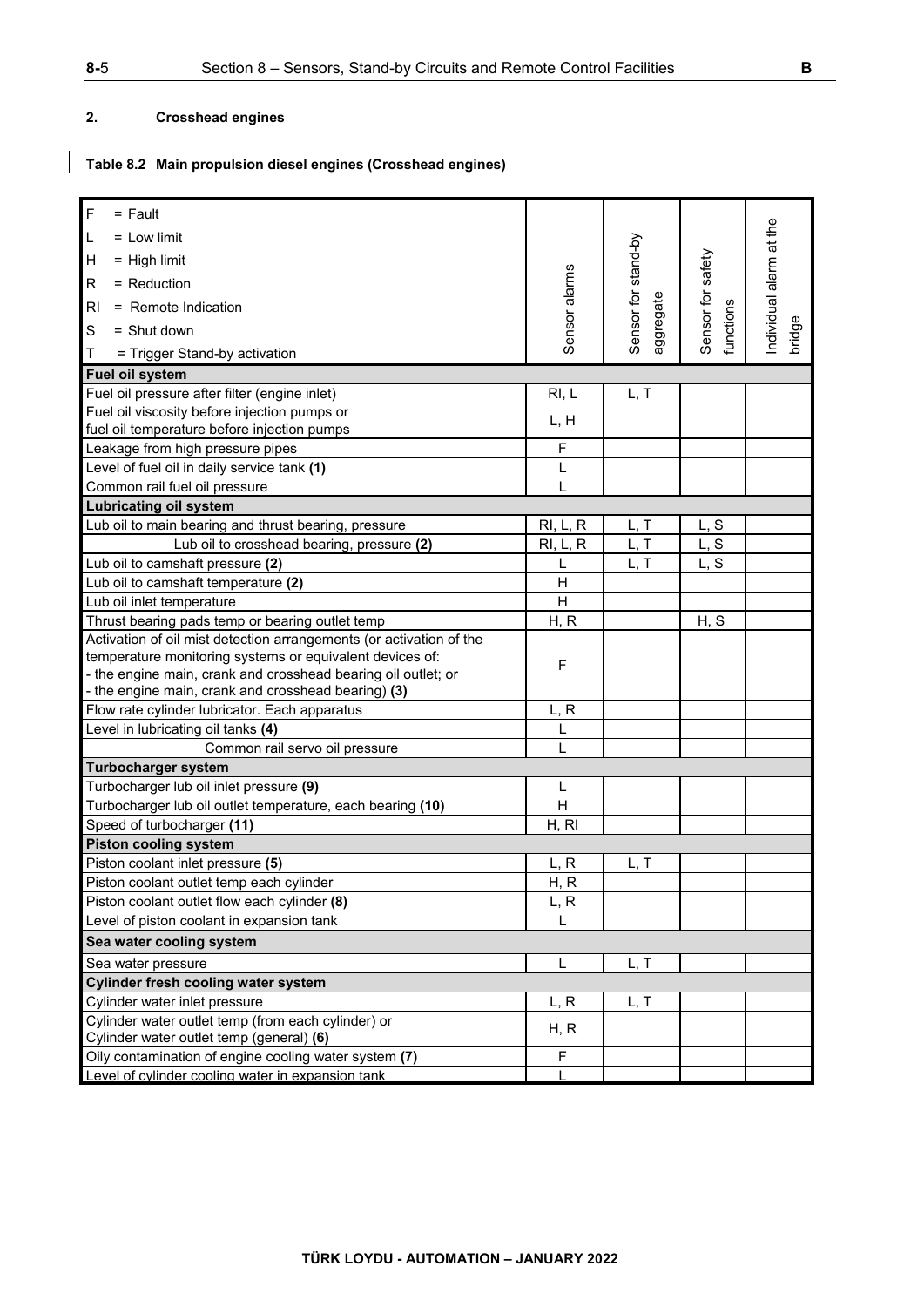## 2. Crosshead engines

**Table 8.2 Main propulsion diesel engines (Crosshead engines)**

| F = Fault<br>L = Low limit<br>H = High limit<br>R = Reduction<br>RI = Remote Indication<br>S = Shut down<br>T = Trigger Stand-by activation | Sensor alarms | Sensor for stand-by aggregate | Sensor for safety functions | Individual alarm at the bridge |
|---|---|---|---|---|
| **Fuel oil system** | | | | |
| Fuel oil pressure after filter (engine inlet) | RI, L | L, T | | |
| Fuel oil viscosity before injection pumps or fuel oil temperature before injection pumps | L, H | | | |
| Leakage from high pressure pipes | F | | | |
| Level of fuel oil in daily service tank **(1)** | L | | | |
| Common rail fuel oil pressure | L | | | |
| **Lubricating oil system** | | | | |
| Lub oil to main bearing and thrust bearing, pressure | RI, L, R | L, T | L, S | |
| Lub oil to crosshead bearing, pressure **(2)** | RI, L, R | L, T | L, S | |
| Lub oil to camshaft pressure **(2)** | L | L, T | L, S | |
| Lub oil to camshaft temperature **(2)** | H | | | |
| Lub oil inlet temperature | H | | | |
| Thrust bearing pads temp or bearing outlet temp | H, R | | H, S | |
| Activation of oil mist detection arrangements (or activation of the temperature monitoring systems or equivalent devices of:<br>- the engine main, crank and crosshead bearing oil outlet; or<br>- the engine main, crank and crosshead bearing) **(3)** | F | | | |
| Flow rate cylinder lubricator. Each apparatus | L, R | | | |
| Level in lubricating oil tanks **(4)** | L | | | |
| Common rail servo oil pressure | L | | | |
| **Turbocharger system** | | | | |
| Turbocharger lub oil inlet pressure **(9)** | L | | | |
| Turbocharger lub oil outlet temperature, each bearing **(10)** | H | | | |
| Speed of turbocharger **(11)** | H, RI | | | |
| **Piston cooling system** | | | | |
| Piston coolant inlet pressure **(5)** | L, R | L, T | | |
| Piston coolant outlet temp each cylinder | H, R | | | |
| Piston coolant outlet flow each cylinder **(8)** | L, R | | | |
| Level of piston coolant in expansion tank | L | | | |
| **Sea water cooling system** | | | | |
| Sea water pressure | L | L, T | | |
| **Cylinder fresh cooling water system** | | | | |
| Cylinder water inlet pressure | L, R | L, T | | |
| Cylinder water outlet temp (from each cylinder) or Cylinder water outlet temp (general) **(6)** | H, R | | | |
| Oily contamination of engine cooling water system **(7)** | F | | | |
| Level of cylinder cooling water in expansion tank | L | | | |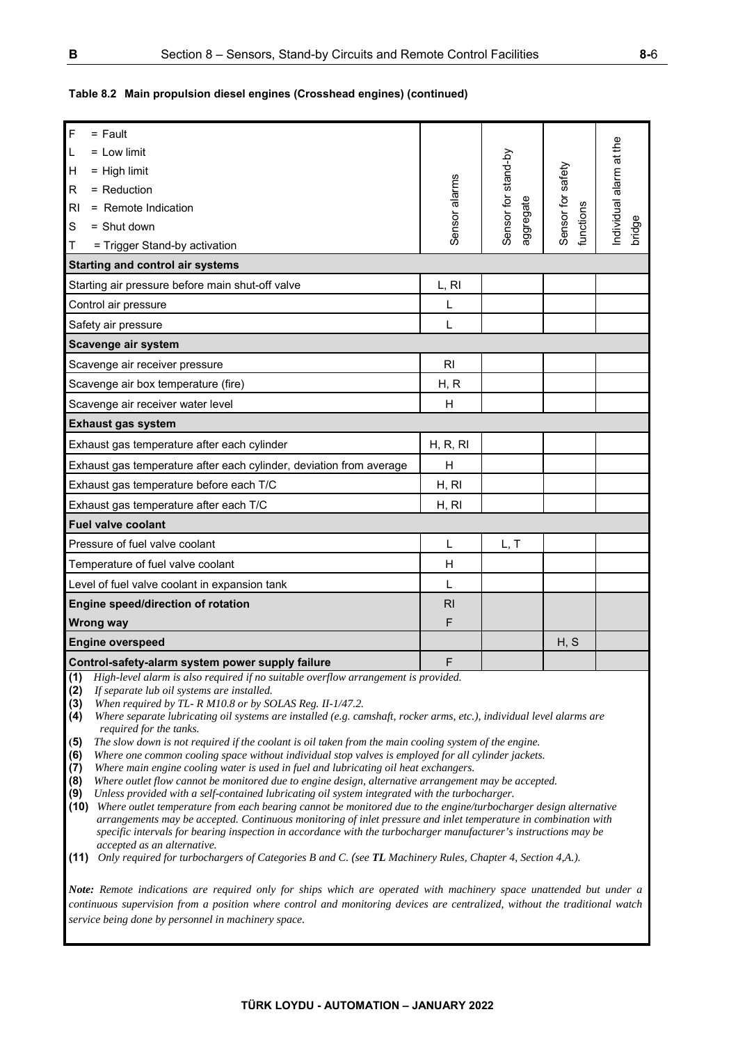**Table 8.2 Main propulsion diesel engines (Crosshead engines) (continued)**

| F = Fault<br>L = Low limit<br>H = High limit<br>R = Reduction<br>RI = Remote Indication<br>S = Shut down<br>T = Trigger Stand-by activation | Sensor alarms | Sensor for stand-by aggregate | Sensor for safety functions | Individual alarm at the bridge |
|---|---|---|---|---|
| **Starting and control air systems** | | | | |
| Starting air pressure before main shut-off valve | L, RI | | | |
| Control air pressure | L | | | |
| Safety air pressure | L | | | |
| **Scavenge air system** | | | | |
| Scavenge air receiver pressure | RI | | | |
| Scavenge air box temperature (fire) | H, R | | | |
| Scavenge air receiver water level | H | | | |
| **Exhaust gas system** | | | | |
| Exhaust gas temperature after each cylinder | H, R, RI | | | |
| Exhaust gas temperature after each cylinder, deviation from average | H | | | |
| Exhaust gas temperature before each T/C | H, RI | | | |
| Exhaust gas temperature after each T/C | H, RI | | | |
| **Fuel valve coolant** | | | | |
| Pressure of fuel valve coolant | L | L, T | | |
| Temperature of fuel valve coolant | H | | | |
| Level of fuel valve coolant in expansion tank | L | | | |
| **Engine speed/direction of rotation** | RI | | | |
| **Wrong way** | F | | | |
| **Engine overspeed** | | | H, S | |
| **Control-safety-alarm system power supply failure** | F | | | |

**(1)** *High-level alarm is also required if no suitable overflow arrangement is provided.*
**(2)** *If separate lub oil systems are installed.*
**(3)** *When required by TL- R M10.8 or by SOLAS Reg. II-1/47.2.*
**(4)** *Where separate lubricating oil systems are installed (e.g. camshaft, rocker arms, etc.), individual level alarms are required for the tanks.*
**(5)** *The slow down is not required if the coolant is oil taken from the main cooling system of the engine.*
**(6)** *Where one common cooling space without individual stop valves is employed for all cylinder jackets.*
**(7)** *Where main engine cooling water is used in fuel and lubricating oil heat exchangers.*
**(8)** *Where outlet flow cannot be monitored due to engine design, alternative arrangement may be accepted.*
**(9)** *Unless provided with a self-contained lubricating oil system integrated with the turbocharger.*
**(10)** *Where outlet temperature from each bearing cannot be monitored due to the engine/turbocharger design alternative arrangements may be accepted. Continuous monitoring of inlet pressure and inlet temperature in combination with specific intervals for bearing inspection in accordance with the turbocharger manufacturer's instructions may be accepted as an alternative.*
**(11)** *Only required for turbochargers of Categories B and C. (see **TL** Machinery Rules, Chapter 4, Section 4,A.).*

***Note:*** *Remote indications are required only for ships which are operated with machinery space unattended but under a continuous supervision from a position where control and monitoring devices are centralized, without the traditional watch service being done by personnel in machinery space.*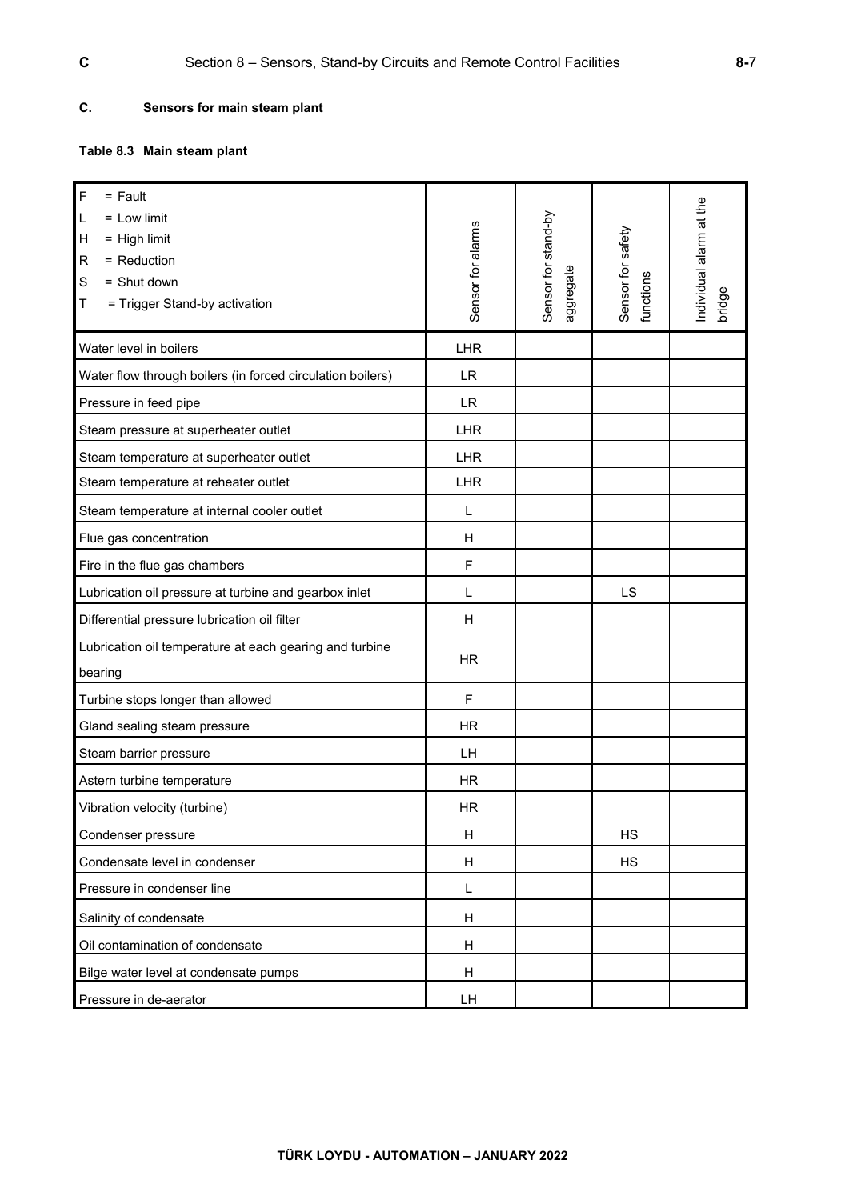## C. Sensors for main steam plant

**Table 8.3 Main steam plant**

| F = Fault<br>L = Low limit<br>H = High limit<br>R = Reduction<br>S = Shut down<br>T = Trigger Stand-by activation | Sensor for alarms | Sensor for stand-by aggregate | Sensor for safety functions | Individual alarm at the bridge |
|---|---|---|---|---|
| Water level in boilers | LHR | | | |
| Water flow through boilers (in forced circulation boilers) | LR | | | |
| Pressure in feed pipe | LR | | | |
| Steam pressure at superheater outlet | LHR | | | |
| Steam temperature at superheater outlet | LHR | | | |
| Steam temperature at reheater outlet | LHR | | | |
| Steam temperature at internal cooler outlet | L | | | |
| Flue gas concentration | H | | | |
| Fire in the flue gas chambers | F | | | |
| Lubrication oil pressure at turbine and gearbox inlet | L | | LS | |
| Differential pressure lubrication oil filter | H | | | |
| Lubrication oil temperature at each gearing and turbine bearing | HR | | | |
| Turbine stops longer than allowed | F | | | |
| Gland sealing steam pressure | HR | | | |
| Steam barrier pressure | LH | | | |
| Astern turbine temperature | HR | | | |
| Vibration velocity (turbine) | HR | | | |
| Condenser pressure | H | | HS | |
| Condensate level in condenser | H | | HS | |
| Pressure in condenser line | L | | | |
| Salinity of condensate | H | | | |
| Oil contamination of condensate | H | | | |
| Bilge water level at condensate pumps | H | | | |
| Pressure in de-aerator | LH | | | |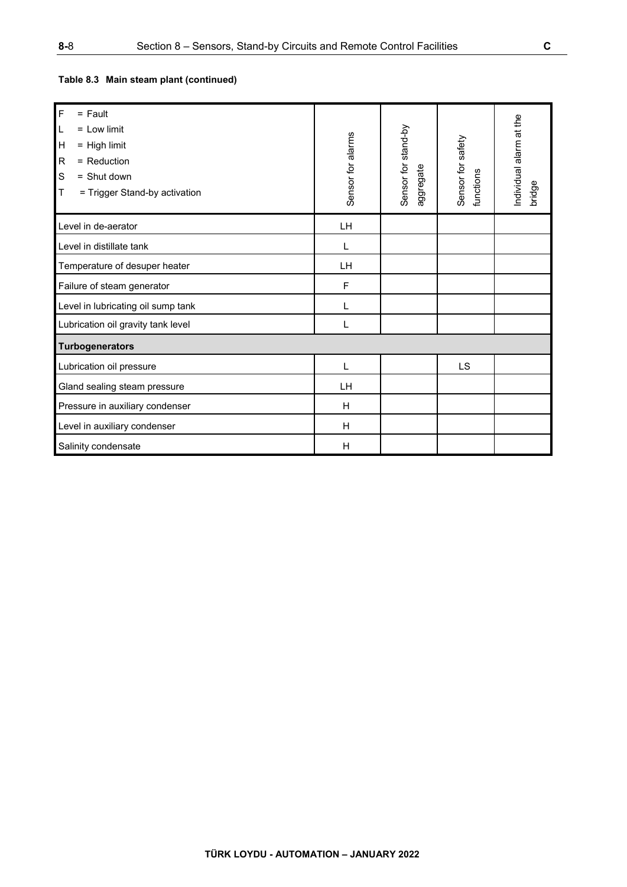**Table 8.3 Main steam plant (continued)**

| F = Fault<br>L = Low limit<br>H = High limit<br>R = Reduction<br>S = Shut down<br>T = Trigger Stand-by activation | Sensor for alarms | Sensor for stand-by aggregate | Sensor for safety functions | Individual alarm at the bridge |
|---|---|---|---|---|
| Level in de-aerator | LH | | | |
| Level in distillate tank | L | | | |
| Temperature of desuper heater | LH | | | |
| Failure of steam generator | F | | | |
| Level in lubricating oil sump tank | L | | | |
| Lubrication oil gravity tank level | L | | | |
| **Turbogenerators** | | | | |
| Lubrication oil pressure | L | | LS | |
| Gland sealing steam pressure | LH | | | |
| Pressure in auxiliary condenser | H | | | |
| Level in auxiliary condenser | H | | | |
| Salinity condensate | H | | | |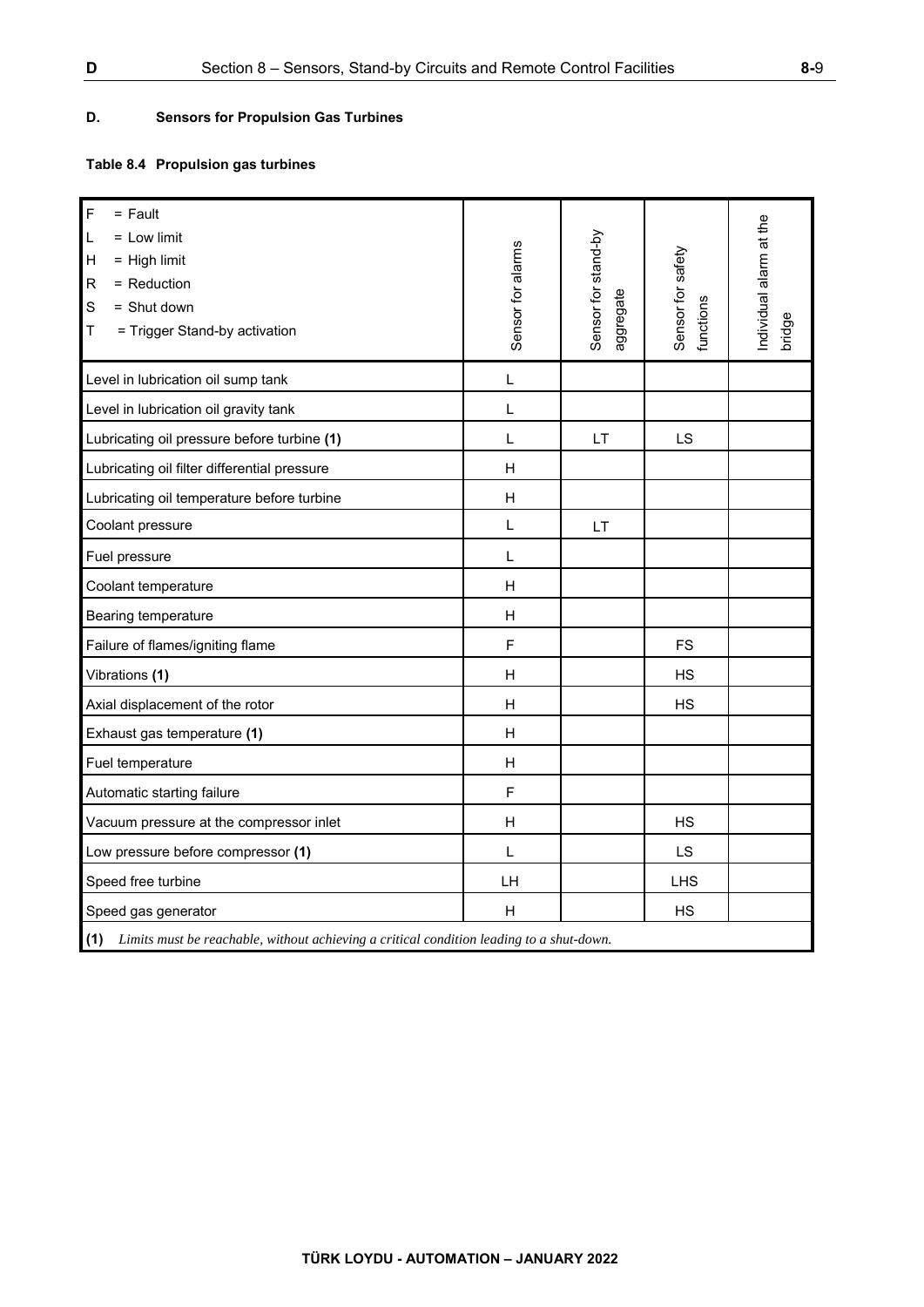## D. Sensors for Propulsion Gas Turbines

**Table 8.4 Propulsion gas turbines**

| F = Fault<br>L = Low limit<br>H = High limit<br>R = Reduction<br>S = Shut down<br>T = Trigger Stand-by activation | Sensor for alarms | Sensor for stand-by aggregate | Sensor for safety functions | Individual alarm at the bridge |
|---|---|---|---|---|
| Level in lubrication oil sump tank | L | | | |
| Level in lubrication oil gravity tank | L | | | |
| Lubricating oil pressure before turbine **(1)** | L | LT | LS | |
| Lubricating oil filter differential pressure | H | | | |
| Lubricating oil temperature before turbine | H | | | |
| Coolant pressure | L | LT | | |
| Fuel pressure | L | | | |
| Coolant temperature | H | | | |
| Bearing temperature | H | | | |
| Failure of flames/igniting flame | F | | FS | |
| Vibrations **(1)** | H | | HS | |
| Axial displacement of the rotor | H | | HS | |
| Exhaust gas temperature **(1)** | H | | | |
| Fuel temperature | H | | | |
| Automatic starting failure | F | | | |
| Vacuum pressure at the compressor inlet | H | | HS | |
| Low pressure before compressor **(1)** | L | | LS | |
| Speed free turbine | LH | | LHS | |
| Speed gas generator | H | | HS | |
| **(1)** *Limits must be reachable, without achieving a critical condition leading to a shut-down.* | | | | |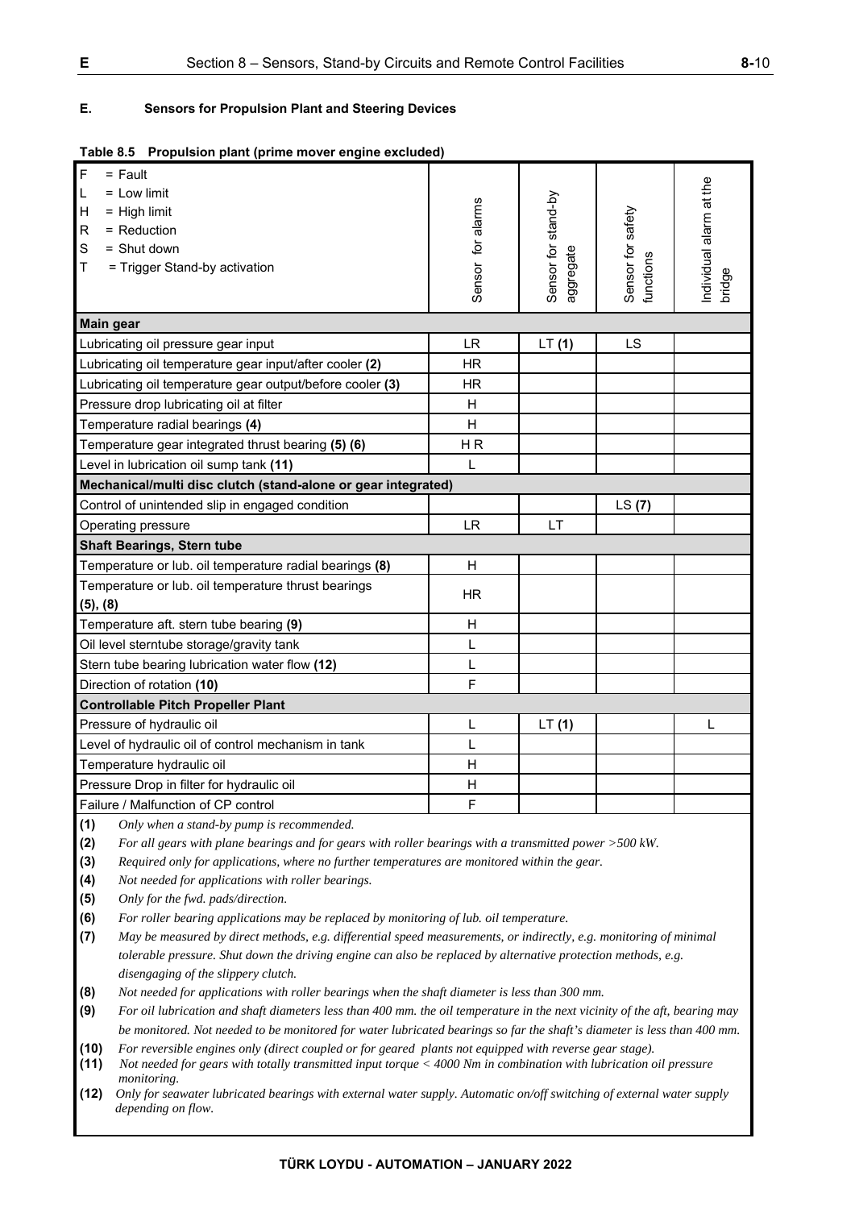## E. Sensors for Propulsion Plant and Steering Devices

**Table 8.5 Propulsion plant (prime mover engine excluded)**

| F = Fault<br>L = Low limit<br>H = High limit<br>R = Reduction<br>S = Shut down<br>T = Trigger Stand-by activation | Sensor for alarms | Sensor for stand-by aggregate | Sensor for safety functions | Individual alarm at the bridge |
|---|---|---|---|---|
| **Main gear** | | | | |
| Lubricating oil pressure gear input | LR | LT **(1)** | LS | |
| Lubricating oil temperature gear input/after cooler **(2)** | HR | | | |
| Lubricating oil temperature gear output/before cooler **(3)** | HR | | | |
| Pressure drop lubricating oil at filter | H | | | |
| Temperature radial bearings **(4)** | H | | | |
| Temperature gear integrated thrust bearing **(5) (6)** | H R | | | |
| Level in lubrication oil sump tank **(11)** | L | | | |
| **Mechanical/multi disc clutch (stand-alone or gear integrated)** | | | | |
| Control of unintended slip in engaged condition | | | LS **(7)** | |
| Operating pressure | LR | LT | | |
| **Shaft Bearings, Stern tube** | | | | |
| Temperature or lub. oil temperature radial bearings **(8)** | H | | | |
| Temperature or lub. oil temperature thrust bearings **(5), (8)** | HR | | | |
| Temperature aft. stern tube bearing **(9)** | H | | | |
| Oil level sterntube storage/gravity tank | L | | | |
| Stern tube bearing lubrication water flow **(12)** | L | | | |
| Direction of rotation **(10)** | F | | | |
| **Controllable Pitch Propeller Plant** | | | | |
| Pressure of hydraulic oil | L | LT **(1)** | | L |
| Level of hydraulic oil of control mechanism in tank | L | | | |
| Temperature hydraulic oil | H | | | |
| Pressure Drop in filter for hydraulic oil | H | | | |
| Failure / Malfunction of CP control | F | | | |

**(1)** *Only when a stand-by pump is recommended.*

**(2)** *For all gears with plane bearings and for gears with roller bearings with a transmitted power >500 kW.*

**(3)** *Required only for applications, where no further temperatures are monitored within the gear.*

**(4)** *Not needed for applications with roller bearings.*

**(5)** *Only for the fwd. pads/direction.*

**(6)** *For roller bearing applications may be replaced by monitoring of lub. oil temperature.*

**(7)** *May be measured by direct methods, e.g. differential speed measurements, or indirectly, e.g. monitoring of minimal tolerable pressure. Shut down the driving engine can also be replaced by alternative protection methods, e.g. disengaging of the slippery clutch.*

**(8)** *Not needed for applications with roller bearings when the shaft diameter is less than 300 mm.*

**(9)** *For oil lubrication and shaft diameters less than 400 mm. the oil temperature in the next vicinity of the aft, bearing may be monitored. Not needed to be monitored for water lubricated bearings so far the shaft's diameter is less than 400 mm.*

**(10)** *For reversible engines only (direct coupled or for geared plants not equipped with reverse gear stage).*

**(11)** *Not needed for gears with totally transmitted input torque < 4000 Nm in combination with lubrication oil pressure monitoring.*

**(12)** *Only for seawater lubricated bearings with external water supply. Automatic on/off switching of external water supply depending on flow.*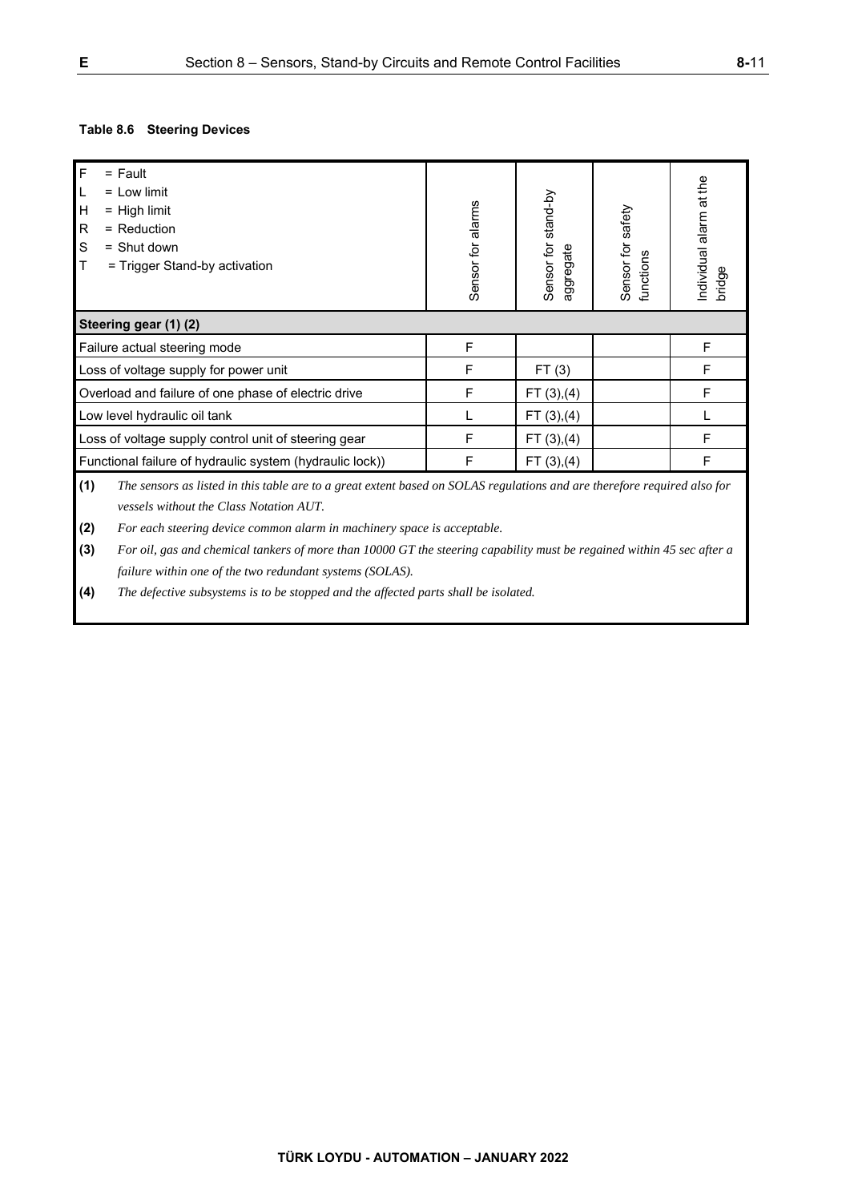**Table 8.6 Steering Devices**

| F = Fault<br>L = Low limit<br>H = High limit<br>R = Reduction<br>S = Shut down<br>T = Trigger Stand-by activation | Sensor for alarms | Sensor for stand-by aggregate | Sensor for safety functions | Individual alarm at the bridge |
|---|---|---|---|---|
| **Steering gear (1) (2)** | | | | |
| Failure actual steering mode | F | | | F |
| Loss of voltage supply for power unit | F | FT (3) | | F |
| Overload and failure of one phase of electric drive | F | FT (3),(4) | | F |
| Low level hydraulic oil tank | L | FT (3),(4) | | L |
| Loss of voltage supply control unit of steering gear | F | FT (3),(4) | | F |
| Functional failure of hydraulic system (hydraulic lock)) | F | FT (3),(4) | | F |

**(1)** *The sensors as listed in this table are to a great extent based on SOLAS regulations and are therefore required also for vessels without the Class Notation AUT.*

**(2)** *For each steering device common alarm in machinery space is acceptable.*

**(3)** *For oil, gas and chemical tankers of more than 10000 GT the steering capability must be regained within 45 sec after a failure within one of the two redundant systems (SOLAS).*

**(4)** *The defective subsystems is to be stopped and the affected parts shall be isolated.*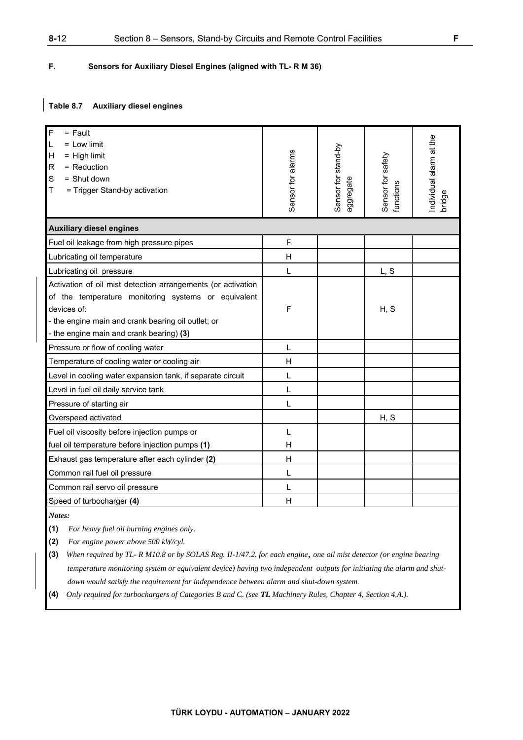## F. Sensors for Auxiliary Diesel Engines (aligned with TL- R M 36)

**Table 8.7 Auxiliary diesel engines**

| F = Fault<br>L = Low limit<br>H = High limit<br>R = Reduction<br>S = Shut down<br>T = Trigger Stand-by activation | Sensor for alarms | Sensor for stand-by aggregate | Sensor for safety functions | Individual alarm at the bridge |
|---|---|---|---|---|
| **Auxiliary diesel engines** | | | | |
| Fuel oil leakage from high pressure pipes | F | | | |
| Lubricating oil temperature | H | | | |
| Lubricating oil pressure | L | | L, S | |
| Activation of oil mist detection arrangements (or activation of the temperature monitoring systems or equivalent devices of:<br>- the engine main and crank bearing oil outlet; or<br>- the engine main and crank bearing) **(3)** | F | | H, S | |
| Pressure or flow of cooling water | L | | | |
| Temperature of cooling water or cooling air | H | | | |
| Level in cooling water expansion tank, if separate circuit | L | | | |
| Level in fuel oil daily service tank | L | | | |
| Pressure of starting air | L | | | |
| Overspeed activated | | | H, S | |
| Fuel oil viscosity before injection pumps or<br>fuel oil temperature before injection pumps **(1)** | L<br>H | | | |
| Exhaust gas temperature after each cylinder **(2)** | H | | | |
| Common rail fuel oil pressure | L | | | |
| Common rail servo oil pressure | L | | | |
| Speed of turbocharger **(4)** | H | | | |

*Notes:*

**(1)** *For heavy fuel oil burning engines only.*

**(2)** *For engine power above 500 kW/cyl.*

**(3)** *When required by TL- R M10.8 or by SOLAS Reg. II-1/47.2. for each engine, one oil mist detector (or engine bearing temperature monitoring system or equivalent device) having two independent outputs for initiating the alarm and shut-down would satisfy the requirement for independence between alarm and shut-down system.*

**(4)** *Only required for turbochargers of Categories B and C. (see **TL** Machinery Rules, Chapter 4, Section 4,A.).*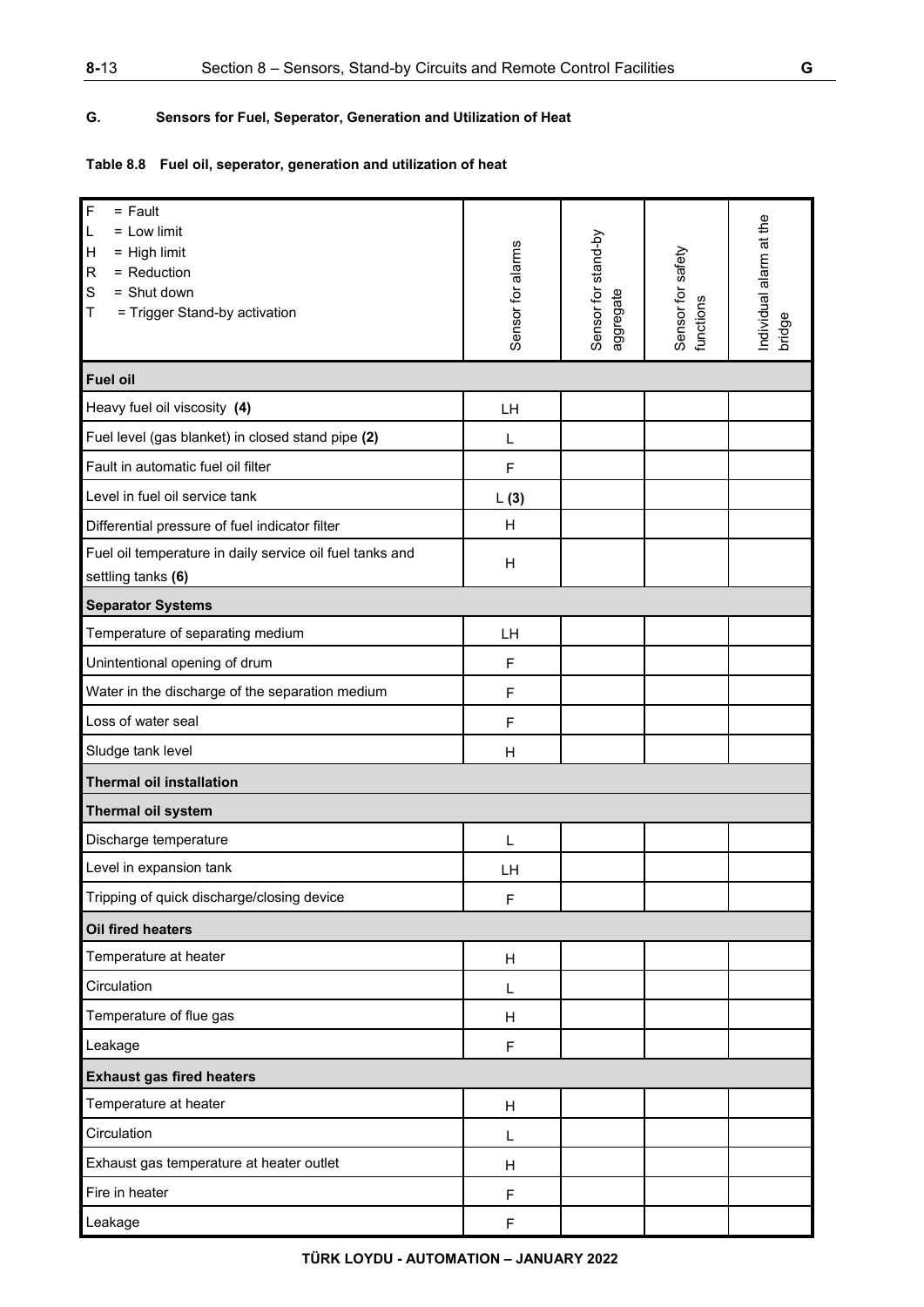## G. Sensors for Fuel, Seperator, Generation and Utilization of Heat

**Table 8.8 Fuel oil, seperator, generation and utilization of heat**

| F = Fault<br>L = Low limit<br>H = High limit<br>R = Reduction<br>S = Shut down<br>T = Trigger Stand-by activation | Sensor for alarms | Sensor for stand-by aggregate | Sensor for safety functions | Individual alarm at the bridge |
|---|---|---|---|---|
| **Fuel oil** | | | | |
| Heavy fuel oil viscosity **(4)** | LH | | | |
| Fuel level (gas blanket) in closed stand pipe **(2)** | L | | | |
| Fault in automatic fuel oil filter | F | | | |
| Level in fuel oil service tank | L **(3)** | | | |
| Differential pressure of fuel indicator filter | H | | | |
| Fuel oil temperature in daily service oil fuel tanks and settling tanks **(6)** | H | | | |
| **Separator Systems** | | | | |
| Temperature of separating medium | LH | | | |
| Unintentional opening of drum | F | | | |
| Water in the discharge of the separation medium | F | | | |
| Loss of water seal | F | | | |
| Sludge tank level | H | | | |
| **Thermal oil installation** | | | | |
| **Thermal oil system** | | | | |
| Discharge temperature | L | | | |
| Level in expansion tank | LH | | | |
| Tripping of quick discharge/closing device | F | | | |
| **Oil fired heaters** | | | | |
| Temperature at heater | H | | | |
| Circulation | L | | | |
| Temperature of flue gas | H | | | |
| Leakage | F | | | |
| **Exhaust gas fired heaters** | | | | |
| Temperature at heater | H | | | |
| Circulation | L | | | |
| Exhaust gas temperature at heater outlet | H | | | |
| Fire in heater | F | | | |
| Leakage | F | | | |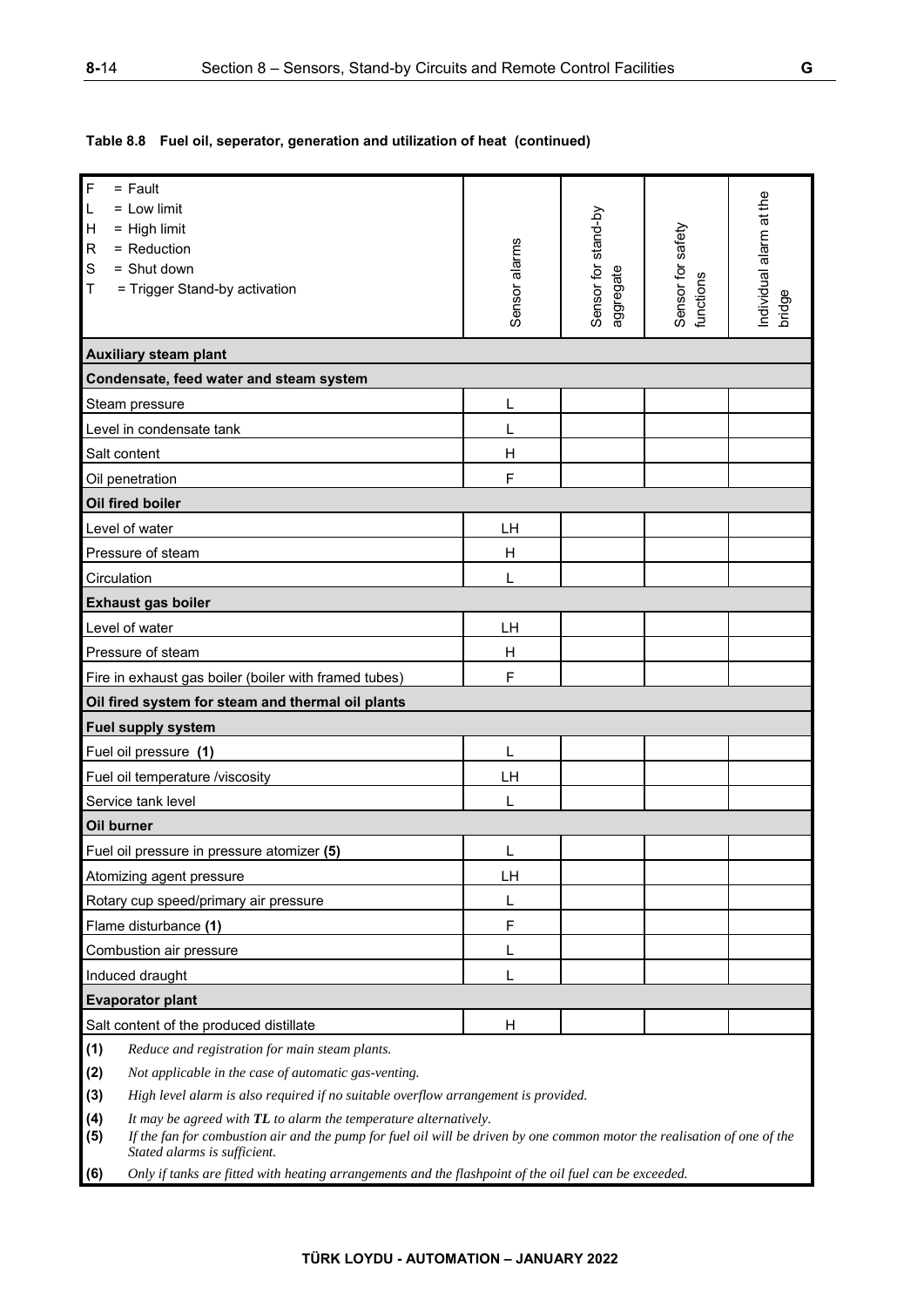**Table 8.8 Fuel oil, seperator, generation and utilization of heat (continued)**

| F = Fault<br>L = Low limit<br>H = High limit<br>R = Reduction<br>S = Shut down<br>T = Trigger Stand-by activation | Sensor alarms | Sensor for stand-by aggregate | Sensor for safety functions | Individual alarm at the bridge |
|---|---|---|---|---|
| **Auxiliary steam plant** | | | | |
| **Condensate, feed water and steam system** | | | | |
| Steam pressure | L | | | |
| Level in condensate tank | L | | | |
| Salt content | H | | | |
| Oil penetration | F | | | |
| **Oil fired boiler** | | | | |
| Level of water | LH | | | |
| Pressure of steam | H | | | |
| Circulation | L | | | |
| **Exhaust gas boiler** | | | | |
| Level of water | LH | | | |
| Pressure of steam | H | | | |
| Fire in exhaust gas boiler (boiler with framed tubes) | F | | | |
| **Oil fired system for steam and thermal oil plants** | | | | |
| **Fuel supply system** | | | | |
| Fuel oil pressure **(1)** | L | | | |
| Fuel oil temperature /viscosity | LH | | | |
| Service tank level | L | | | |
| **Oil burner** | | | | |
| Fuel oil pressure in pressure atomizer **(5)** | L | | | |
| Atomizing agent pressure | LH | | | |
| Rotary cup speed/primary air pressure | L | | | |
| Flame disturbance **(1)** | F | | | |
| Combustion air pressure | L | | | |
| Induced draught | L | | | |
| **Evaporator plant** | | | | |
| Salt content of the produced distillate | H | | | |

**(1)** *Reduce and registration for main steam plants.*

**(2)** *Not applicable in the case of automatic gas-venting.*

**(3)** *High level alarm is also required if no suitable overflow arrangement is provided.*

**(4)** *It may be agreed with **TL** to alarm the temperature alternatively.*

**(5)** *If the fan for combustion air and the pump for fuel oil will be driven by one common motor the realisation of one of the Stated alarms is sufficient.*

**(6)** *Only if tanks are fitted with heating arrangements and the flashpoint of the oil fuel can be exceeded.*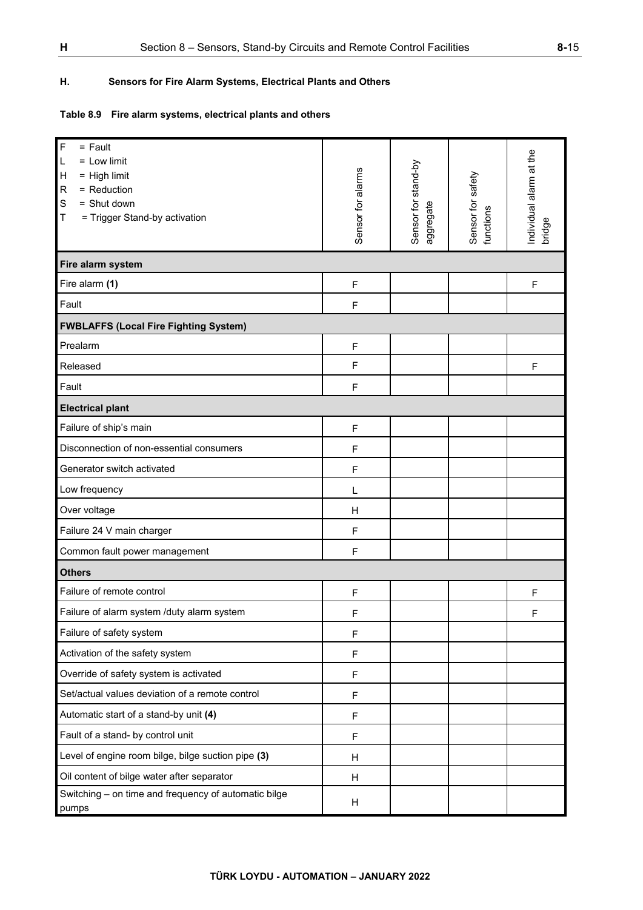## H. Sensors for Fire Alarm Systems, Electrical Plants and Others

**Table 8.9 Fire alarm systems, electrical plants and others**

| F = Fault<br>L = Low limit<br>H = High limit<br>R = Reduction<br>S = Shut down<br>T = Trigger Stand-by activation | Sensor for alarms | Sensor for stand-by aggregate | Sensor for safety functions | Individual alarm at the bridge |
|---|---|---|---|---|
| **Fire alarm system** | | | | |
| Fire alarm **(1)** | F | | | F |
| Fault | F | | | |
| **FWBLAFFS (Local Fire Fighting System)** | | | | |
| Prealarm | F | | | |
| Released | F | | | F |
| Fault | F | | | |
| **Electrical plant** | | | | |
| Failure of ship's main | F | | | |
| Disconnection of non-essential consumers | F | | | |
| Generator switch activated | F | | | |
| Low frequency | L | | | |
| Over voltage | H | | | |
| Failure 24 V main charger | F | | | |
| Common fault power management | F | | | |
| **Others** | | | | |
| Failure of remote control | F | | | F |
| Failure of alarm system /duty alarm system | F | | | F |
| Failure of safety system | F | | | |
| Activation of the safety system | F | | | |
| Override of safety system is activated | F | | | |
| Set/actual values deviation of a remote control | F | | | |
| Automatic start of a stand-by unit **(4)** | F | | | |
| Fault of a stand- by control unit | F | | | |
| Level of engine room bilge, bilge suction pipe **(3)** | H | | | |
| Oil content of bilge water after separator | H | | | |
| Switching – on time and frequency of automatic bilge pumps | H | | | |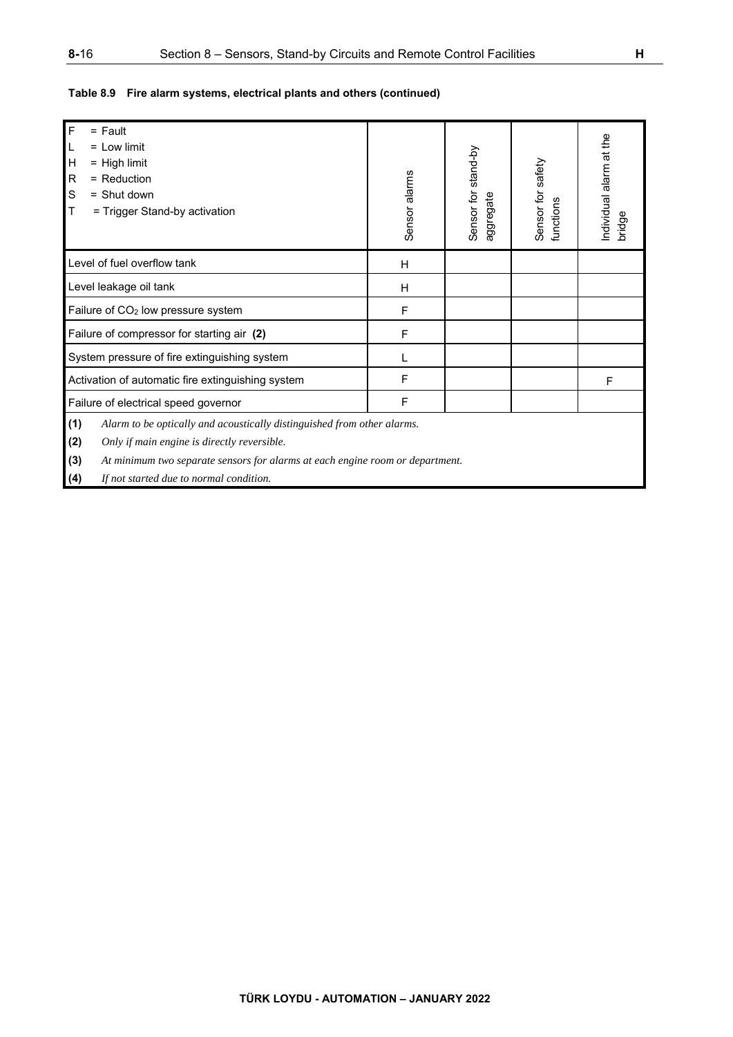**Table 8.9 Fire alarm systems, electrical plants and others (continued)**

| F = Fault<br>L = Low limit<br>H = High limit<br>R = Reduction<br>S = Shut down<br>T = Trigger Stand-by activation | Sensor alarms | Sensor for stand-by aggregate | Sensor for safety functions | Individual alarm at the bridge |
|---|---|---|---|---|
| Level of fuel overflow tank | H | | | |
| Level leakage oil tank | H | | | |
| Failure of $CO_2$ low pressure system | F | | | |
| Failure of compressor for starting air **(2)** | F | | | |
| System pressure of fire extinguishing system | L | | | |
| Activation of automatic fire extinguishing system | F | | | F |
| Failure of electrical speed governor | F | | | |

**(1)** *Alarm to be optically and acoustically distinguished from other alarms.*

**(2)** *Only if main engine is directly reversible.*

**(3)** *At minimum two separate sensors for alarms at each engine room or department.*

**(4)** *If not started due to normal condition.*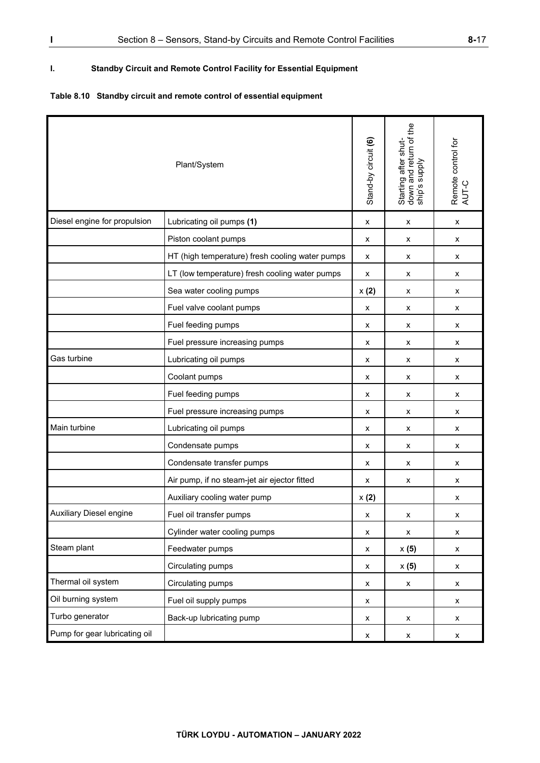## I. Standby Circuit and Remote Control Facility for Essential Equipment

**Table 8.10 Standby circuit and remote control of essential equipment**

| Plant/System | | Stand-by circuit **(6)** | Starting after shut-down and return of the ship's supply | Remote control for AUT-C |
|---|---|---|---|---|
| Diesel engine for propulsion | Lubricating oil pumps **(1)** | x | x | x |
| | Piston coolant pumps | x | x | x |
| | HT (high temperature) fresh cooling water pumps | x | x | x |
| | LT (low temperature) fresh cooling water pumps | x | x | x |
| | Sea water cooling pumps | x **(2)** | x | x |
| | Fuel valve coolant pumps | x | x | x |
| | Fuel feeding pumps | x | x | x |
| | Fuel pressure increasing pumps | x | x | x |
| Gas turbine | Lubricating oil pumps | x | x | x |
| | Coolant pumps | x | x | x |
| | Fuel feeding pumps | x | x | x |
| | Fuel pressure increasing pumps | x | x | x |
| Main turbine | Lubricating oil pumps | x | x | x |
| | Condensate pumps | x | x | x |
| | Condensate transfer pumps | x | x | x |
| | Air pump, if no steam-jet air ejector fitted | x | x | x |
| | Auxiliary cooling water pump | x **(2)** | | x |
| Auxiliary Diesel engine | Fuel oil transfer pumps | x | x | x |
| | Cylinder water cooling pumps | x | x | x |
| Steam plant | Feedwater pumps | x | x **(5)** | x |
| | Circulating pumps | x | x **(5)** | x |
| Thermal oil system | Circulating pumps | x | x | x |
| Oil burning system | Fuel oil supply pumps | x | | x |
| Turbo generator | Back-up lubricating pump | x | x | x |
| Pump for gear lubricating oil | | x | x | x |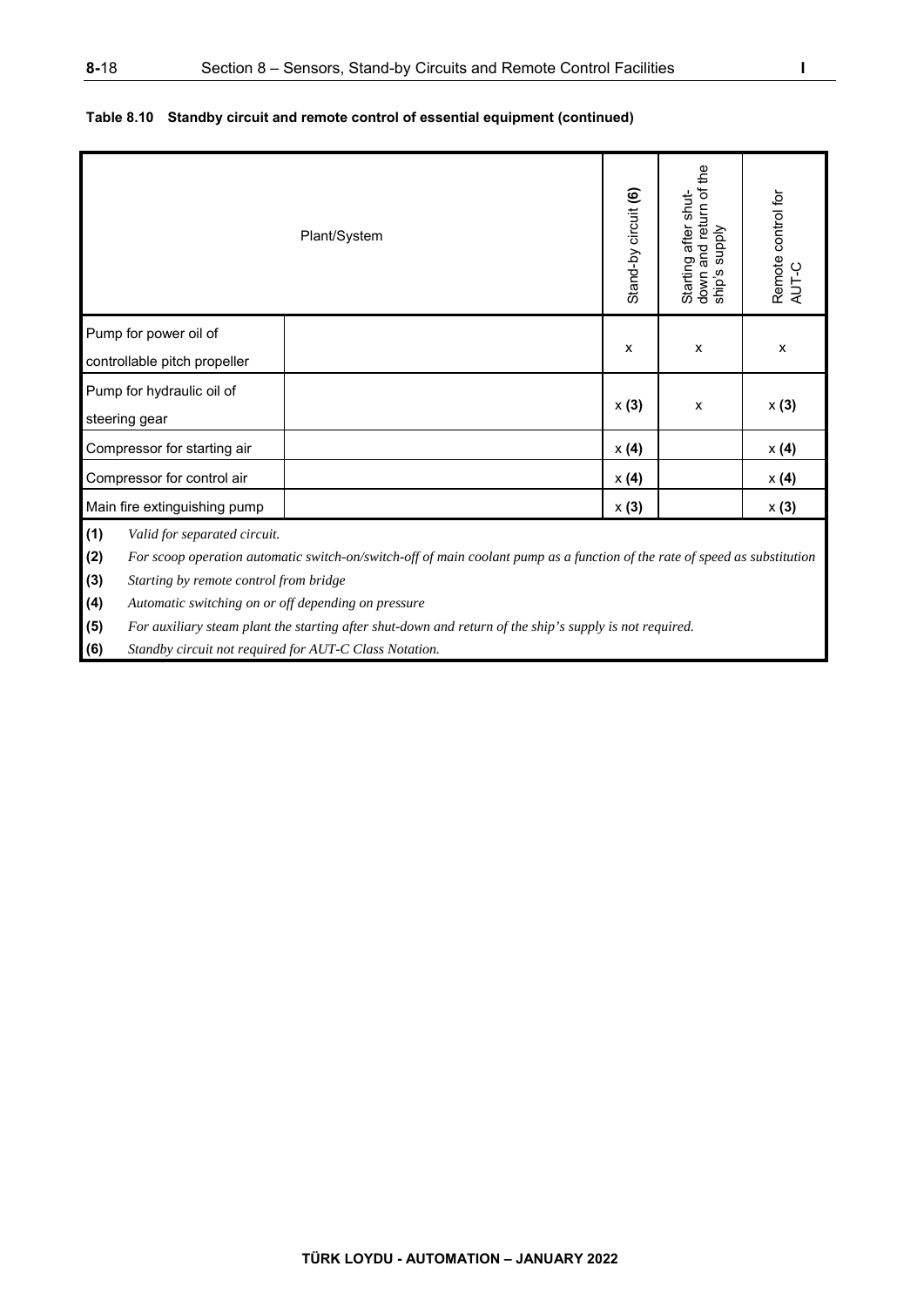**Table 8.10 Standby circuit and remote control of essential equipment (continued)**

| Plant/System | | Stand-by circuit **(6)** | Starting after shut-down and return of the ship's supply | Remote control for AUT-C |
|---|---|---|---|---|
| Pump for power oil of controllable pitch propeller | | x | x | x |
| Pump for hydraulic oil of steering gear | | x **(3)** | x | x **(3)** |
| Compressor for starting air | | x **(4)** | | x **(4)** |
| Compressor for control air | | x **(4)** | | x **(4)** |
| Main fire extinguishing pump | | x **(3)** | | x **(3)** |

**(1)** *Valid for separated circuit.*

**(2)** *For scoop operation automatic switch-on/switch-off of main coolant pump as a function of the rate of speed as substitution*

**(3)** *Starting by remote control from bridge*

**(4)** *Automatic switching on or off depending on pressure*

**(5)** *For auxiliary steam plant the starting after shut-down and return of the ship's supply is not required.*

**(6)** *Standby circuit not required for AUT-C Class Notation.*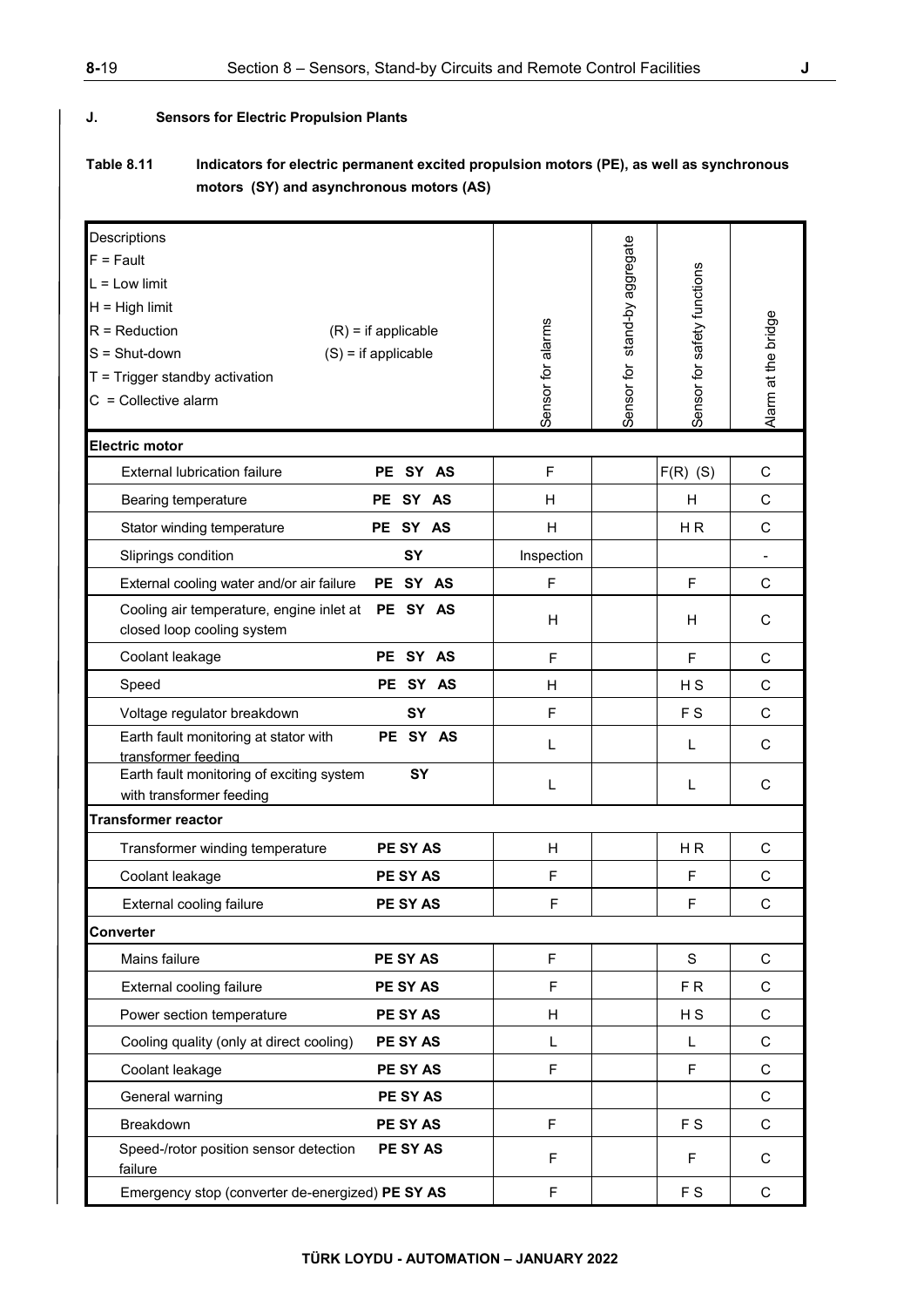### J. Sensors for Electric Propulsion Plants

**Table 8.11 Indicators for electric permanent excited propulsion motors (PE), as well as synchronous motors (SY) and asynchronous motors (AS)**

| Descriptions<br>F = Fault<br>L = Low limit<br>H = High limit<br>R = Reduction (R) = if applicable<br>S = Shut-down (S) = if applicable<br>T = Trigger standby activation<br>C = Collective alarm | | Sensor for alarms | Sensor for stand-by aggregate | Sensor for safety functions | Alarm at the bridge |
|---|---|---|---|---|---|
| **Electric motor** | | | | | |
| External lubrication failure | **PE SY AS** | F | | F(R) (S) | C |
| Bearing temperature | **PE SY AS** | H | | H | C |
| Stator winding temperature | **PE SY AS** | H | | H R | C |
| Sliprings condition | **SY** | Inspection | | | - |
| External cooling water and/or air failure | **PE SY AS** | F | | F | C |
| Cooling air temperature, engine inlet at closed loop cooling system | **PE SY AS** | H | | H | C |
| Coolant leakage | **PE SY AS** | F | | F | C |
| Speed | **PE SY AS** | H | | H S | C |
| Voltage regulator breakdown | **SY** | F | | F S | C |
| Earth fault monitoring at stator with transformer feeding | **PE SY AS** | L | | L | C |
| Earth fault monitoring of exciting system with transformer feeding | **SY** | L | | L | C |
| **Transformer reactor** | | | | | |
| Transformer winding temperature | **PE SY AS** | H | | H R | C |
| Coolant leakage | **PE SY AS** | F | | F | C |
| External cooling failure | **PE SY AS** | F | | F | C |
| **Converter** | | | | | |
| Mains failure | **PE SY AS** | F | | S | C |
| External cooling failure | **PE SY AS** | F | | F R | C |
| Power section temperature | **PE SY AS** | H | | H S | C |
| Cooling quality (only at direct cooling) | **PE SY AS** | L | | L | C |
| Coolant leakage | **PE SY AS** | F | | F | C |
| General warning | **PE SY AS** | | | | C |
| Breakdown | **PE SY AS** | F | | F S | C |
| Speed-/rotor position sensor detection failure | **PE SY AS** | F | | F | C |
| Emergency stop (converter de-energized) | **PE SY AS** | F | | F S | C |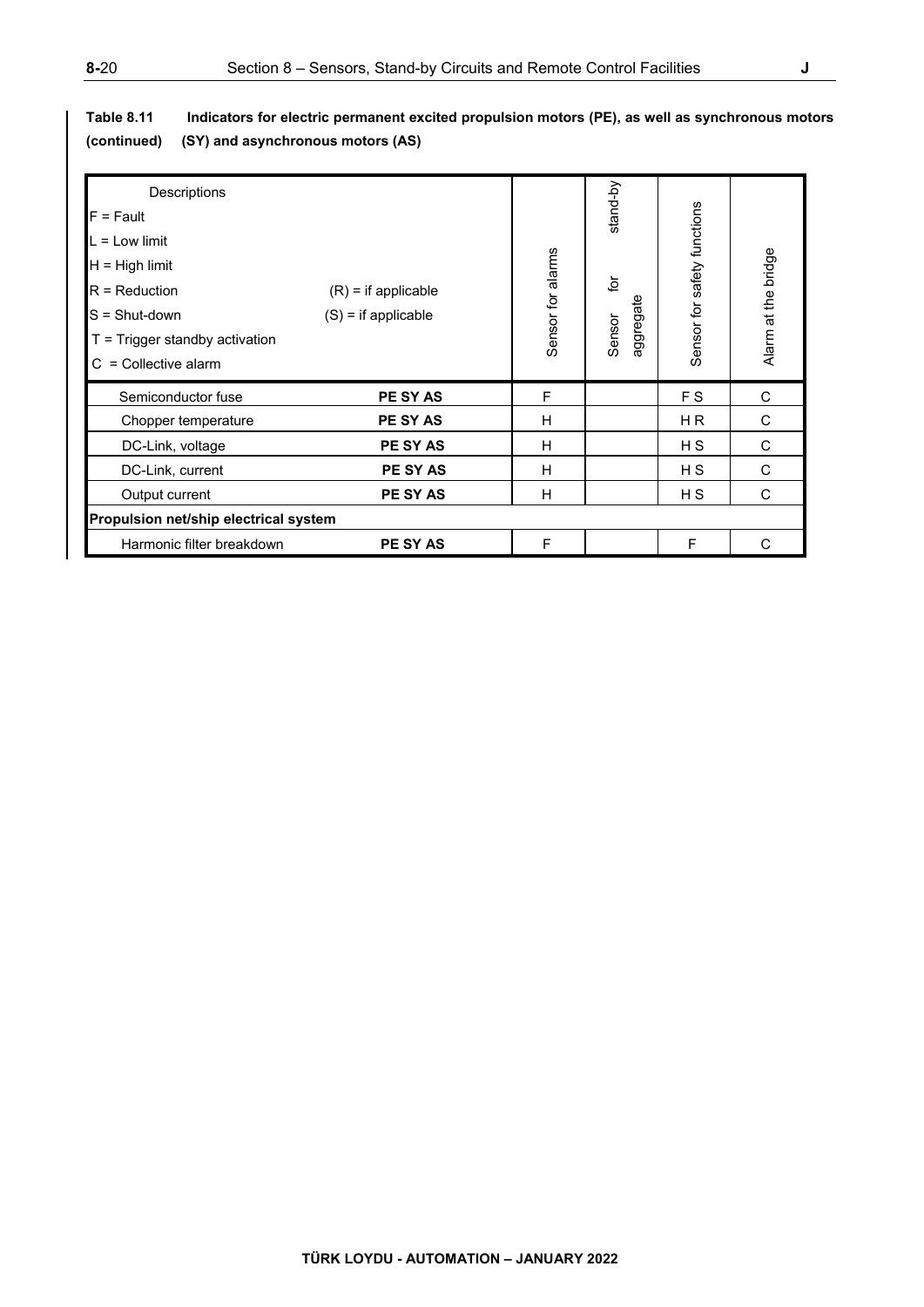**Table 8.11 (continued) Indicators for electric permanent excited propulsion motors (PE), as well as synchronous motors (SY) and asynchronous motors (AS)**

| Descriptions<br>F = Fault<br>L = Low limit<br>H = High limit<br>R = Reduction (R) = if applicable<br>S = Shut-down (S) = if applicable<br>T = Trigger standby activation<br>C = Collective alarm | | Sensor for alarms | Sensor for stand-by aggregate | Sensor for safety functions | Alarm at the bridge |
|---|---|---|---|---|---|
| Semiconductor fuse | **PE SY AS** | F | | F S | C |
| Chopper temperature | **PE SY AS** | H | | H R | C |
| DC-Link, voltage | **PE SY AS** | H | | H S | C |
| DC-Link, current | **PE SY AS** | H | | H S | C |
| Output current | **PE SY AS** | H | | H S | C |
| **Propulsion net/ship electrical system** | | | | | |
| Harmonic filter breakdown | **PE SY AS** | F | | F | C |